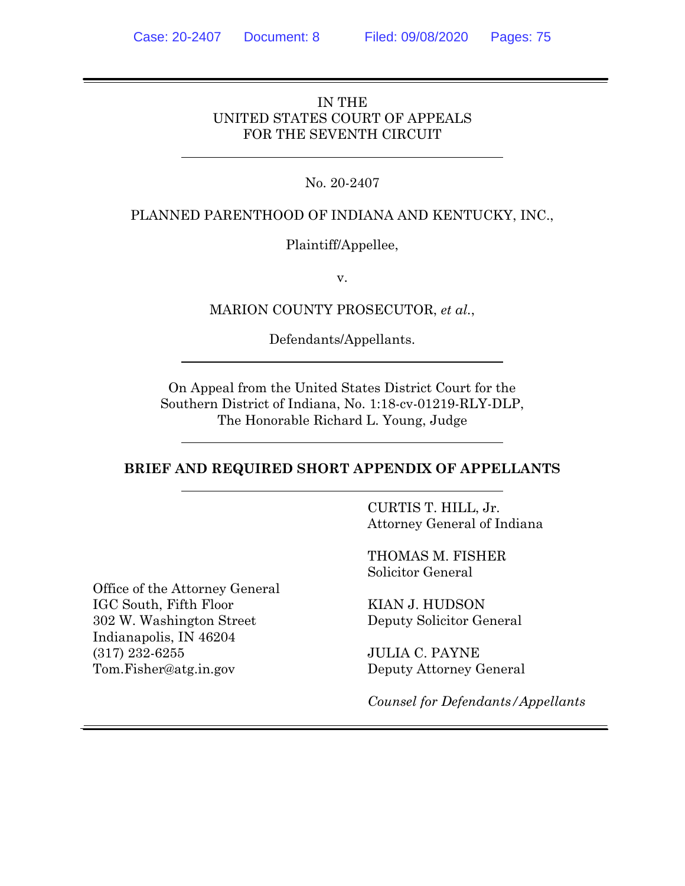IN THE
UNITED STATES COURT OF APPEALS
FOR THE SEVENTH CIRCUIT

---

No. 20-2407

PLANNED PARENTHOOD OF INDIANA AND KENTUCKY, INC.,

Plaintiff/Appellee,

v.

MARION COUNTY PROSECUTOR, *et al.*,

Defendants/Appellants.

---

On Appeal from the United States District Court for the Southern District of Indiana, No. 1:18-cv-01219-RLY-DLP,
The Honorable Richard L. Young, Judge

---

**BRIEF AND REQUIRED SHORT APPENDIX OF APPELLANTS**

---

CURTIS T. HILL, Jr.
Attorney General of Indiana

THOMAS M. FISHER
Solicitor General

KIAN J. HUDSON
Deputy Solicitor General

JULIA C. PAYNE
Deputy Attorney General

*Counsel for Defendants/Appellants*

Office of the Attorney General
IGC South, Fifth Floor
302 W. Washington Street
Indianapolis, IN 46204
(317) 232-6255
Tom.Fisher@atg.in.gov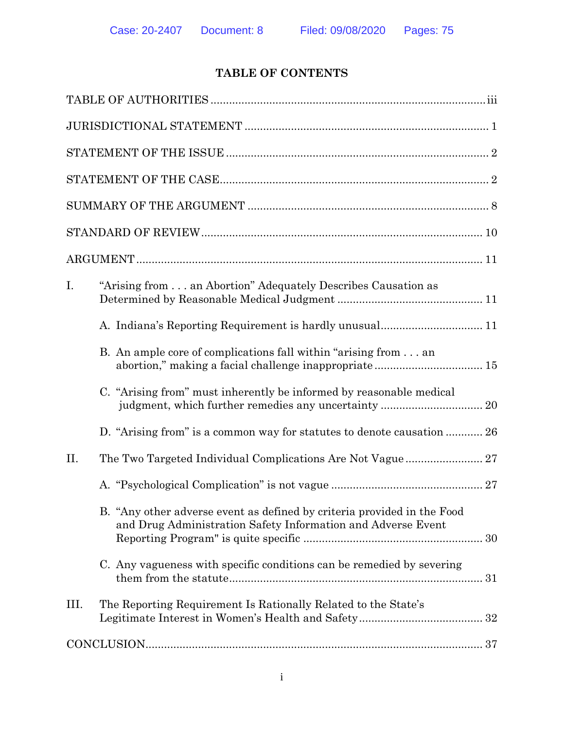# TABLE OF CONTENTS

TABLE OF AUTHORITIES ........................................................................................ iii

JURISDICTIONAL STATEMENT ............................................................................... 1

STATEMENT OF THE ISSUE .................................................................................... 2

STATEMENT OF THE CASE...................................................................................... 2

SUMMARY OF THE ARGUMENT ............................................................................. 8

STANDARD OF REVIEW.......................................................................................... 10

ARGUMENT .............................................................................................................. 11

I. "Arising from . . . an Abortion" Adequately Describes Causation as Determined by Reasonable Medical Judgment .............................................. 11

   A. Indiana's Reporting Requirement is hardly unusual................................ 11

   B. An ample core of complications fall within "arising from . . . an abortion," making a facial challenge inappropriate .................................. 15

   C. "Arising from" must inherently be informed by reasonable medical judgment, which further remedies any uncertainty ................................ 20

   D. "Arising from" is a common way for statutes to denote causation ............ 26

II. The Two Targeted Individual Complications Are Not Vague ......................... 27

   A. "Psychological Complication" is not vague ................................................ 27

   B. "Any other adverse event as defined by criteria provided in the Food and Drug Administration Safety Information and Adverse Event Reporting Program" is quite specific ......................................................... 30

   C. Any vagueness with specific conditions can be remedied by severing them from the statute................................................................................ 31

III. The Reporting Requirement Is Rationally Related to the State's Legitimate Interest in Women's Health and Safety....................................... 32

CONCLUSION........................................................................................................... 37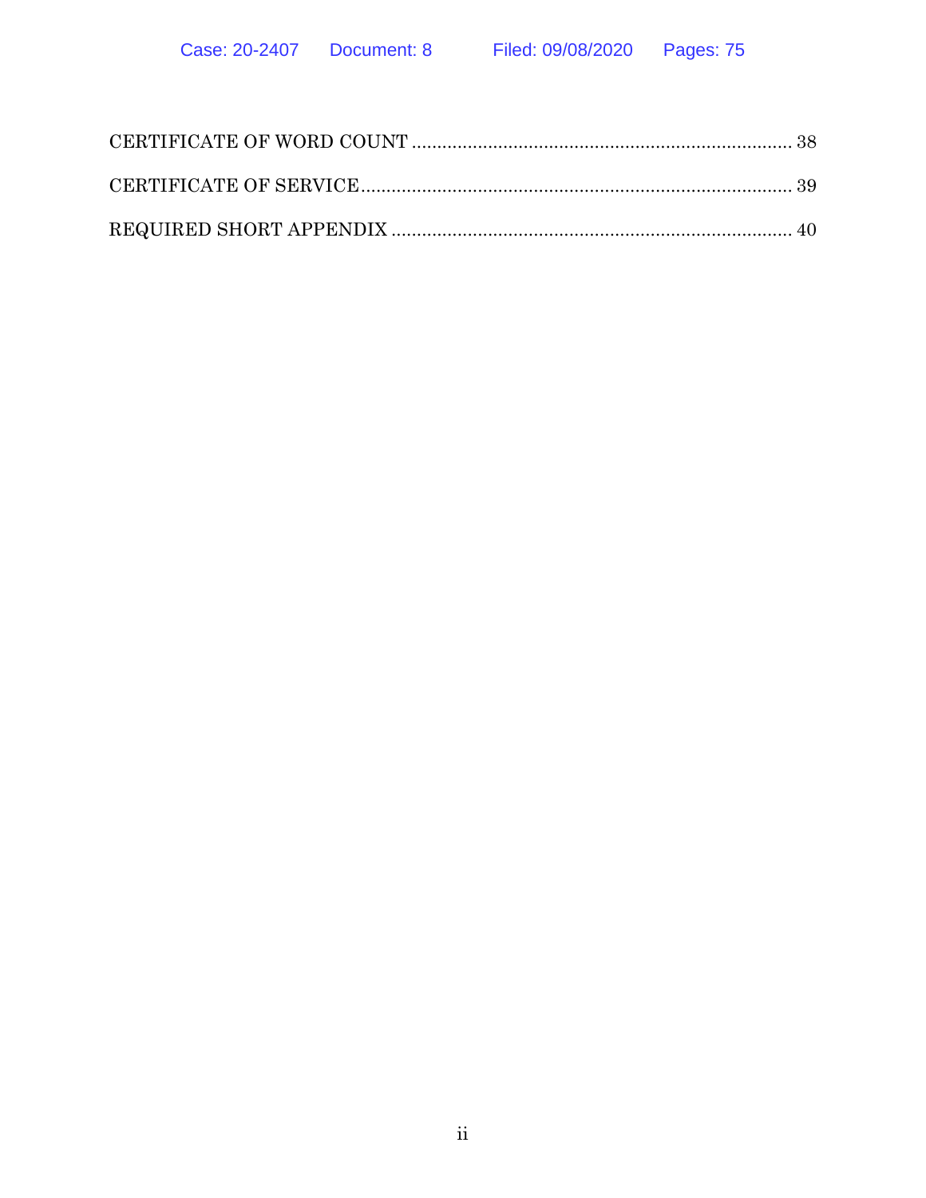CERTIFICATE OF WORD COUNT .......................................................................... 38

CERTIFICATE OF SERVICE.................................................................................... 39

REQUIRED SHORT APPENDIX .............................................................................. 40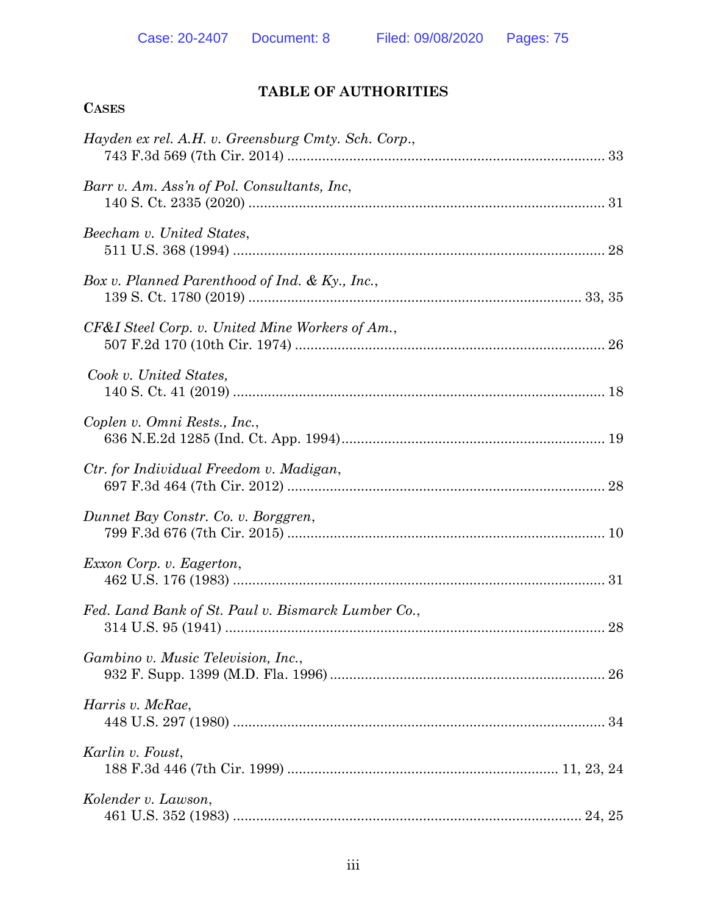# TABLE OF AUTHORITIES

## CASES

*Hayden ex rel. A.H. v. Greensburg Cmty. Sch. Corp.*,
743 F.3d 569 (7th Cir. 2014) ............................................................................ 33

*Barr v. Am. Ass'n of Pol. Consultants, Inc*,
140 S. Ct. 2335 (2020) ..................................................................................... 31

*Beecham v. United States*,
511 U.S. 368 (1994) ......................................................................................... 28

*Box v. Planned Parenthood of Ind. & Ky., Inc.*,
139 S. Ct. 1780 (2019) ............................................................................... 33, 35

*CF&I Steel Corp. v. United Mine Workers of Am.*,
507 F.2d 170 (10th Cir. 1974) .......................................................................... 26

*Cook v. United States,*
140 S. Ct. 41 (2019) ......................................................................................... 18

*Coplen v. Omni Rests., Inc.*,
636 N.E.2d 1285 (Ind. Ct. App. 1994).............................................................. 19

*Ctr. for Individual Freedom v. Madigan*,
697 F.3d 464 (7th Cir. 2012) ............................................................................ 28

*Dunnet Bay Constr. Co. v. Borggren*,
799 F.3d 676 (7th Cir. 2015) ............................................................................ 10

*Exxon Corp. v. Eagerton*,
462 U.S. 176 (1983) ......................................................................................... 31

*Fed. Land Bank of St. Paul v. Bismarck Lumber Co.*,
314 U.S. 95 (1941) ........................................................................................... 28

*Gambino v. Music Television, Inc.*,
932 F. Supp. 1399 (M.D. Fla. 1996) ................................................................. 26

*Harris v. McRae*,
448 U.S. 297 (1980) ......................................................................................... 34

*Karlin v. Foust*,
188 F.3d 446 (7th Cir. 1999) ............................................................... 11, 23, 24

*Kolender v. Lawson*,
461 U.S. 352 (1983) ................................................................................... 24, 25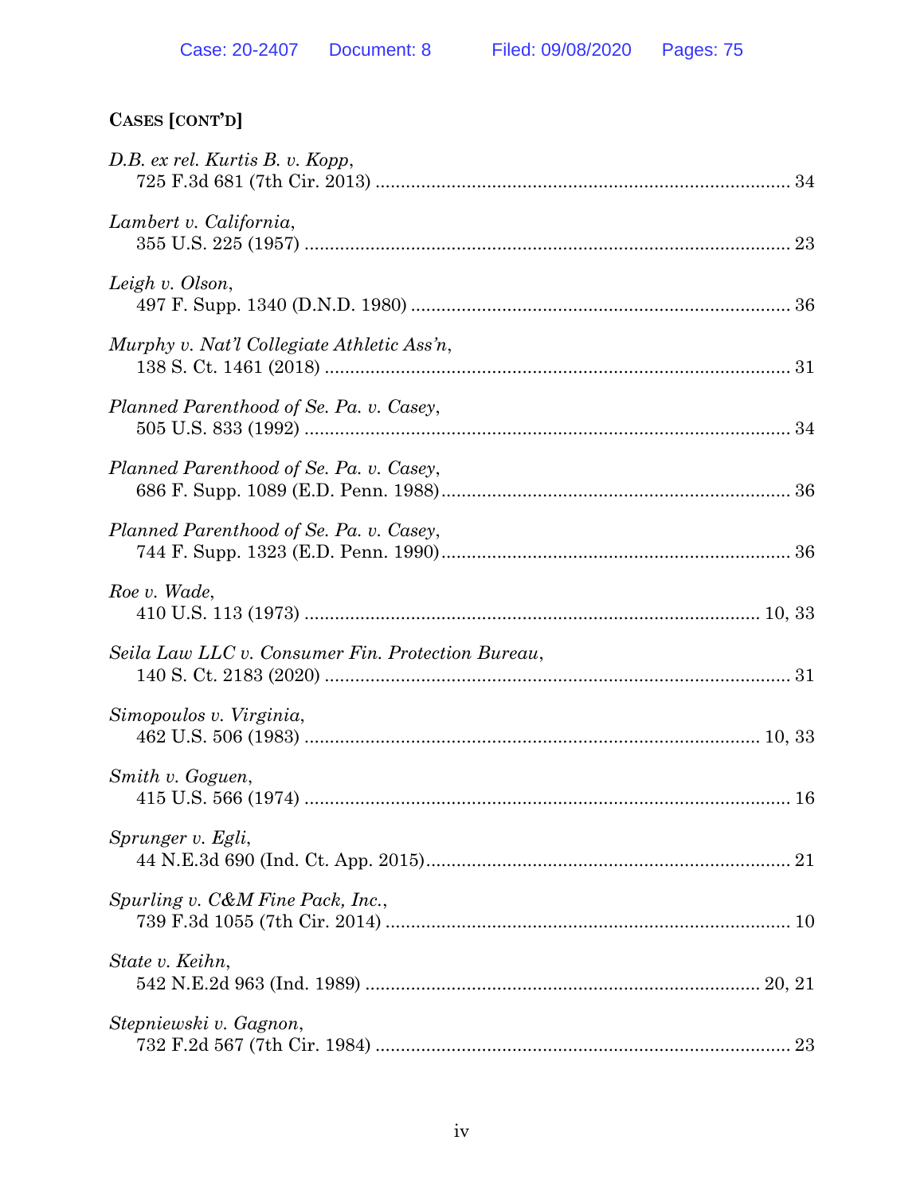**CASES [CONT'D]**

*D.B. ex rel. Kurtis B. v. Kopp*,
725 F.3d 681 (7th Cir. 2013) ................................................................................ 34

*Lambert v. California*,
355 U.S. 225 (1957) .............................................................................................. 23

*Leigh v. Olson*,
497 F. Supp. 1340 (D.N.D. 1980) ......................................................................... 36

*Murphy v. Nat'l Collegiate Athletic Ass'n*,
138 S. Ct. 1461 (2018) .......................................................................................... 31

*Planned Parenthood of Se. Pa. v. Casey*,
505 U.S. 833 (1992) .............................................................................................. 34

*Planned Parenthood of Se. Pa. v. Casey*,
686 F. Supp. 1089 (E.D. Penn. 1988) .................................................................... 36

*Planned Parenthood of Se. Pa. v. Casey*,
744 F. Supp. 1323 (E.D. Penn. 1990) .................................................................... 36

*Roe v. Wade*,
410 U.S. 113 (1973) ........................................................................................ 10, 33

*Seila Law LLC v. Consumer Fin. Protection Bureau*,
140 S. Ct. 2183 (2020) .......................................................................................... 31

*Simopoulos v. Virginia*,
462 U.S. 506 (1983) ........................................................................................ 10, 33

*Smith v. Goguen*,
415 U.S. 566 (1974) .............................................................................................. 16

*Sprunger v. Egli*,
44 N.E.3d 690 (Ind. Ct. App. 2015) ...................................................................... 21

*Spurling v. C&M Fine Pack, Inc.*,
739 F.3d 1055 (7th Cir. 2014) ............................................................................... 10

*State v. Keihn*,
542 N.E.2d 963 (Ind. 1989) ............................................................................ 20, 21

*Stepniewski v. Gagnon*,
732 F.2d 567 (7th Cir. 1984) ................................................................................ 23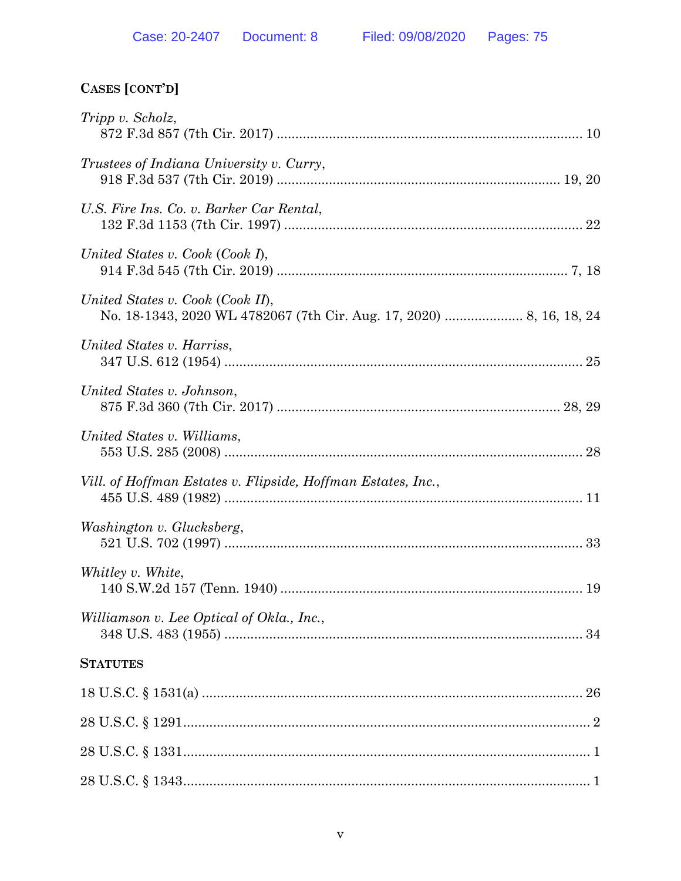## Cases [cont'd]

*Tripp v. Scholz*,
872 F.3d 857 (7th Cir. 2017) .................................................................................. 10

*Trustees of Indiana University v. Curry*,
918 F.3d 537 (7th Cir. 2019) ............................................................................ 19, 20

*U.S. Fire Ins. Co. v. Barker Car Rental*,
132 F.3d 1153 (7th Cir. 1997) ................................................................................ 22

*United States v. Cook* (*Cook I*),
914 F.3d 545 (7th Cir. 2019) .............................................................................. 7, 18

*United States v. Cook* (*Cook II*),
No. 18-1343, 2020 WL 4782067 (7th Cir. Aug. 17, 2020) ..................... 8, 16, 18, 24

*United States v. Harriss*,
347 U.S. 612 (1954) ................................................................................................ 25

*United States v. Johnson*,
875 F.3d 360 (7th Cir. 2017) ............................................................................ 28, 29

*United States v. Williams*,
553 U.S. 285 (2008) ................................................................................................ 28

*Vill. of Hoffman Estates v. Flipside, Hoffman Estates, Inc.*,
455 U.S. 489 (1982) ................................................................................................ 11

*Washington v. Glucksberg*,
521 U.S. 702 (1997) ................................................................................................ 33

*Whitley v. White*,
140 S.W.2d 157 (Tenn. 1940) ................................................................................. 19

*Williamson v. Lee Optical of Okla., Inc.*,
348 U.S. 483 (1955) ................................................................................................ 34

## Statutes

18 U.S.C. § 1531(a) ....................................................................................................... 26

28 U.S.C. § 1291............................................................................................................. 2

28 U.S.C. § 1331............................................................................................................. 1

28 U.S.C. § 1343............................................................................................................. 1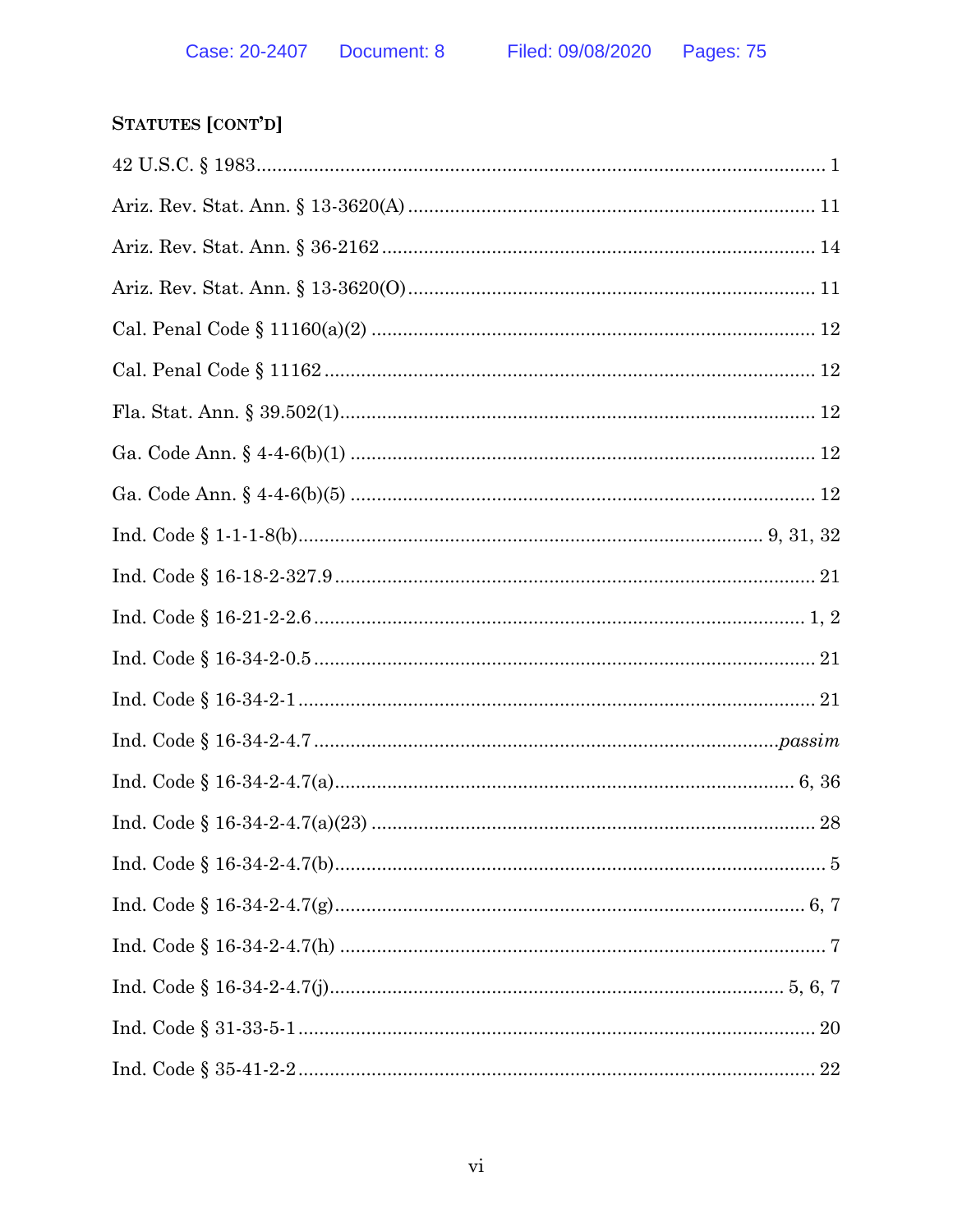**STATUTES [CONT'D]**

42 U.S.C. § 1983 .......... 1

Ariz. Rev. Stat. Ann. § 13-3620(A) .......... 11

Ariz. Rev. Stat. Ann. § 36-2162 .......... 14

Ariz. Rev. Stat. Ann. § 13-3620(O) .......... 11

Cal. Penal Code § 11160(a)(2) .......... 12

Cal. Penal Code § 11162 .......... 12

Fla. Stat. Ann. § 39.502(1) .......... 12

Ga. Code Ann. § 4-4-6(b)(1) .......... 12

Ga. Code Ann. § 4-4-6(b)(5) .......... 12

Ind. Code § 1-1-1-8(b) .......... 9, 31, 32

Ind. Code § 16-18-2-327.9 .......... 21

Ind. Code § 16-21-2-2.6 .......... 1, 2

Ind. Code § 16-34-2-0.5 .......... 21

Ind. Code § 16-34-2-1 .......... 21

Ind. Code § 16-34-2-4.7 .......... *passim*

Ind. Code § 16-34-2-4.7(a) .......... 6, 36

Ind. Code § 16-34-2-4.7(a)(23) .......... 28

Ind. Code § 16-34-2-4.7(b) .......... 5

Ind. Code § 16-34-2-4.7(g) .......... 6, 7

Ind. Code § 16-34-2-4.7(h) .......... 7

Ind. Code § 16-34-2-4.7(j) .......... 5, 6, 7

Ind. Code § 31-33-5-1 .......... 20

Ind. Code § 35-41-2-2 .......... 22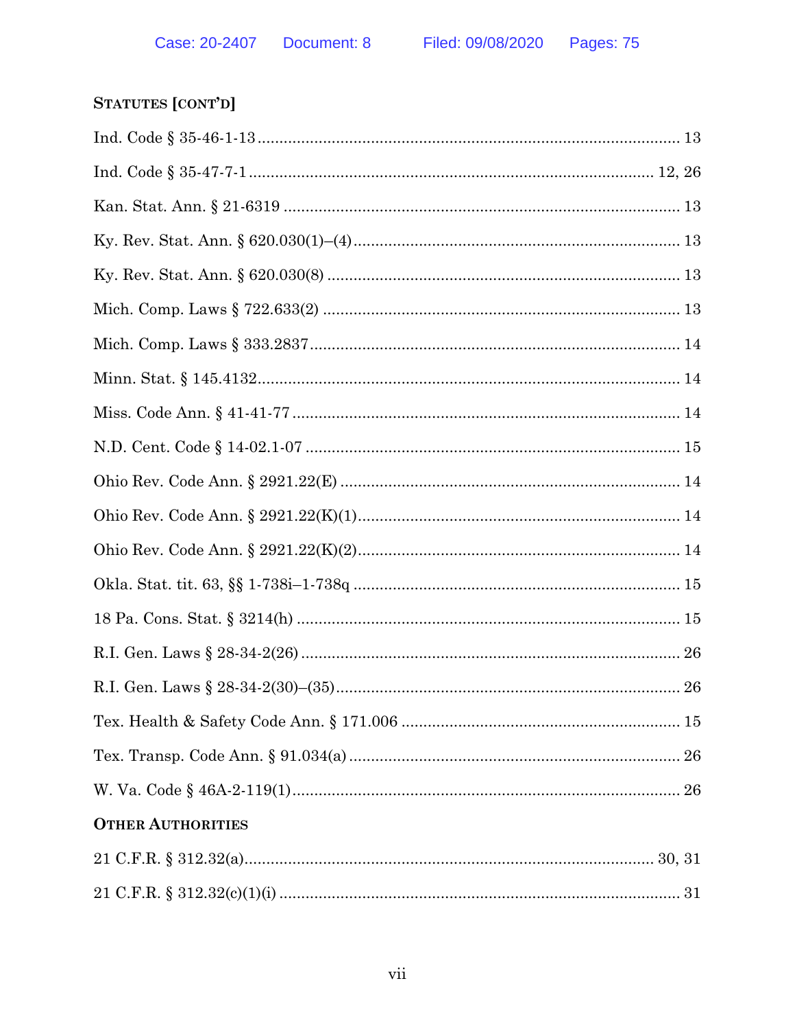### STATUTES [CONT'D]

Ind. Code § 35-46-1-13 .................................................................................. 13

Ind. Code § 35-47-7-1 .............................................................................. 12, 26

Kan. Stat. Ann. § 21-6319 ............................................................................. 13

Ky. Rev. Stat. Ann. § 620.030(1)–(4) ............................................................. 13

Ky. Rev. Stat. Ann. § 620.030(8) ................................................................... 13

Mich. Comp. Laws § 722.633(2) ................................................................... 13

Mich. Comp. Laws § 333.2837 ....................................................................... 14

Minn. Stat. § 145.4132 ................................................................................... 14

Miss. Code Ann. § 41-41-77 ........................................................................... 14

N.D. Cent. Code § 14-02.1-07 ........................................................................ 15

Ohio Rev. Code Ann. § 2921.22(E) ................................................................ 14

Ohio Rev. Code Ann. § 2921.22(K)(1) ............................................................ 14

Ohio Rev. Code Ann. § 2921.22(K)(2) ............................................................ 14

Okla. Stat. tit. 63, §§ 1-738i–1-738q ............................................................. 15

18 Pa. Cons. Stat. § 3214(h) .......................................................................... 15

R.I. Gen. Laws § 28-34-2(26) ........................................................................ 26

R.I. Gen. Laws § 28-34-2(30)–(35) ................................................................. 26

Tex. Health & Safety Code Ann. § 171.006 .................................................. 15

Tex. Transp. Code Ann. § 91.034(a) .............................................................. 26

W. Va. Code § 46A-2-119(1) ........................................................................... 26

### OTHER AUTHORITIES

21 C.F.R. § 312.32(a) ................................................................................ 30, 31

21 C.F.R. § 312.32(c)(1)(i) ............................................................................. 31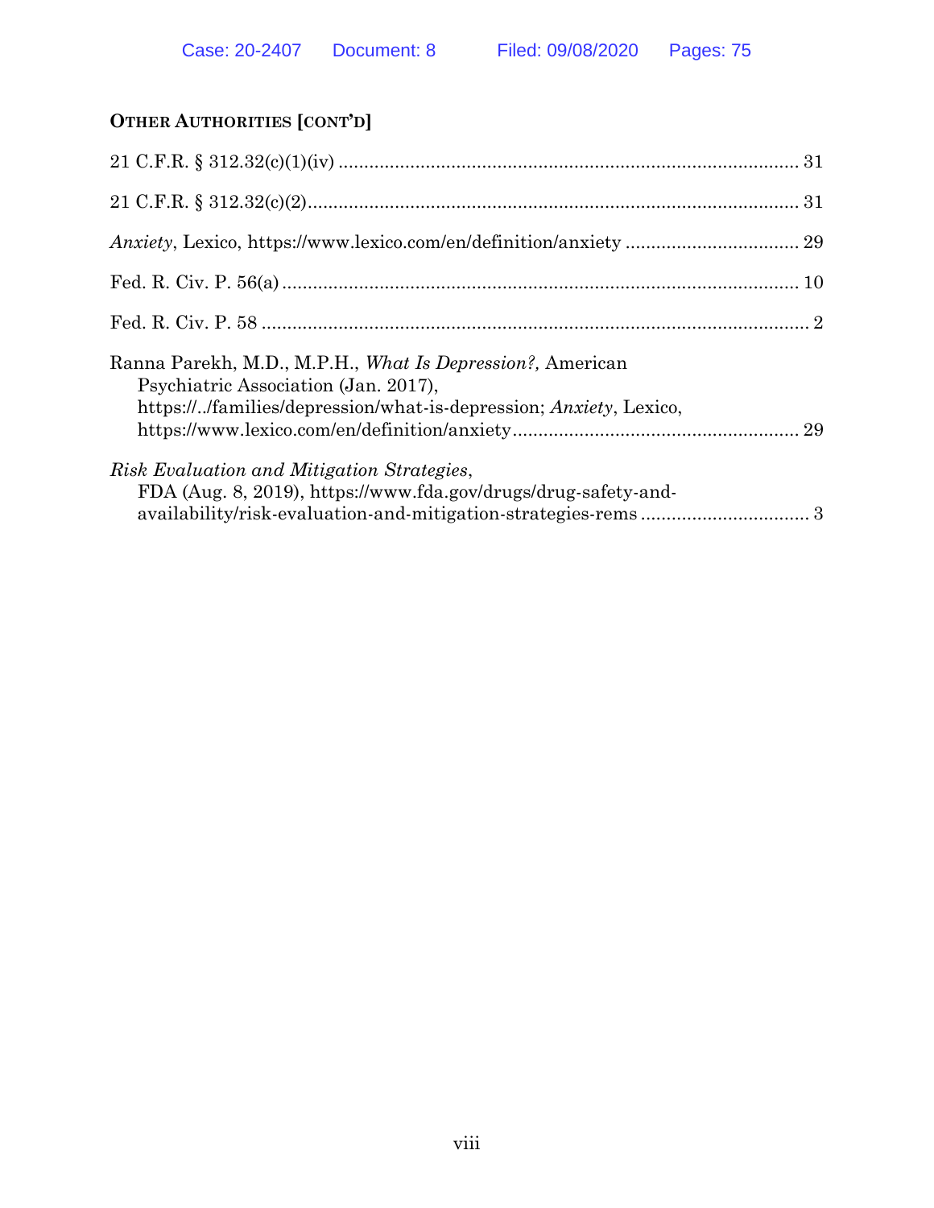**OTHER AUTHORITIES [CONT'D]**

21 C.F.R. § 312.32(c)(1)(iv) ........................................................................................ 31

21 C.F.R. § 312.32(c)(2)................................................................................................ 31

*Anxiety*, Lexico, https://www.lexico.com/en/definition/anxiety ................................. 29

Fed. R. Civ. P. 56(a) .................................................................................................... 10

Fed. R. Civ. P. 58 ........................................................................................................... 2

Ranna Parekh, M.D., M.P.H., *What Is Depression?,* American Psychiatric Association (Jan. 2017), https://../families/depression/what-is-depression; *Anxiety*, Lexico, https://www.lexico.com/en/definition/anxiety....................................................... 29

*Risk Evaluation and Mitigation Strategies*, FDA (Aug. 8, 2019), https://www.fda.gov/drugs/drug-safety-and-availability/risk-evaluation-and-mitigation-strategies-rems ................................ 3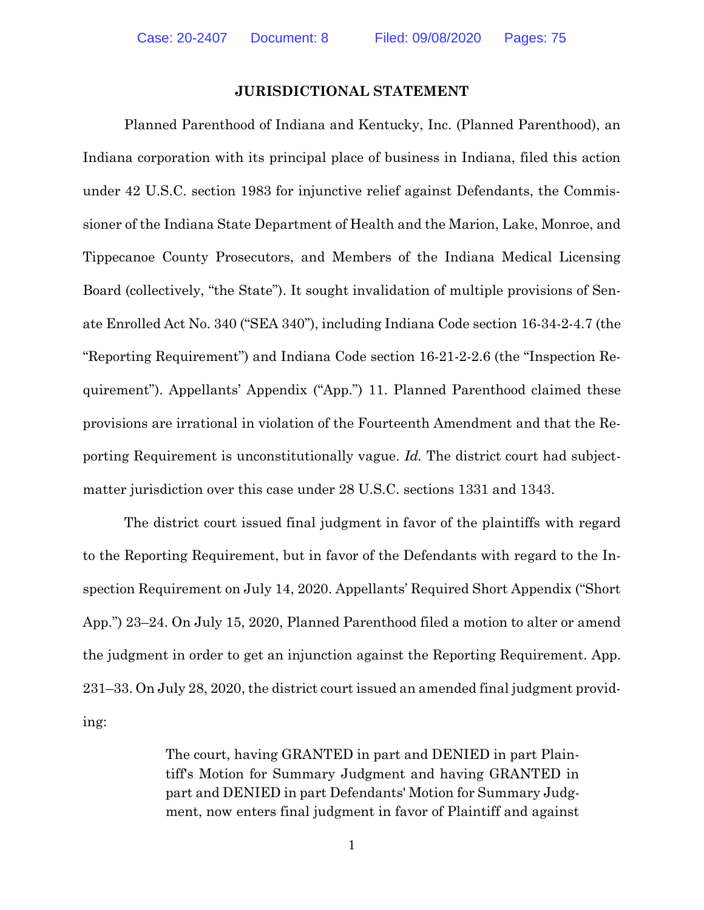## JURISDICTIONAL STATEMENT

Planned Parenthood of Indiana and Kentucky, Inc. (Planned Parenthood), an Indiana corporation with its principal place of business in Indiana, filed this action under 42 U.S.C. section 1983 for injunctive relief against Defendants, the Commissioner of the Indiana State Department of Health and the Marion, Lake, Monroe, and Tippecanoe County Prosecutors, and Members of the Indiana Medical Licensing Board (collectively, "the State"). It sought invalidation of multiple provisions of Senate Enrolled Act No. 340 ("SEA 340"), including Indiana Code section 16-34-2-4.7 (the "Reporting Requirement") and Indiana Code section 16-21-2-2.6 (the "Inspection Requirement"). Appellants' Appendix ("App.") 11. Planned Parenthood claimed these provisions are irrational in violation of the Fourteenth Amendment and that the Reporting Requirement is unconstitutionally vague. *Id.* The district court had subject-matter jurisdiction over this case under 28 U.S.C. sections 1331 and 1343.

The district court issued final judgment in favor of the plaintiffs with regard to the Reporting Requirement, but in favor of the Defendants with regard to the Inspection Requirement on July 14, 2020. Appellants' Required Short Appendix ("Short App.") 23–24. On July 15, 2020, Planned Parenthood filed a motion to alter or amend the judgment in order to get an injunction against the Reporting Requirement. App. 231–33. On July 28, 2020, the district court issued an amended final judgment providing:

> The court, having GRANTED in part and DENIED in part Plaintiff's Motion for Summary Judgment and having GRANTED in part and DENIED in part Defendants' Motion for Summary Judgment, now enters final judgment in favor of Plaintiff and against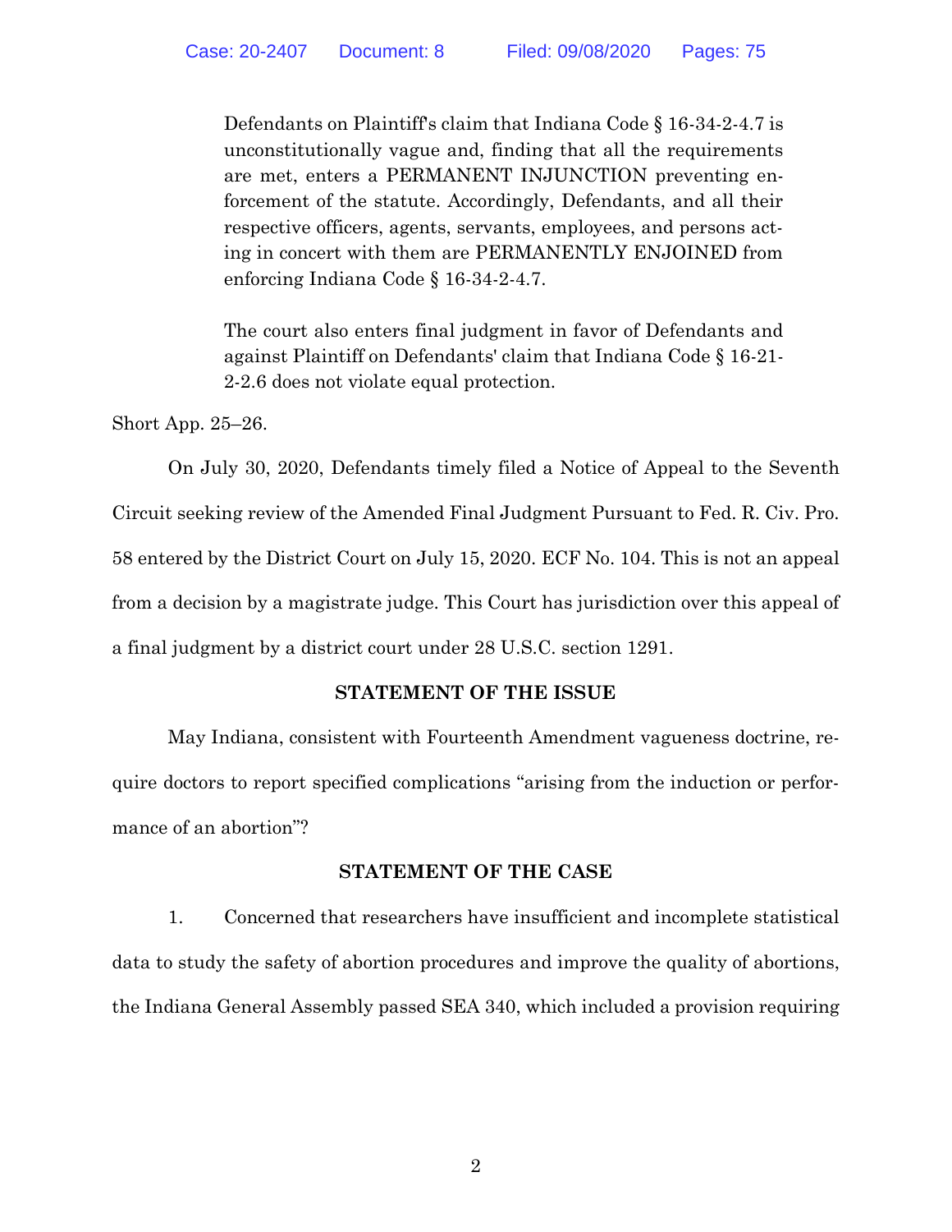> Defendants on Plaintiff's claim that Indiana Code § 16-34-2-4.7 is unconstitutionally vague and, finding that all the requirements are met, enters a PERMANENT INJUNCTION preventing enforcement of the statute. Accordingly, Defendants, and all their respective officers, agents, servants, employees, and persons acting in concert with them are PERMANENTLY ENJOINED from enforcing Indiana Code § 16-34-2-4.7.
>
> The court also enters final judgment in favor of Defendants and against Plaintiff on Defendants' claim that Indiana Code § 16-21-2-2.6 does not violate equal protection.

Short App. 25–26.

On July 30, 2020, Defendants timely filed a Notice of Appeal to the Seventh Circuit seeking review of the Amended Final Judgment Pursuant to Fed. R. Civ. Pro. 58 entered by the District Court on July 15, 2020. ECF No. 104. This is not an appeal from a decision by a magistrate judge. This Court has jurisdiction over this appeal of a final judgment by a district court under 28 U.S.C. section 1291.

## STATEMENT OF THE ISSUE

May Indiana, consistent with Fourteenth Amendment vagueness doctrine, require doctors to report specified complications "arising from the induction or performance of an abortion"?

## STATEMENT OF THE CASE

1. Concerned that researchers have insufficient and incomplete statistical data to study the safety of abortion procedures and improve the quality of abortions, the Indiana General Assembly passed SEA 340, which included a provision requiring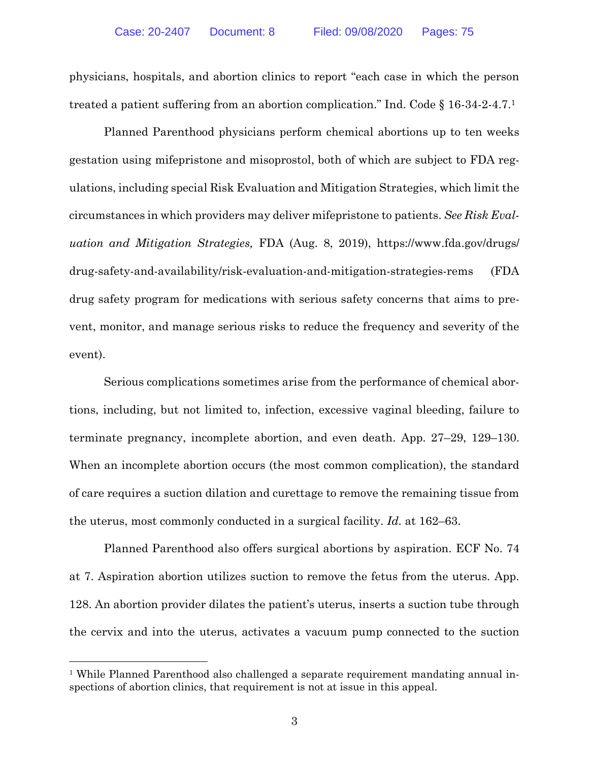physicians, hospitals, and abortion clinics to report "each case in which the person treated a patient suffering from an abortion complication." Ind. Code § 16-34-2-4.7.[1]

Planned Parenthood physicians perform chemical abortions up to ten weeks gestation using mifepristone and misoprostol, both of which are subject to FDA regulations, including special Risk Evaluation and Mitigation Strategies, which limit the circumstances in which providers may deliver mifepristone to patients. *See Risk Evaluation and Mitigation Strategies,* FDA (Aug. 8, 2019), https://www.fda.gov/drugs/drug-safety-and-availability/risk-evaluation-and-mitigation-strategies-rems (FDA drug safety program for medications with serious safety concerns that aims to prevent, monitor, and manage serious risks to reduce the frequency and severity of the event).

Serious complications sometimes arise from the performance of chemical abortions, including, but not limited to, infection, excessive vaginal bleeding, failure to terminate pregnancy, incomplete abortion, and even death. App. 27–29, 129–130. When an incomplete abortion occurs (the most common complication), the standard of care requires a suction dilation and curettage to remove the remaining tissue from the uterus, most commonly conducted in a surgical facility. *Id.* at 162–63.

Planned Parenthood also offers surgical abortions by aspiration. ECF No. 74 at 7. Aspiration abortion utilizes suction to remove the fetus from the uterus. App. 128. An abortion provider dilates the patient's uterus, inserts a suction tube through the cervix and into the uterus, activates a vacuum pump connected to the suction

[1] While Planned Parenthood also challenged a separate requirement mandating annual inspections of abortion clinics, that requirement is not at issue in this appeal.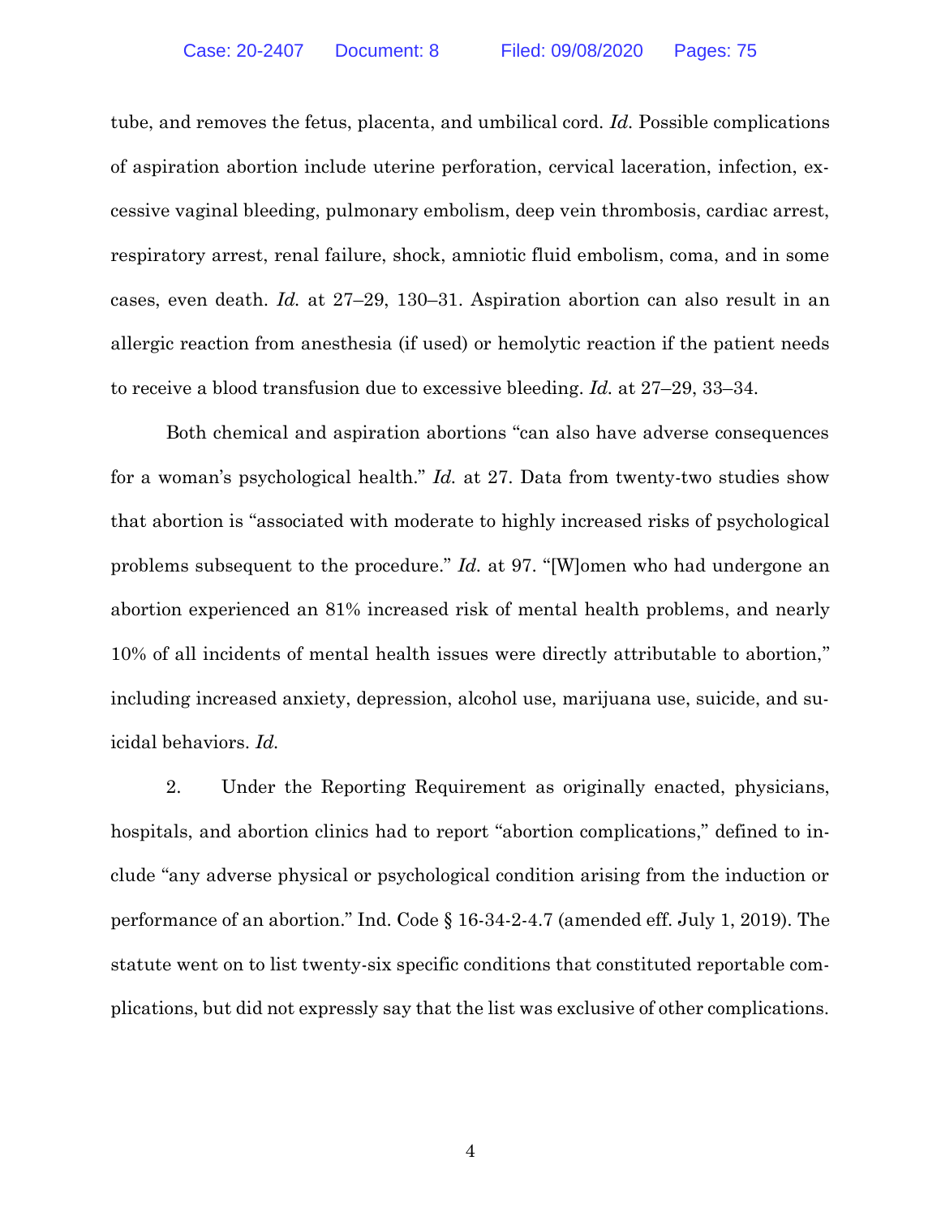tube, and removes the fetus, placenta, and umbilical cord. *Id.* Possible complications of aspiration abortion include uterine perforation, cervical laceration, infection, excessive vaginal bleeding, pulmonary embolism, deep vein thrombosis, cardiac arrest, respiratory arrest, renal failure, shock, amniotic fluid embolism, coma, and in some cases, even death. *Id.* at 27–29, 130–31. Aspiration abortion can also result in an allergic reaction from anesthesia (if used) or hemolytic reaction if the patient needs to receive a blood transfusion due to excessive bleeding. *Id.* at 27–29, 33–34.

Both chemical and aspiration abortions "can also have adverse consequences for a woman's psychological health." *Id.* at 27. Data from twenty-two studies show that abortion is "associated with moderate to highly increased risks of psychological problems subsequent to the procedure." *Id.* at 97. "[W]omen who had undergone an abortion experienced an 81% increased risk of mental health problems, and nearly 10% of all incidents of mental health issues were directly attributable to abortion," including increased anxiety, depression, alcohol use, marijuana use, suicide, and suicidal behaviors. *Id.*

2. Under the Reporting Requirement as originally enacted, physicians, hospitals, and abortion clinics had to report "abortion complications," defined to include "any adverse physical or psychological condition arising from the induction or performance of an abortion." Ind. Code § 16-34-2-4.7 (amended eff. July 1, 2019). The statute went on to list twenty-six specific conditions that constituted reportable complications, but did not expressly say that the list was exclusive of other complications.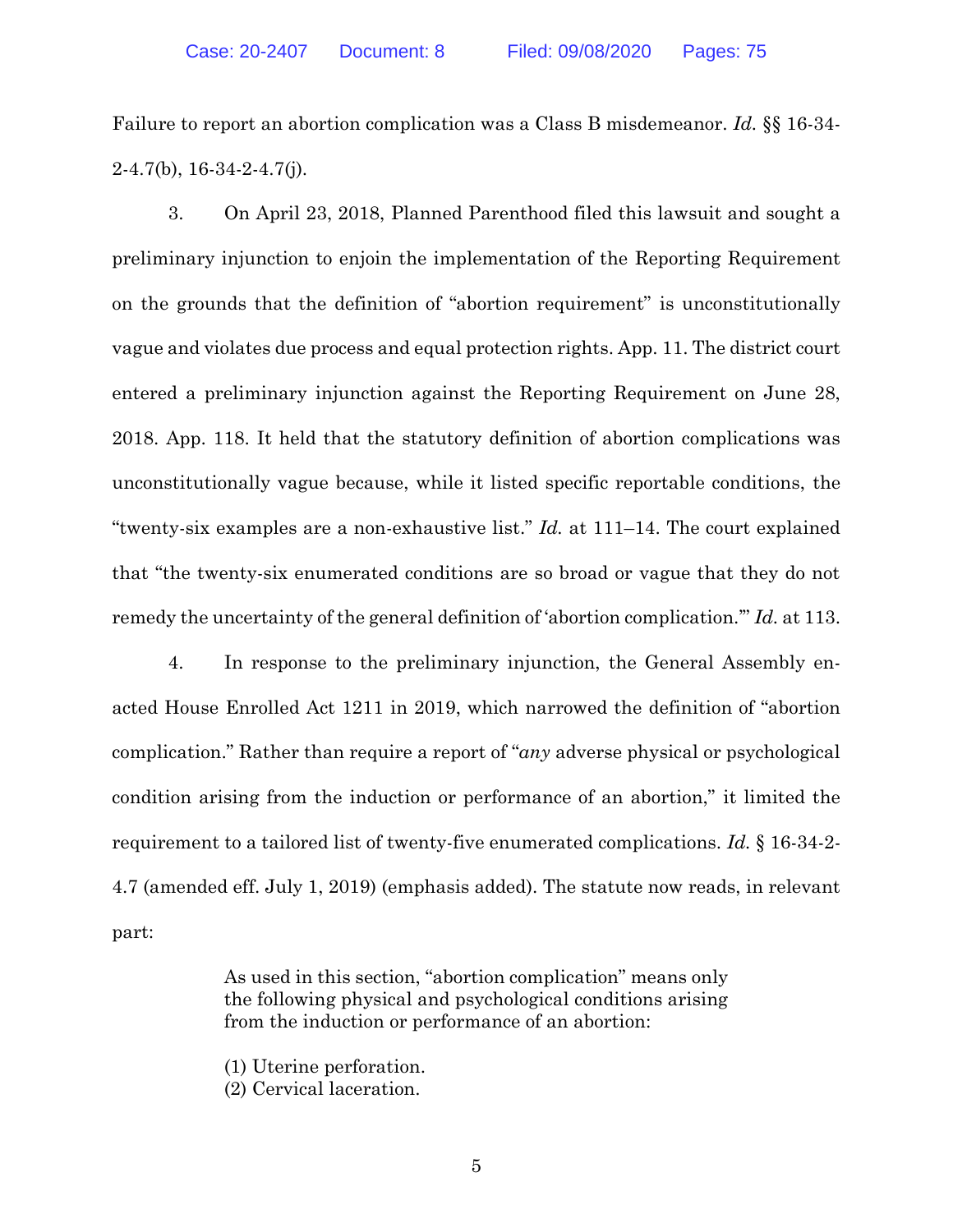Failure to report an abortion complication was a Class B misdemeanor. *Id.* §§ 16-34-2-4.7(b), 16-34-2-4.7(j).

3. On April 23, 2018, Planned Parenthood filed this lawsuit and sought a preliminary injunction to enjoin the implementation of the Reporting Requirement on the grounds that the definition of "abortion requirement" is unconstitutionally vague and violates due process and equal protection rights. App. 11. The district court entered a preliminary injunction against the Reporting Requirement on June 28, 2018. App. 118. It held that the statutory definition of abortion complications was unconstitutionally vague because, while it listed specific reportable conditions, the "twenty-six examples are a non-exhaustive list." *Id.* at 111–14. The court explained that "the twenty-six enumerated conditions are so broad or vague that they do not remedy the uncertainty of the general definition of 'abortion complication.'" *Id.* at 113.

4. In response to the preliminary injunction, the General Assembly enacted House Enrolled Act 1211 in 2019, which narrowed the definition of "abortion complication." Rather than require a report of "*any* adverse physical or psychological condition arising from the induction or performance of an abortion," it limited the requirement to a tailored list of twenty-five enumerated complications. *Id.* § 16-34-2-4.7 (amended eff. July 1, 2019) (emphasis added). The statute now reads, in relevant part:

> As used in this section, "abortion complication" means only the following physical and psychological conditions arising from the induction or performance of an abortion:
>
> (1) Uterine perforation.
> (2) Cervical laceration.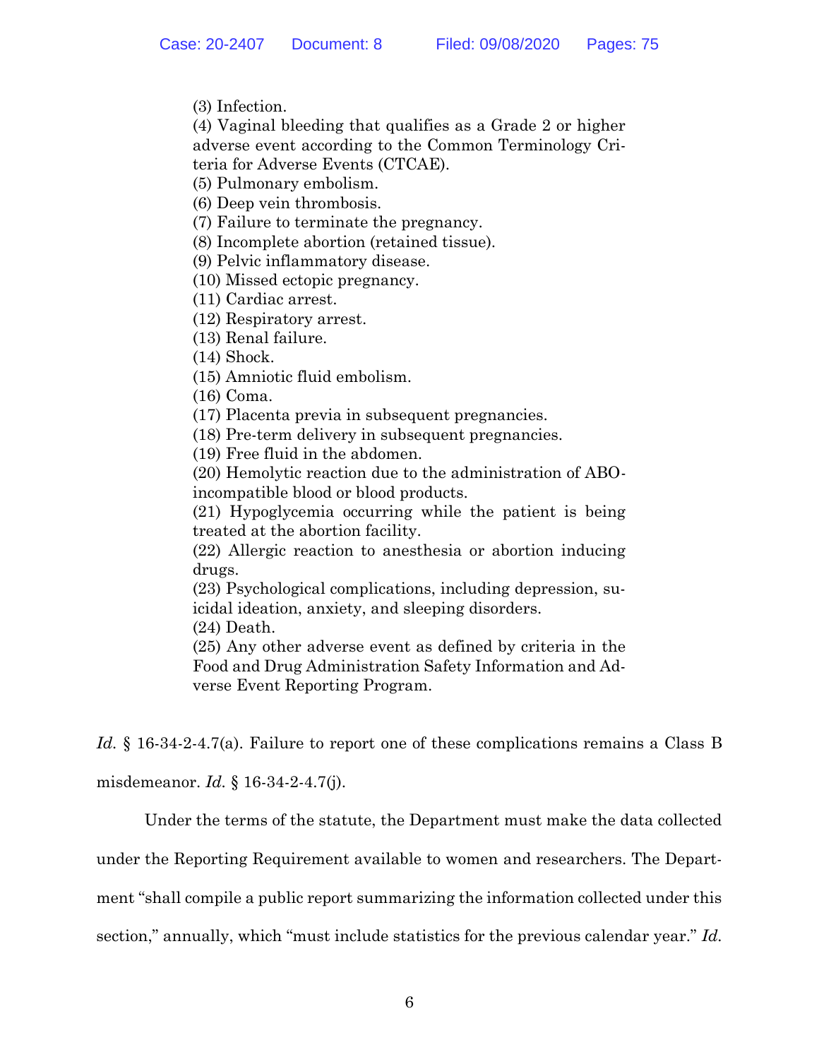(3) Infection.

(4) Vaginal bleeding that qualifies as a Grade 2 or higher adverse event according to the Common Terminology Criteria for Adverse Events (CTCAE).

(5) Pulmonary embolism.

(6) Deep vein thrombosis.

(7) Failure to terminate the pregnancy.

(8) Incomplete abortion (retained tissue).

(9) Pelvic inflammatory disease.

(10) Missed ectopic pregnancy.

(11) Cardiac arrest.

(12) Respiratory arrest.

(13) Renal failure.

(14) Shock.

(15) Amniotic fluid embolism.

(16) Coma.

(17) Placenta previa in subsequent pregnancies.

(18) Pre-term delivery in subsequent pregnancies.

(19) Free fluid in the abdomen.

(20) Hemolytic reaction due to the administration of ABO-incompatible blood or blood products.

(21) Hypoglycemia occurring while the patient is being treated at the abortion facility.

(22) Allergic reaction to anesthesia or abortion inducing drugs.

(23) Psychological complications, including depression, suicidal ideation, anxiety, and sleeping disorders.

(24) Death.

(25) Any other adverse event as defined by criteria in the Food and Drug Administration Safety Information and Adverse Event Reporting Program.

*Id.* § 16-34-2-4.7(a). Failure to report one of these complications remains a Class B misdemeanor. *Id.* § 16-34-2-4.7(j).

Under the terms of the statute, the Department must make the data collected under the Reporting Requirement available to women and researchers. The Department "shall compile a public report summarizing the information collected under this section," annually, which "must include statistics for the previous calendar year." *Id.*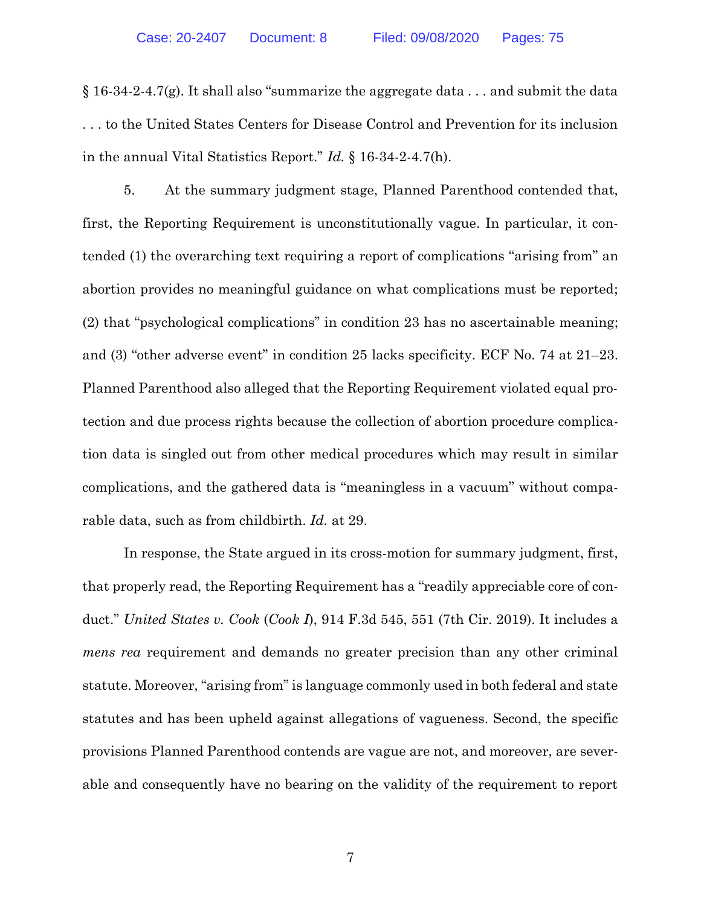§ 16-34-2-4.7(g). It shall also "summarize the aggregate data . . . and submit the data . . . to the United States Centers for Disease Control and Prevention for its inclusion in the annual Vital Statistics Report." *Id.* § 16-34-2-4.7(h).

5. At the summary judgment stage, Planned Parenthood contended that, first, the Reporting Requirement is unconstitutionally vague. In particular, it contended (1) the overarching text requiring a report of complications "arising from" an abortion provides no meaningful guidance on what complications must be reported; (2) that "psychological complications" in condition 23 has no ascertainable meaning; and (3) "other adverse event" in condition 25 lacks specificity. ECF No. 74 at 21–23. Planned Parenthood also alleged that the Reporting Requirement violated equal protection and due process rights because the collection of abortion procedure complication data is singled out from other medical procedures which may result in similar complications, and the gathered data is "meaningless in a vacuum" without comparable data, such as from childbirth. *Id.* at 29.

In response, the State argued in its cross-motion for summary judgment, first, that properly read, the Reporting Requirement has a "readily appreciable core of conduct." *United States v. Cook* (*Cook I*), 914 F.3d 545, 551 (7th Cir. 2019). It includes a *mens rea* requirement and demands no greater precision than any other criminal statute. Moreover, "arising from" is language commonly used in both federal and state statutes and has been upheld against allegations of vagueness. Second, the specific provisions Planned Parenthood contends are vague are not, and moreover, are severable and consequently have no bearing on the validity of the requirement to report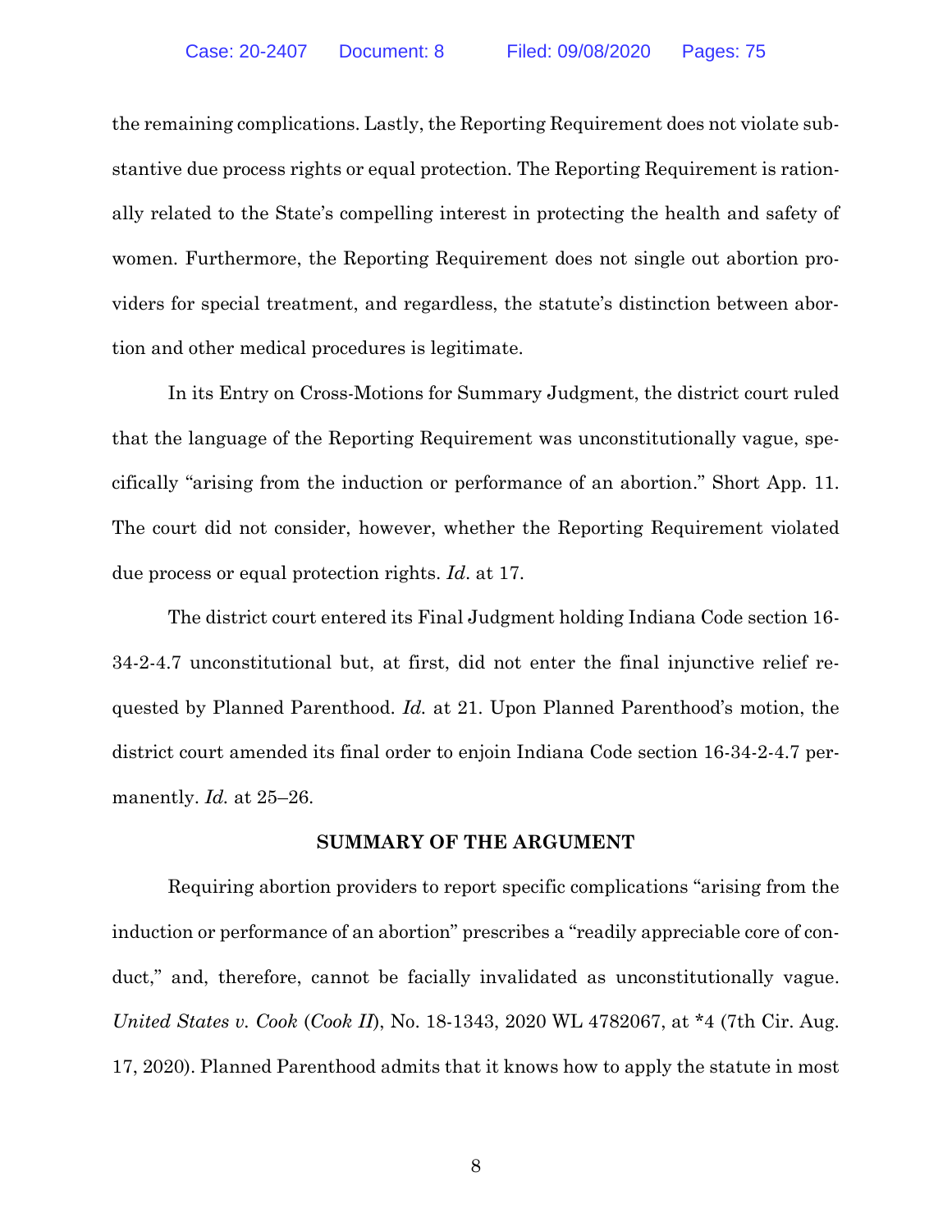the remaining complications. Lastly, the Reporting Requirement does not violate substantive due process rights or equal protection. The Reporting Requirement is rationally related to the State's compelling interest in protecting the health and safety of women. Furthermore, the Reporting Requirement does not single out abortion providers for special treatment, and regardless, the statute's distinction between abortion and other medical procedures is legitimate.

In its Entry on Cross-Motions for Summary Judgment, the district court ruled that the language of the Reporting Requirement was unconstitutionally vague, specifically "arising from the induction or performance of an abortion." Short App. 11. The court did not consider, however, whether the Reporting Requirement violated due process or equal protection rights. *Id*. at 17.

The district court entered its Final Judgment holding Indiana Code section 16-34-2-4.7 unconstitutional but, at first, did not enter the final injunctive relief requested by Planned Parenthood. *Id.* at 21. Upon Planned Parenthood's motion, the district court amended its final order to enjoin Indiana Code section 16-34-2-4.7 permanently. *Id.* at 25–26.

## SUMMARY OF THE ARGUMENT

Requiring abortion providers to report specific complications "arising from the induction or performance of an abortion" prescribes a "readily appreciable core of conduct," and, therefore, cannot be facially invalidated as unconstitutionally vague. *United States v. Cook* (*Cook II*), No. 18-1343, 2020 WL 4782067, at \*4 (7th Cir. Aug. 17, 2020). Planned Parenthood admits that it knows how to apply the statute in most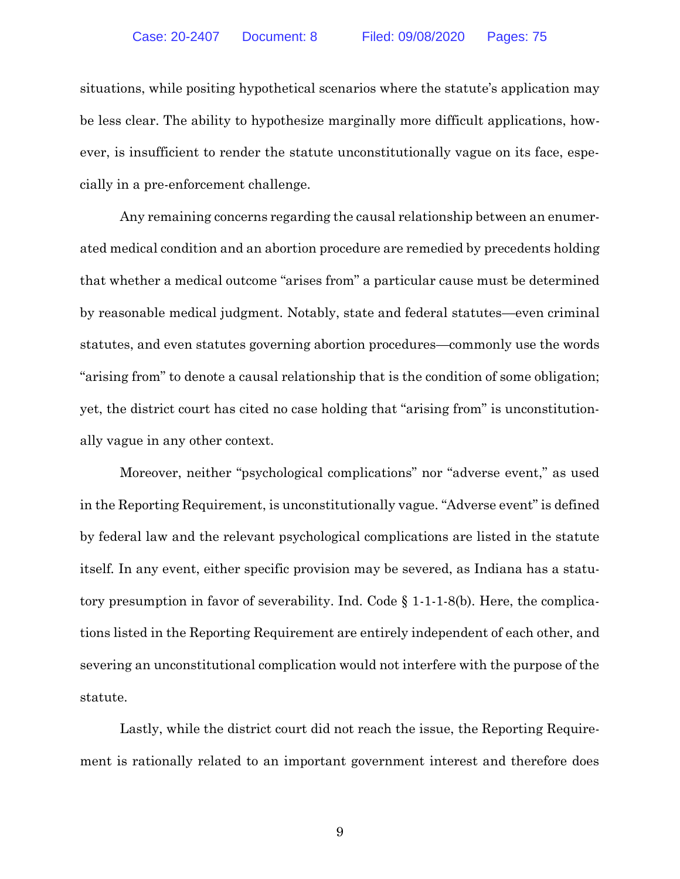situations, while positing hypothetical scenarios where the statute's application may be less clear. The ability to hypothesize marginally more difficult applications, however, is insufficient to render the statute unconstitutionally vague on its face, especially in a pre-enforcement challenge.

Any remaining concerns regarding the causal relationship between an enumerated medical condition and an abortion procedure are remedied by precedents holding that whether a medical outcome "arises from" a particular cause must be determined by reasonable medical judgment. Notably, state and federal statutes—even criminal statutes, and even statutes governing abortion procedures—commonly use the words "arising from" to denote a causal relationship that is the condition of some obligation; yet, the district court has cited no case holding that "arising from" is unconstitutionally vague in any other context.

Moreover, neither "psychological complications" nor "adverse event," as used in the Reporting Requirement, is unconstitutionally vague. "Adverse event" is defined by federal law and the relevant psychological complications are listed in the statute itself. In any event, either specific provision may be severed, as Indiana has a statutory presumption in favor of severability. Ind. Code § 1-1-1-8(b). Here, the complications listed in the Reporting Requirement are entirely independent of each other, and severing an unconstitutional complication would not interfere with the purpose of the statute.

Lastly, while the district court did not reach the issue, the Reporting Requirement is rationally related to an important government interest and therefore does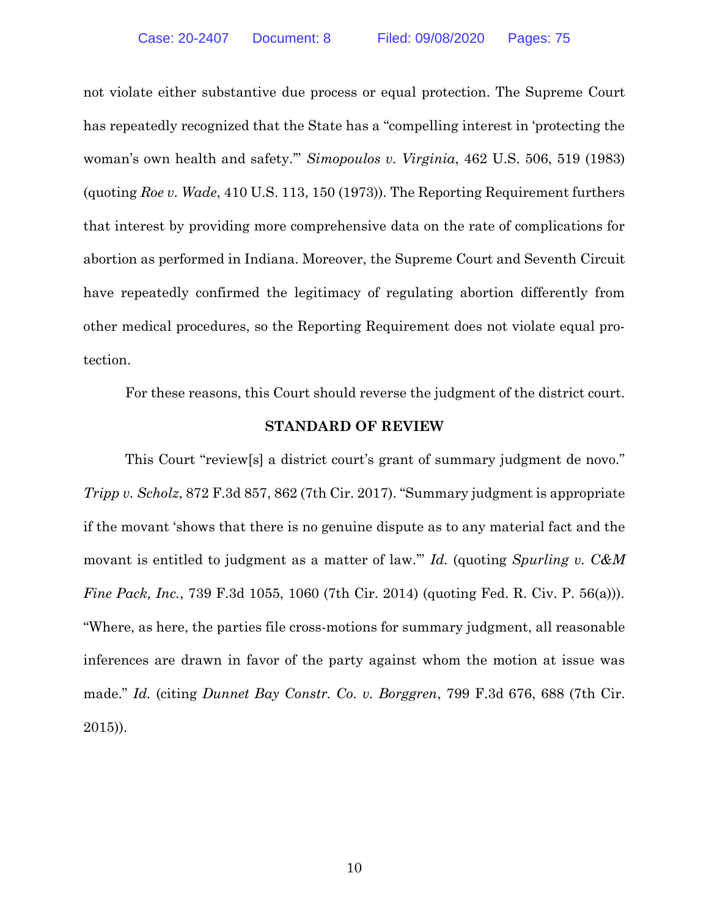not violate either substantive due process or equal protection. The Supreme Court has repeatedly recognized that the State has a "compelling interest in 'protecting the woman's own health and safety.'" *Simopoulos v. Virginia*, 462 U.S. 506, 519 (1983) (quoting *Roe v. Wade*, 410 U.S. 113, 150 (1973)). The Reporting Requirement furthers that interest by providing more comprehensive data on the rate of complications for abortion as performed in Indiana. Moreover, the Supreme Court and Seventh Circuit have repeatedly confirmed the legitimacy of regulating abortion differently from other medical procedures, so the Reporting Requirement does not violate equal protection.

For these reasons, this Court should reverse the judgment of the district court.

## STANDARD OF REVIEW

This Court "review[s] a district court's grant of summary judgment de novo." *Tripp v. Scholz*, 872 F.3d 857, 862 (7th Cir. 2017). "Summary judgment is appropriate if the movant 'shows that there is no genuine dispute as to any material fact and the movant is entitled to judgment as a matter of law.'" *Id.* (quoting *Spurling v. C&M Fine Pack, Inc.*, 739 F.3d 1055, 1060 (7th Cir. 2014) (quoting Fed. R. Civ. P. 56(a))). "Where, as here, the parties file cross-motions for summary judgment, all reasonable inferences are drawn in favor of the party against whom the motion at issue was made." *Id.* (citing *Dunnet Bay Constr. Co. v. Borggren*, 799 F.3d 676, 688 (7th Cir. 2015)).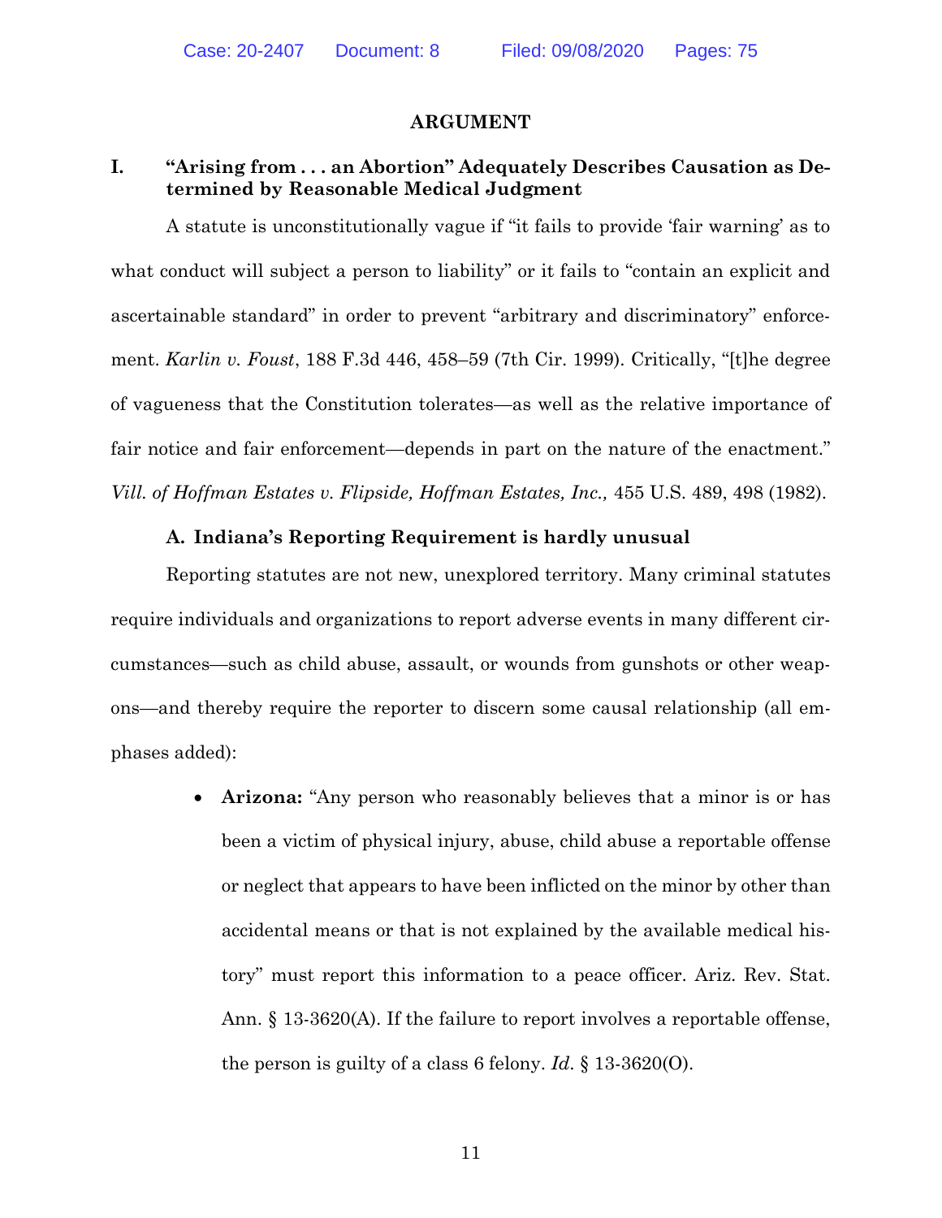# ARGUMENT

## I. "Arising from . . . an Abortion" Adequately Describes Causation as Determined by Reasonable Medical Judgment

A statute is unconstitutionally vague if "it fails to provide 'fair warning' as to what conduct will subject a person to liability" or it fails to "contain an explicit and ascertainable standard" in order to prevent "arbitrary and discriminatory" enforcement. *Karlin v. Foust*, 188 F.3d 446, 458–59 (7th Cir. 1999). Critically, "[t]he degree of vagueness that the Constitution tolerates—as well as the relative importance of fair notice and fair enforcement—depends in part on the nature of the enactment." *Vill. of Hoffman Estates v. Flipside, Hoffman Estates, Inc.,* 455 U.S. 489, 498 (1982).

### A. Indiana's Reporting Requirement is hardly unusual

Reporting statutes are not new, unexplored territory. Many criminal statutes require individuals and organizations to report adverse events in many different circumstances—such as child abuse, assault, or wounds from gunshots or other weapons—and thereby require the reporter to discern some causal relationship (all emphases added):

- **Arizona:** "Any person who reasonably believes that a minor is or has been a victim of physical injury, abuse, child abuse a reportable offense or neglect that appears to have been inflicted on the minor by other than accidental means or that is not explained by the available medical history" must report this information to a peace officer. Ariz. Rev. Stat. Ann. § 13-3620(A). If the failure to report involves a reportable offense, the person is guilty of a class 6 felony. *Id.* § 13-3620(O).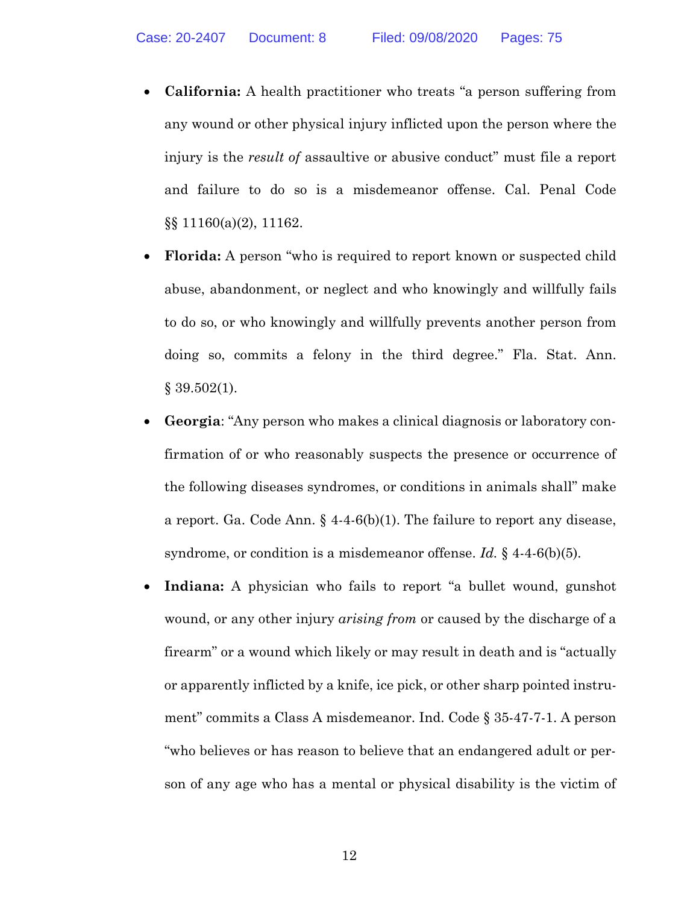- **California:** A health practitioner who treats "a person suffering from any wound or other physical injury inflicted upon the person where the injury is the *result of* assaultive or abusive conduct" must file a report and failure to do so is a misdemeanor offense. Cal. Penal Code §§ 11160(a)(2), 11162.
- **Florida:** A person "who is required to report known or suspected child abuse, abandonment, or neglect and who knowingly and willfully fails to do so, or who knowingly and willfully prevents another person from doing so, commits a felony in the third degree." Fla. Stat. Ann. § 39.502(1).
- **Georgia**: "Any person who makes a clinical diagnosis or laboratory confirmation of or who reasonably suspects the presence or occurrence of the following diseases syndromes, or conditions in animals shall" make a report. Ga. Code Ann. § 4-4-6(b)(1). The failure to report any disease, syndrome, or condition is a misdemeanor offense. *Id.* § 4-4-6(b)(5).
- **Indiana:** A physician who fails to report "a bullet wound, gunshot wound, or any other injury *arising from* or caused by the discharge of a firearm" or a wound which likely or may result in death and is "actually or apparently inflicted by a knife, ice pick, or other sharp pointed instrument" commits a Class A misdemeanor. Ind. Code § 35-47-7-1. A person "who believes or has reason to believe that an endangered adult or person of any age who has a mental or physical disability is the victim of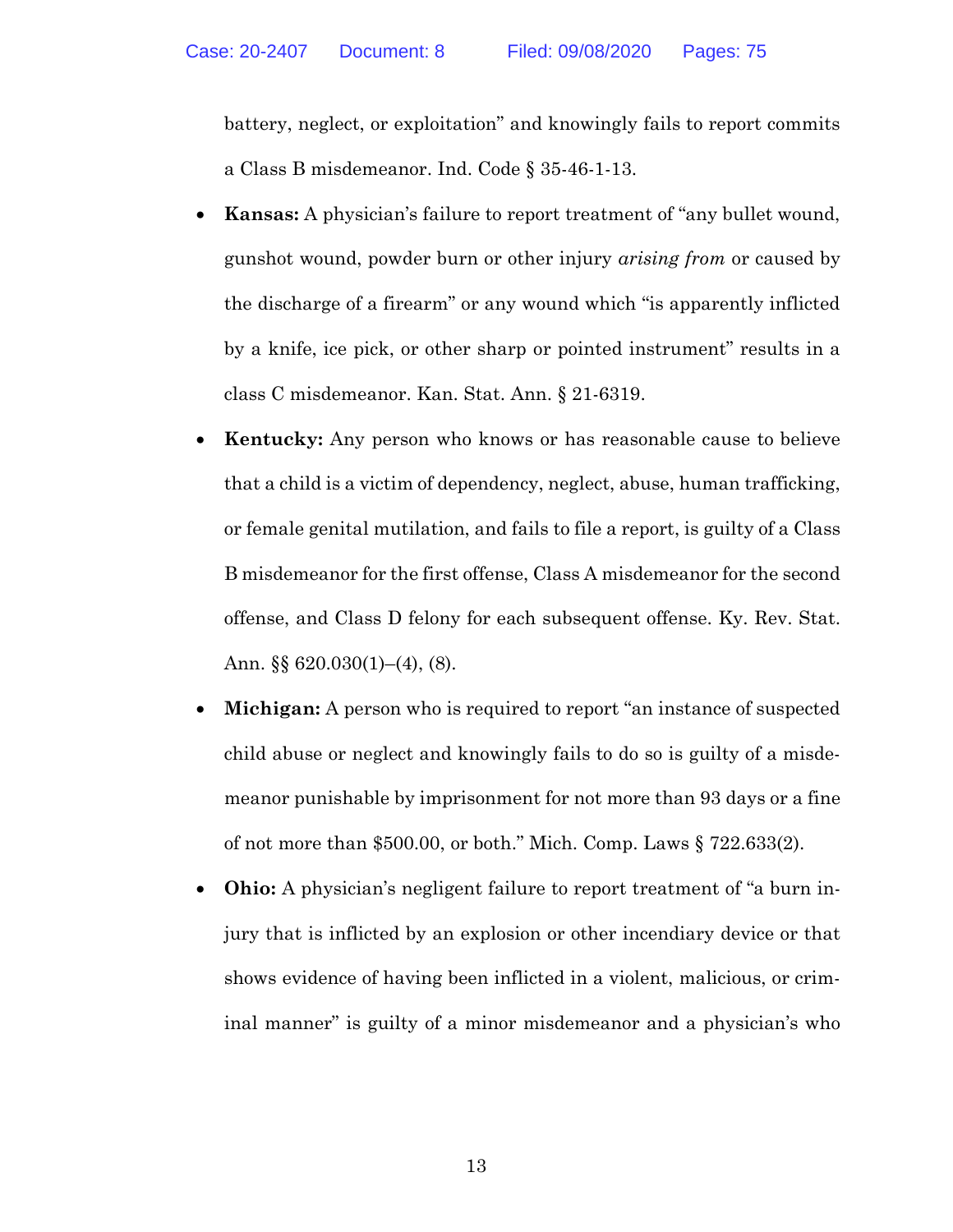battery, neglect, or exploitation" and knowingly fails to report commits a Class B misdemeanor. Ind. Code § 35-46-1-13.

- **Kansas:** A physician's failure to report treatment of "any bullet wound, gunshot wound, powder burn or other injury *arising from* or caused by the discharge of a firearm" or any wound which "is apparently inflicted by a knife, ice pick, or other sharp or pointed instrument" results in a class C misdemeanor. Kan. Stat. Ann. § 21-6319.

- **Kentucky:** Any person who knows or has reasonable cause to believe that a child is a victim of dependency, neglect, abuse, human trafficking, or female genital mutilation, and fails to file a report, is guilty of a Class B misdemeanor for the first offense, Class A misdemeanor for the second offense, and Class D felony for each subsequent offense. Ky. Rev. Stat. Ann. §§ 620.030(1)–(4), (8).

- **Michigan:** A person who is required to report "an instance of suspected child abuse or neglect and knowingly fails to do so is guilty of a misdemeanor punishable by imprisonment for not more than 93 days or a fine of not more than $500.00, or both." Mich. Comp. Laws § 722.633(2).

- **Ohio:** A physician's negligent failure to report treatment of "a burn injury that is inflicted by an explosion or other incendiary device or that shows evidence of having been inflicted in a violent, malicious, or criminal manner" is guilty of a minor misdemeanor and a physician's who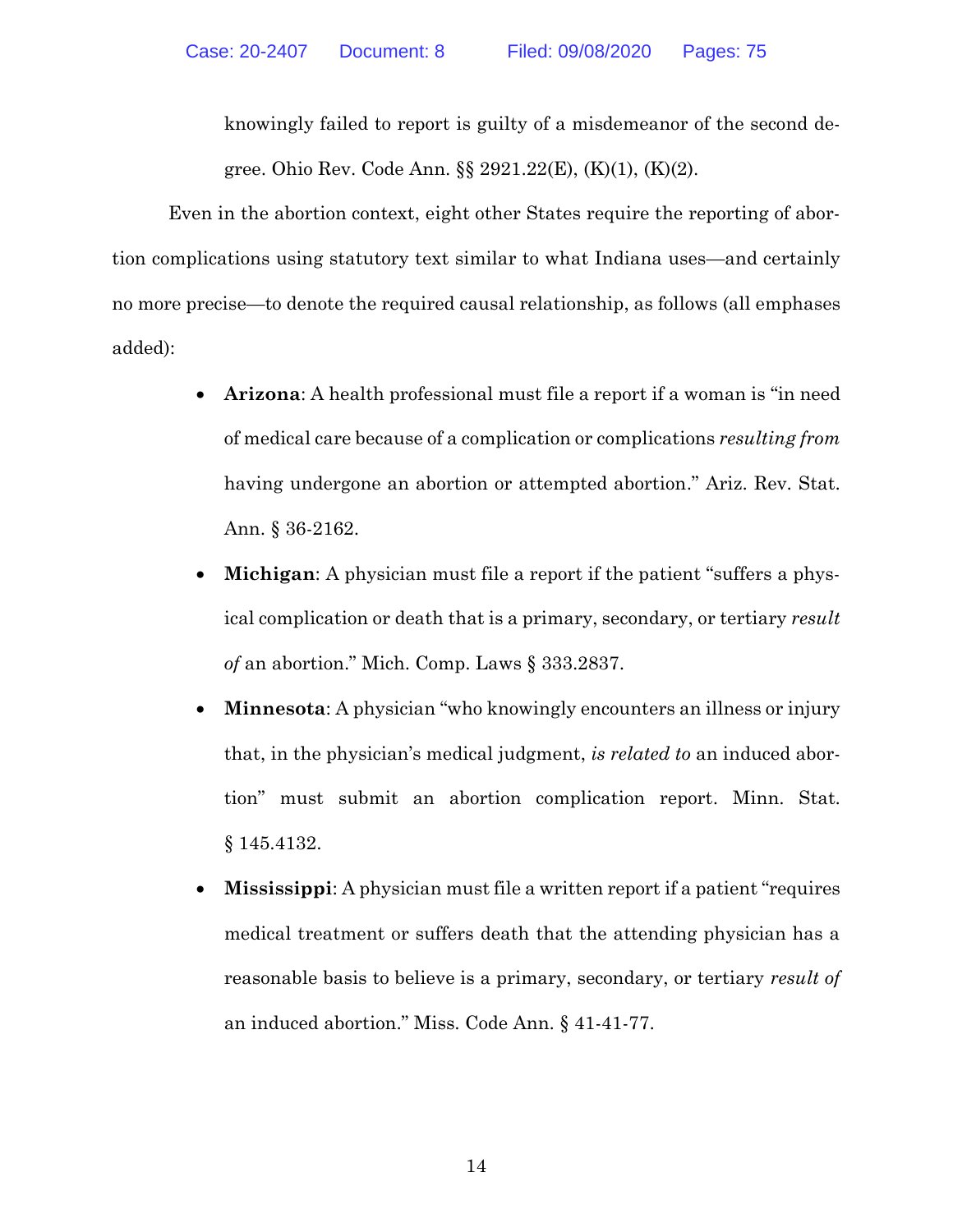knowingly failed to report is guilty of a misdemeanor of the second degree. Ohio Rev. Code Ann. §§ 2921.22(E), (K)(1), (K)(2).

Even in the abortion context, eight other States require the reporting of abortion complications using statutory text similar to what Indiana uses—and certainly no more precise—to denote the required causal relationship, as follows (all emphases added):

- **Arizona**: A health professional must file a report if a woman is "in need of medical care because of a complication or complications *resulting from* having undergone an abortion or attempted abortion." Ariz. Rev. Stat. Ann. § 36-2162.
- **Michigan**: A physician must file a report if the patient "suffers a physical complication or death that is a primary, secondary, or tertiary *result of* an abortion." Mich. Comp. Laws § 333.2837.
- **Minnesota**: A physician "who knowingly encounters an illness or injury that, in the physician's medical judgment, *is related to* an induced abortion" must submit an abortion complication report. Minn. Stat. § 145.4132.
- **Mississippi**: A physician must file a written report if a patient "requires medical treatment or suffers death that the attending physician has a reasonable basis to believe is a primary, secondary, or tertiary *result of* an induced abortion." Miss. Code Ann. § 41-41-77.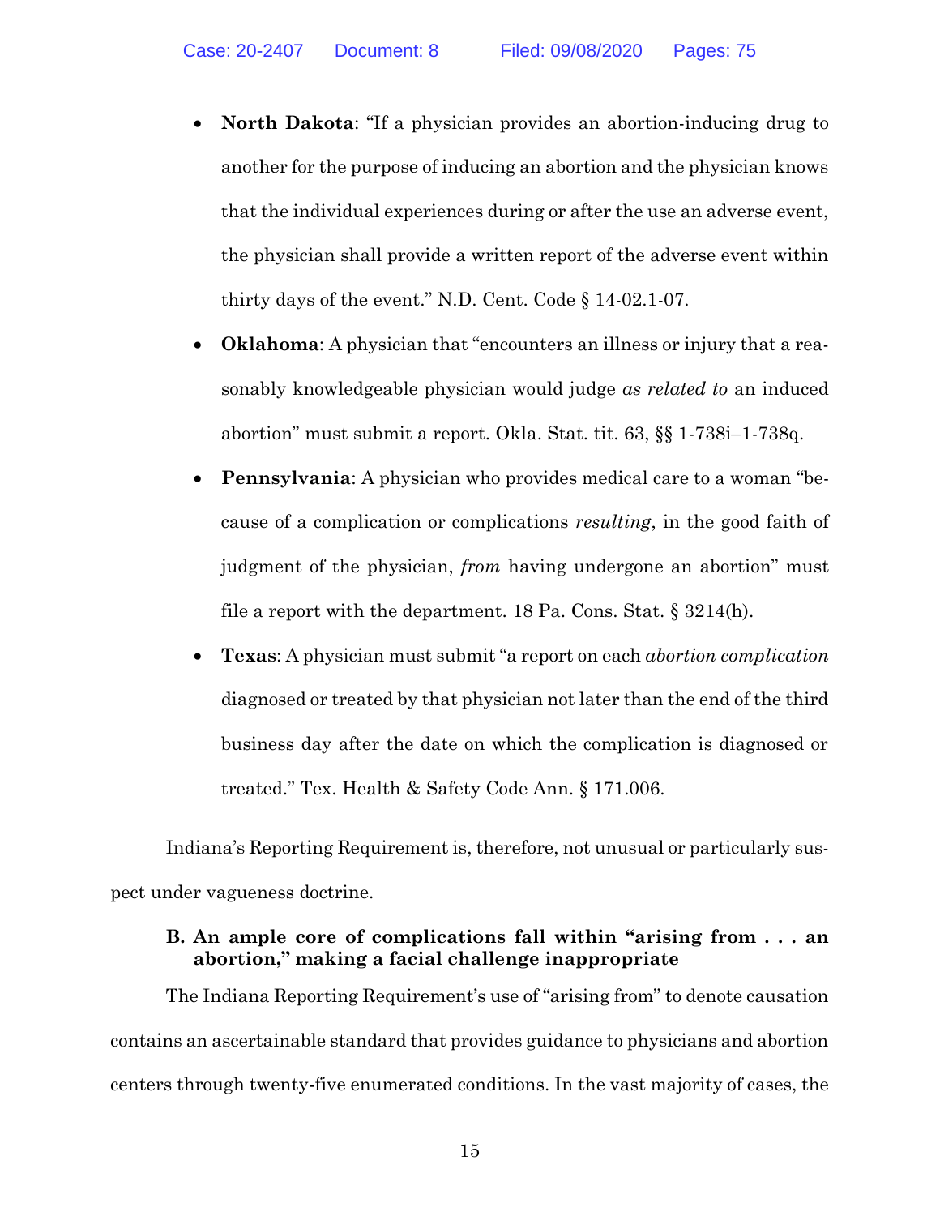- **North Dakota**: "If a physician provides an abortion-inducing drug to another for the purpose of inducing an abortion and the physician knows that the individual experiences during or after the use an adverse event, the physician shall provide a written report of the adverse event within thirty days of the event." N.D. Cent. Code § 14-02.1-07.
- **Oklahoma**: A physician that "encounters an illness or injury that a reasonably knowledgeable physician would judge *as related to* an induced abortion" must submit a report. Okla. Stat. tit. 63, §§ 1-738i–1-738q.
- **Pennsylvania**: A physician who provides medical care to a woman "because of a complication or complications *resulting*, in the good faith of judgment of the physician, *from* having undergone an abortion" must file a report with the department. 18 Pa. Cons. Stat. § 3214(h).
- **Texas**: A physician must submit "a report on each *abortion complication* diagnosed or treated by that physician not later than the end of the third business day after the date on which the complication is diagnosed or treated." Tex. Health & Safety Code Ann. § 171.006.

Indiana's Reporting Requirement is, therefore, not unusual or particularly suspect under vagueness doctrine.

### B. An ample core of complications fall within "arising from . . . an abortion," making a facial challenge inappropriate

The Indiana Reporting Requirement's use of "arising from" to denote causation contains an ascertainable standard that provides guidance to physicians and abortion centers through twenty-five enumerated conditions. In the vast majority of cases, the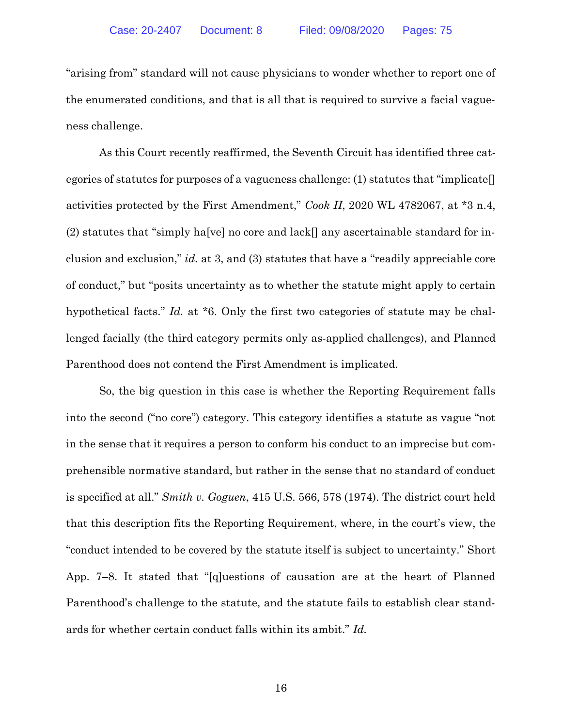"arising from" standard will not cause physicians to wonder whether to report one of the enumerated conditions, and that is all that is required to survive a facial vagueness challenge.

As this Court recently reaffirmed, the Seventh Circuit has identified three categories of statutes for purposes of a vagueness challenge: (1) statutes that "implicate[] activities protected by the First Amendment," *Cook II*, 2020 WL 4782067, at *3 n.4, (2) statutes that "simply ha[ve] no core and lack[] any ascertainable standard for inclusion and exclusion," *id.* at 3, and (3) statutes that have a "readily appreciable core of conduct," but "posits uncertainty as to whether the statute might apply to certain hypothetical facts." *Id.* at *6. Only the first two categories of statute may be challenged facially (the third category permits only as-applied challenges), and Planned Parenthood does not contend the First Amendment is implicated.

So, the big question in this case is whether the Reporting Requirement falls into the second ("no core") category. This category identifies a statute as vague "not in the sense that it requires a person to conform his conduct to an imprecise but comprehensible normative standard, but rather in the sense that no standard of conduct is specified at all." *Smith v. Goguen*, 415 U.S. 566, 578 (1974). The district court held that this description fits the Reporting Requirement, where, in the court's view, the "conduct intended to be covered by the statute itself is subject to uncertainty." Short App. 7–8. It stated that "[q]uestions of causation are at the heart of Planned Parenthood's challenge to the statute, and the statute fails to establish clear standards for whether certain conduct falls within its ambit." *Id.*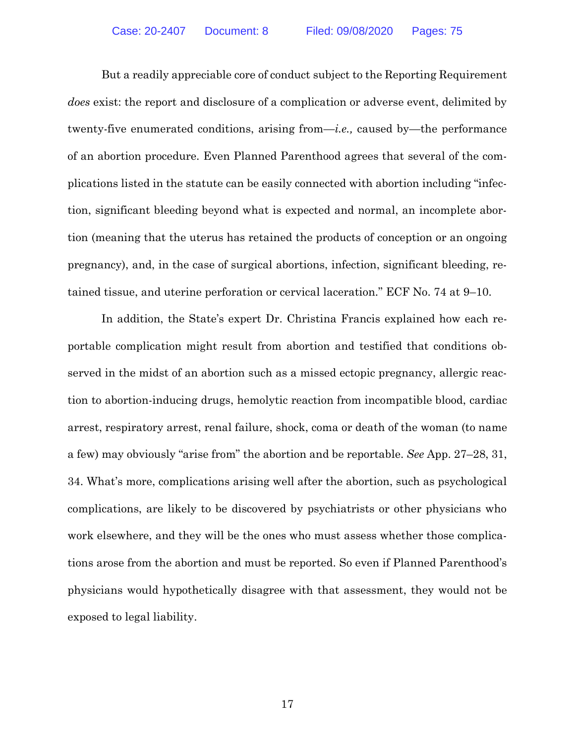But a readily appreciable core of conduct subject to the Reporting Requirement *does* exist: the report and disclosure of a complication or adverse event, delimited by twenty-five enumerated conditions, arising from—*i.e.,* caused by—the performance of an abortion procedure. Even Planned Parenthood agrees that several of the complications listed in the statute can be easily connected with abortion including "infection, significant bleeding beyond what is expected and normal, an incomplete abortion (meaning that the uterus has retained the products of conception or an ongoing pregnancy), and, in the case of surgical abortions, infection, significant bleeding, retained tissue, and uterine perforation or cervical laceration." ECF No. 74 at 9–10.

In addition, the State's expert Dr. Christina Francis explained how each reportable complication might result from abortion and testified that conditions observed in the midst of an abortion such as a missed ectopic pregnancy, allergic reaction to abortion-inducing drugs, hemolytic reaction from incompatible blood, cardiac arrest, respiratory arrest, renal failure, shock, coma or death of the woman (to name a few) may obviously "arise from" the abortion and be reportable. *See* App. 27–28, 31, 34. What's more, complications arising well after the abortion, such as psychological complications, are likely to be discovered by psychiatrists or other physicians who work elsewhere, and they will be the ones who must assess whether those complications arose from the abortion and must be reported. So even if Planned Parenthood's physicians would hypothetically disagree with that assessment, they would not be exposed to legal liability.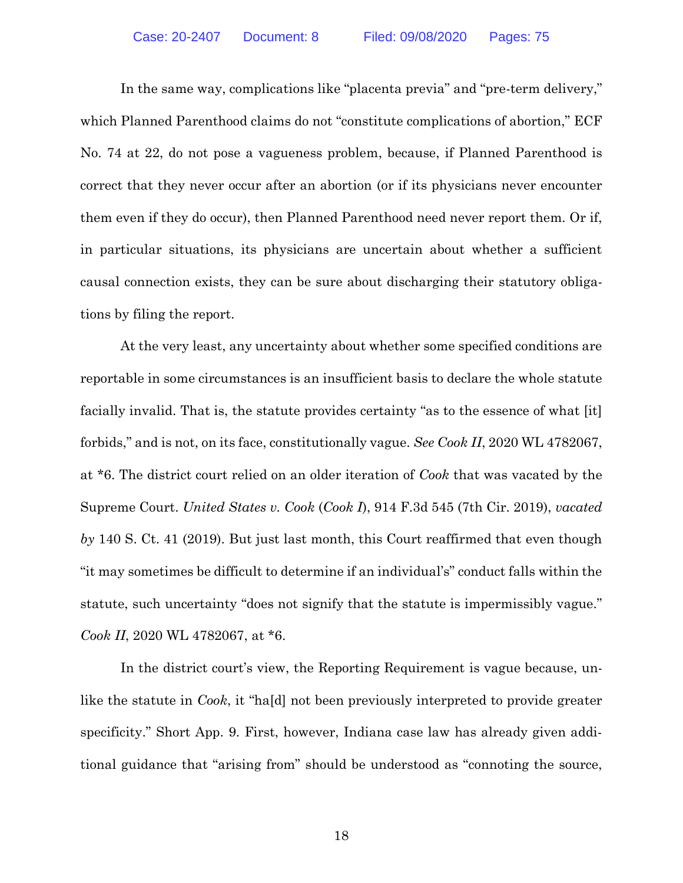In the same way, complications like "placenta previa" and "pre-term delivery," which Planned Parenthood claims do not "constitute complications of abortion," ECF No. 74 at 22, do not pose a vagueness problem, because, if Planned Parenthood is correct that they never occur after an abortion (or if its physicians never encounter them even if they do occur), then Planned Parenthood need never report them. Or if, in particular situations, its physicians are uncertain about whether a sufficient causal connection exists, they can be sure about discharging their statutory obligations by filing the report.

At the very least, any uncertainty about whether some specified conditions are reportable in some circumstances is an insufficient basis to declare the whole statute facially invalid. That is, the statute provides certainty "as to the essence of what [it] forbids," and is not, on its face, constitutionally vague. *See Cook II*, 2020 WL 4782067, at *6. The district court relied on an older iteration of *Cook* that was vacated by the Supreme Court. *United States v. Cook* (*Cook I*), 914 F.3d 545 (7th Cir. 2019), *vacated by* 140 S. Ct. 41 (2019). But just last month, this Court reaffirmed that even though "it may sometimes be difficult to determine if an individual's" conduct falls within the statute, such uncertainty "does not signify that the statute is impermissibly vague." *Cook II*, 2020 WL 4782067, at *6.

In the district court's view, the Reporting Requirement is vague because, unlike the statute in *Cook*, it "ha[d] not been previously interpreted to provide greater specificity." Short App. 9. First, however, Indiana case law has already given additional guidance that "arising from" should be understood as "connoting the source,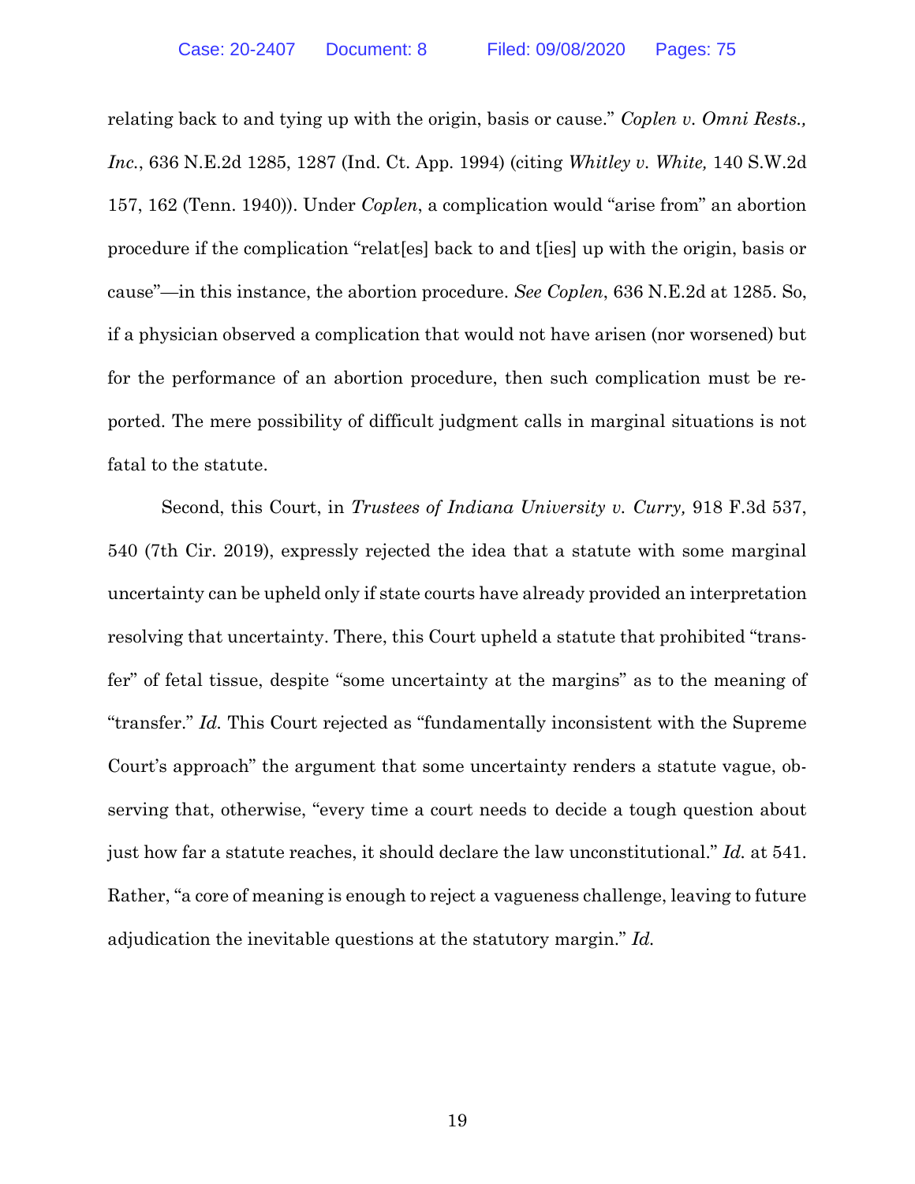relating back to and tying up with the origin, basis or cause." *Coplen v. Omni Rests., Inc.*, 636 N.E.2d 1285, 1287 (Ind. Ct. App. 1994) (citing *Whitley v. White,* 140 S.W.2d 157, 162 (Tenn. 1940)). Under *Coplen*, a complication would "arise from" an abortion procedure if the complication "relat[es] back to and t[ies] up with the origin, basis or cause"—in this instance, the abortion procedure. *See Coplen*, 636 N.E.2d at 1285. So, if a physician observed a complication that would not have arisen (nor worsened) but for the performance of an abortion procedure, then such complication must be reported. The mere possibility of difficult judgment calls in marginal situations is not fatal to the statute.

Second, this Court, in *Trustees of Indiana University v. Curry,* 918 F.3d 537, 540 (7th Cir. 2019), expressly rejected the idea that a statute with some marginal uncertainty can be upheld only if state courts have already provided an interpretation resolving that uncertainty. There, this Court upheld a statute that prohibited "transfer" of fetal tissue, despite "some uncertainty at the margins" as to the meaning of "transfer." *Id.* This Court rejected as "fundamentally inconsistent with the Supreme Court's approach" the argument that some uncertainty renders a statute vague, observing that, otherwise, "every time a court needs to decide a tough question about just how far a statute reaches, it should declare the law unconstitutional." *Id.* at 541. Rather, "a core of meaning is enough to reject a vagueness challenge, leaving to future adjudication the inevitable questions at the statutory margin." *Id.*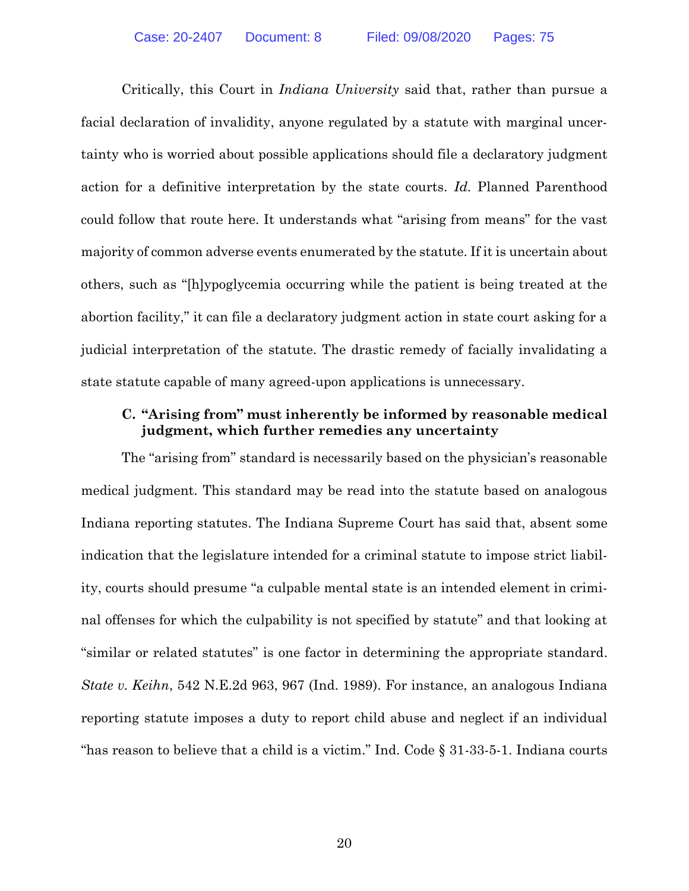Critically, this Court in *Indiana University* said that, rather than pursue a facial declaration of invalidity, anyone regulated by a statute with marginal uncertainty who is worried about possible applications should file a declaratory judgment action for a definitive interpretation by the state courts. *Id.* Planned Parenthood could follow that route here. It understands what "arising from means" for the vast majority of common adverse events enumerated by the statute. If it is uncertain about others, such as "[h]ypoglycemia occurring while the patient is being treated at the abortion facility," it can file a declaratory judgment action in state court asking for a judicial interpretation of the statute. The drastic remedy of facially invalidating a state statute capable of many agreed-upon applications is unnecessary.

### C. "Arising from" must inherently be informed by reasonable medical judgment, which further remedies any uncertainty

The "arising from" standard is necessarily based on the physician's reasonable medical judgment. This standard may be read into the statute based on analogous Indiana reporting statutes. The Indiana Supreme Court has said that, absent some indication that the legislature intended for a criminal statute to impose strict liability, courts should presume "a culpable mental state is an intended element in criminal offenses for which the culpability is not specified by statute" and that looking at "similar or related statutes" is one factor in determining the appropriate standard. *State v. Keihn*, 542 N.E.2d 963, 967 (Ind. 1989). For instance, an analogous Indiana reporting statute imposes a duty to report child abuse and neglect if an individual "has reason to believe that a child is a victim." Ind. Code § 31-33-5-1. Indiana courts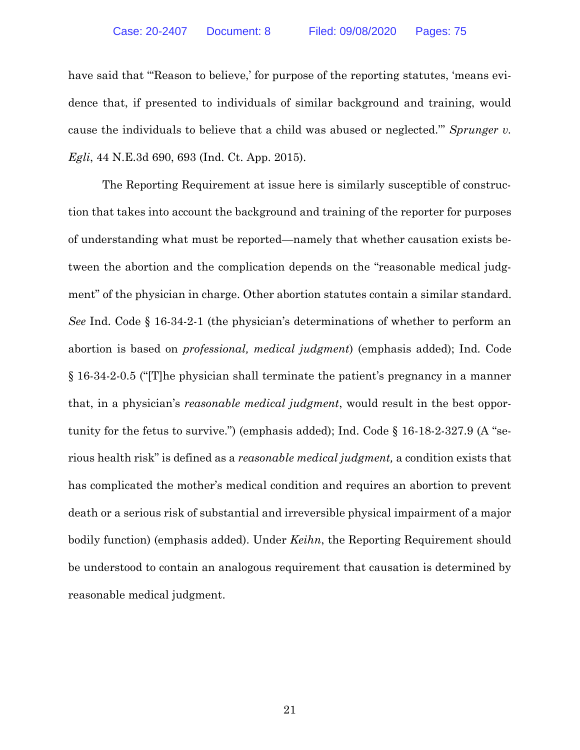have said that "'Reason to believe,' for purpose of the reporting statutes, 'means evidence that, if presented to individuals of similar background and training, would cause the individuals to believe that a child was abused or neglected.'" *Sprunger v. Egli*, 44 N.E.3d 690, 693 (Ind. Ct. App. 2015).

The Reporting Requirement at issue here is similarly susceptible of construction that takes into account the background and training of the reporter for purposes of understanding what must be reported—namely that whether causation exists between the abortion and the complication depends on the "reasonable medical judgment" of the physician in charge. Other abortion statutes contain a similar standard. *See* Ind. Code § 16-34-2-1 (the physician's determinations of whether to perform an abortion is based on *professional, medical judgment*) (emphasis added); Ind. Code § 16-34-2-0.5 ("[T]he physician shall terminate the patient's pregnancy in a manner that, in a physician's *reasonable medical judgment*, would result in the best opportunity for the fetus to survive.") (emphasis added); Ind. Code § 16-18-2-327.9 (A "serious health risk" is defined as a *reasonable medical judgment,* a condition exists that has complicated the mother's medical condition and requires an abortion to prevent death or a serious risk of substantial and irreversible physical impairment of a major bodily function) (emphasis added). Under *Keihn*, the Reporting Requirement should be understood to contain an analogous requirement that causation is determined by reasonable medical judgment.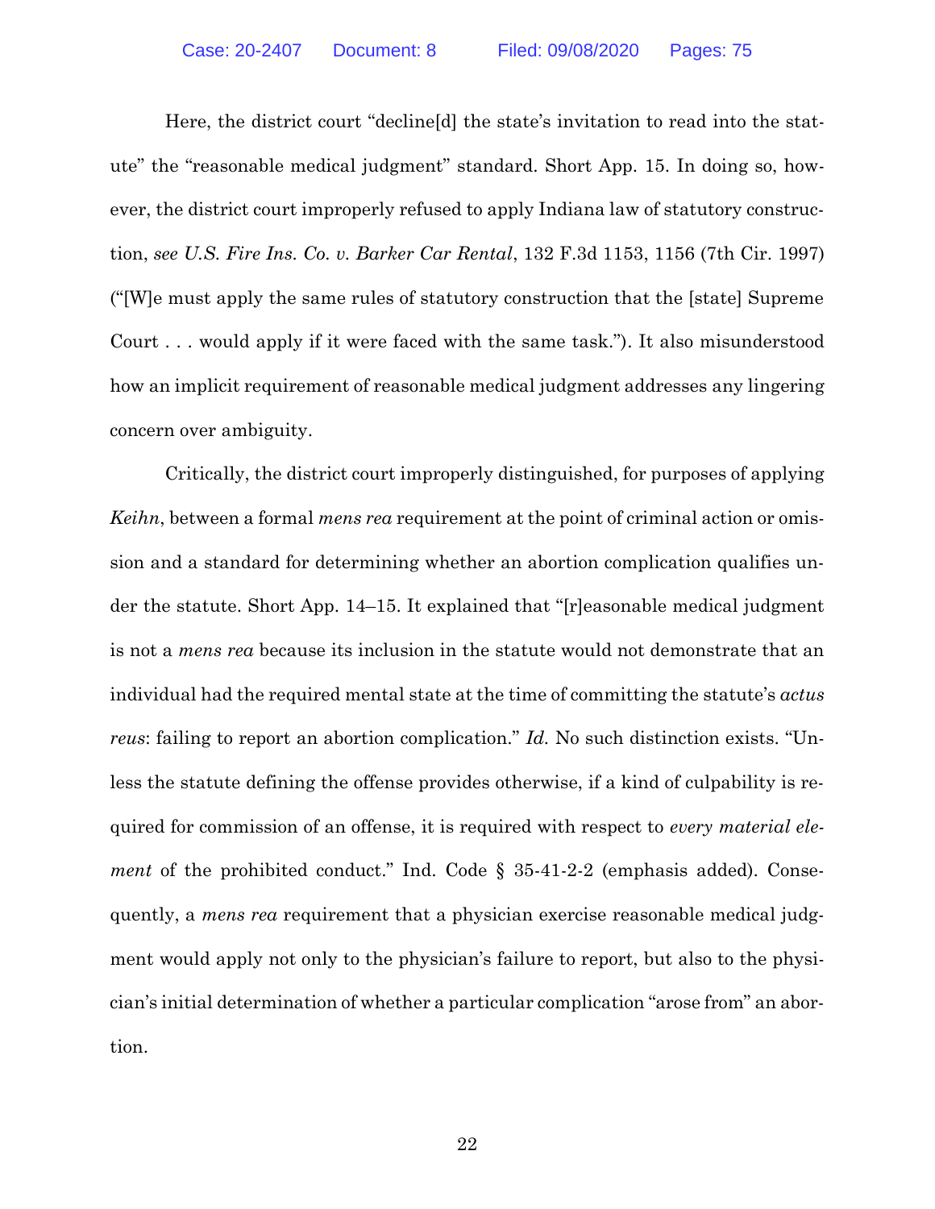Here, the district court "decline[d] the state's invitation to read into the statute" the "reasonable medical judgment" standard. Short App. 15. In doing so, however, the district court improperly refused to apply Indiana law of statutory construction, *see U.S. Fire Ins. Co. v. Barker Car Rental*, 132 F.3d 1153, 1156 (7th Cir. 1997) ("[W]e must apply the same rules of statutory construction that the [state] Supreme Court . . . would apply if it were faced with the same task."). It also misunderstood how an implicit requirement of reasonable medical judgment addresses any lingering concern over ambiguity.

Critically, the district court improperly distinguished, for purposes of applying *Keihn*, between a formal *mens rea* requirement at the point of criminal action or omission and a standard for determining whether an abortion complication qualifies under the statute. Short App. 14–15. It explained that "[r]easonable medical judgment is not a *mens rea* because its inclusion in the statute would not demonstrate that an individual had the required mental state at the time of committing the statute's *actus reus*: failing to report an abortion complication." *Id.* No such distinction exists. "Unless the statute defining the offense provides otherwise, if a kind of culpability is required for commission of an offense, it is required with respect to *every material element* of the prohibited conduct." Ind. Code § 35-41-2-2 (emphasis added). Consequently, a *mens rea* requirement that a physician exercise reasonable medical judgment would apply not only to the physician's failure to report, but also to the physician's initial determination of whether a particular complication "arose from" an abortion.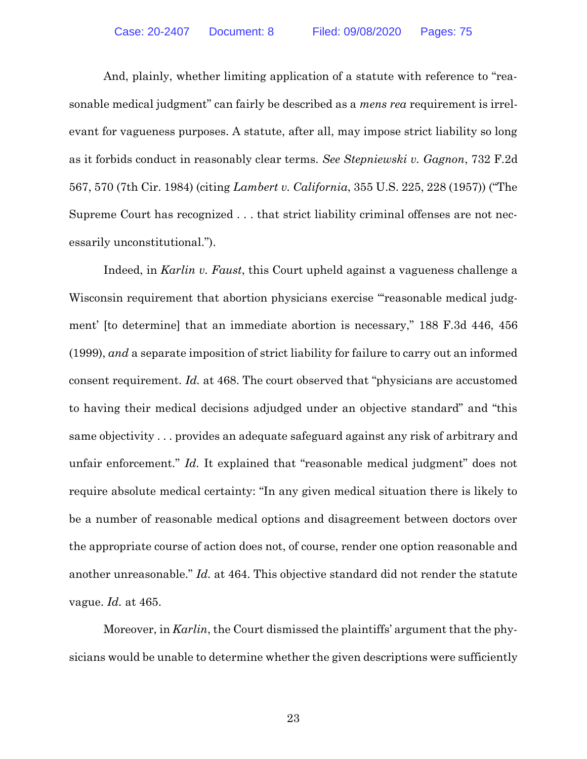And, plainly, whether limiting application of a statute with reference to "reasonable medical judgment" can fairly be described as a *mens rea* requirement is irrelevant for vagueness purposes. A statute, after all, may impose strict liability so long as it forbids conduct in reasonably clear terms. *See Stepniewski v. Gagnon*, 732 F.2d 567, 570 (7th Cir. 1984) (citing *Lambert v. California*, 355 U.S. 225, 228 (1957)) ("The Supreme Court has recognized . . . that strict liability criminal offenses are not necessarily unconstitutional.").

Indeed, in *Karlin v. Faust*, this Court upheld against a vagueness challenge a Wisconsin requirement that abortion physicians exercise "'reasonable medical judgment' [to determine] that an immediate abortion is necessary," 188 F.3d 446, 456 (1999), *and* a separate imposition of strict liability for failure to carry out an informed consent requirement. *Id.* at 468. The court observed that "physicians are accustomed to having their medical decisions adjudged under an objective standard" and "this same objectivity . . . provides an adequate safeguard against any risk of arbitrary and unfair enforcement." *Id.* It explained that "reasonable medical judgment" does not require absolute medical certainty: "In any given medical situation there is likely to be a number of reasonable medical options and disagreement between doctors over the appropriate course of action does not, of course, render one option reasonable and another unreasonable." *Id.* at 464. This objective standard did not render the statute vague. *Id.* at 465.

Moreover, in *Karlin*, the Court dismissed the plaintiffs' argument that the physicians would be unable to determine whether the given descriptions were sufficiently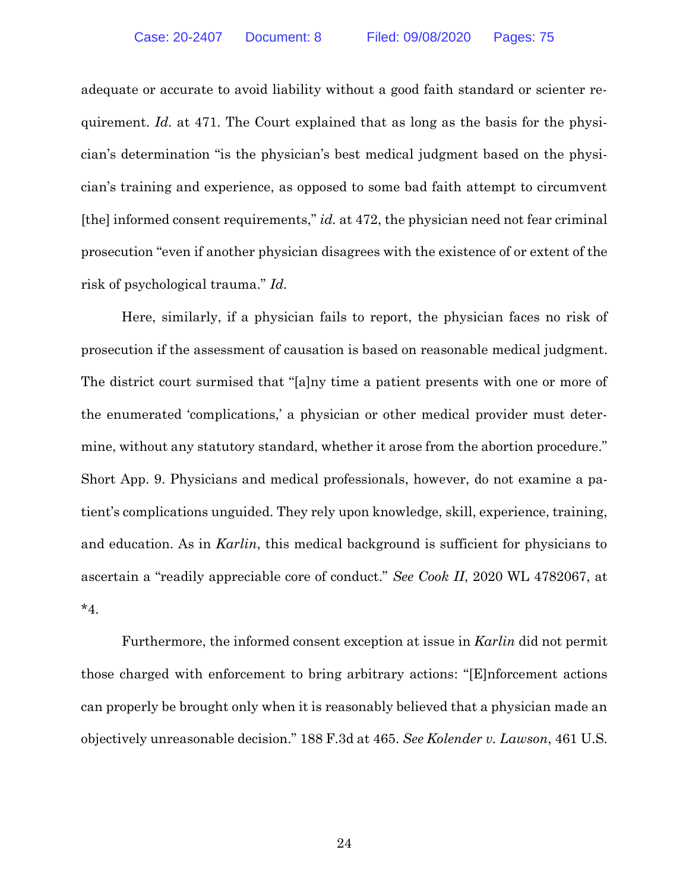adequate or accurate to avoid liability without a good faith standard or scienter requirement. *Id.* at 471. The Court explained that as long as the basis for the physician's determination "is the physician's best medical judgment based on the physician's training and experience, as opposed to some bad faith attempt to circumvent [the] informed consent requirements," *id.* at 472, the physician need not fear criminal prosecution "even if another physician disagrees with the existence of or extent of the risk of psychological trauma." *Id.*

Here, similarly, if a physician fails to report, the physician faces no risk of prosecution if the assessment of causation is based on reasonable medical judgment. The district court surmised that "[a]ny time a patient presents with one or more of the enumerated 'complications,' a physician or other medical provider must determine, without any statutory standard, whether it arose from the abortion procedure." Short App. 9. Physicians and medical professionals, however, do not examine a patient's complications unguided. They rely upon knowledge, skill, experience, training, and education. As in *Karlin*, this medical background is sufficient for physicians to ascertain a "readily appreciable core of conduct." *See Cook II*, 2020 WL 4782067, at *4.

Furthermore, the informed consent exception at issue in *Karlin* did not permit those charged with enforcement to bring arbitrary actions: "[E]nforcement actions can properly be brought only when it is reasonably believed that a physician made an objectively unreasonable decision." 188 F.3d at 465. *See Kolender v. Lawson*, 461 U.S.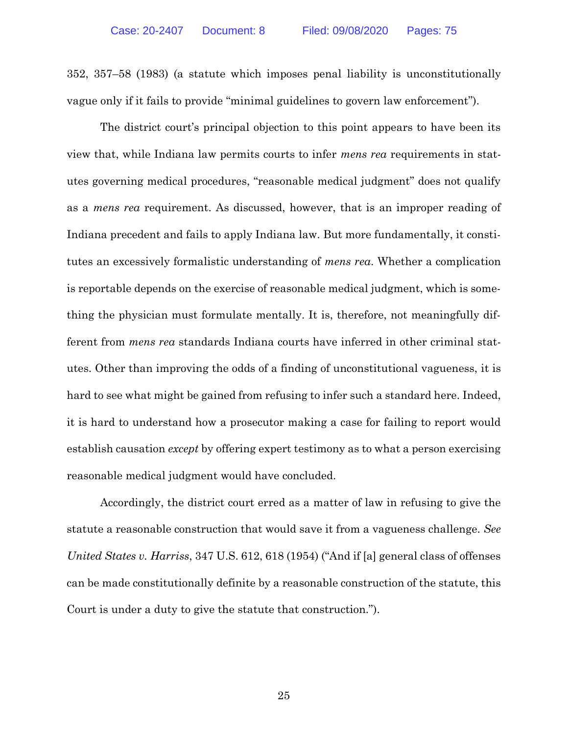352, 357–58 (1983) (a statute which imposes penal liability is unconstitutionally vague only if it fails to provide "minimal guidelines to govern law enforcement").

The district court's principal objection to this point appears to have been its view that, while Indiana law permits courts to infer *mens rea* requirements in statutes governing medical procedures, "reasonable medical judgment" does not qualify as a *mens rea* requirement. As discussed, however, that is an improper reading of Indiana precedent and fails to apply Indiana law. But more fundamentally, it constitutes an excessively formalistic understanding of *mens rea*. Whether a complication is reportable depends on the exercise of reasonable medical judgment, which is something the physician must formulate mentally. It is, therefore, not meaningfully different from *mens rea* standards Indiana courts have inferred in other criminal statutes. Other than improving the odds of a finding of unconstitutional vagueness, it is hard to see what might be gained from refusing to infer such a standard here. Indeed, it is hard to understand how a prosecutor making a case for failing to report would establish causation *except* by offering expert testimony as to what a person exercising reasonable medical judgment would have concluded.

Accordingly, the district court erred as a matter of law in refusing to give the statute a reasonable construction that would save it from a vagueness challenge. *See United States v. Harriss*, 347 U.S. 612, 618 (1954) ("And if [a] general class of offenses can be made constitutionally definite by a reasonable construction of the statute, this Court is under a duty to give the statute that construction.").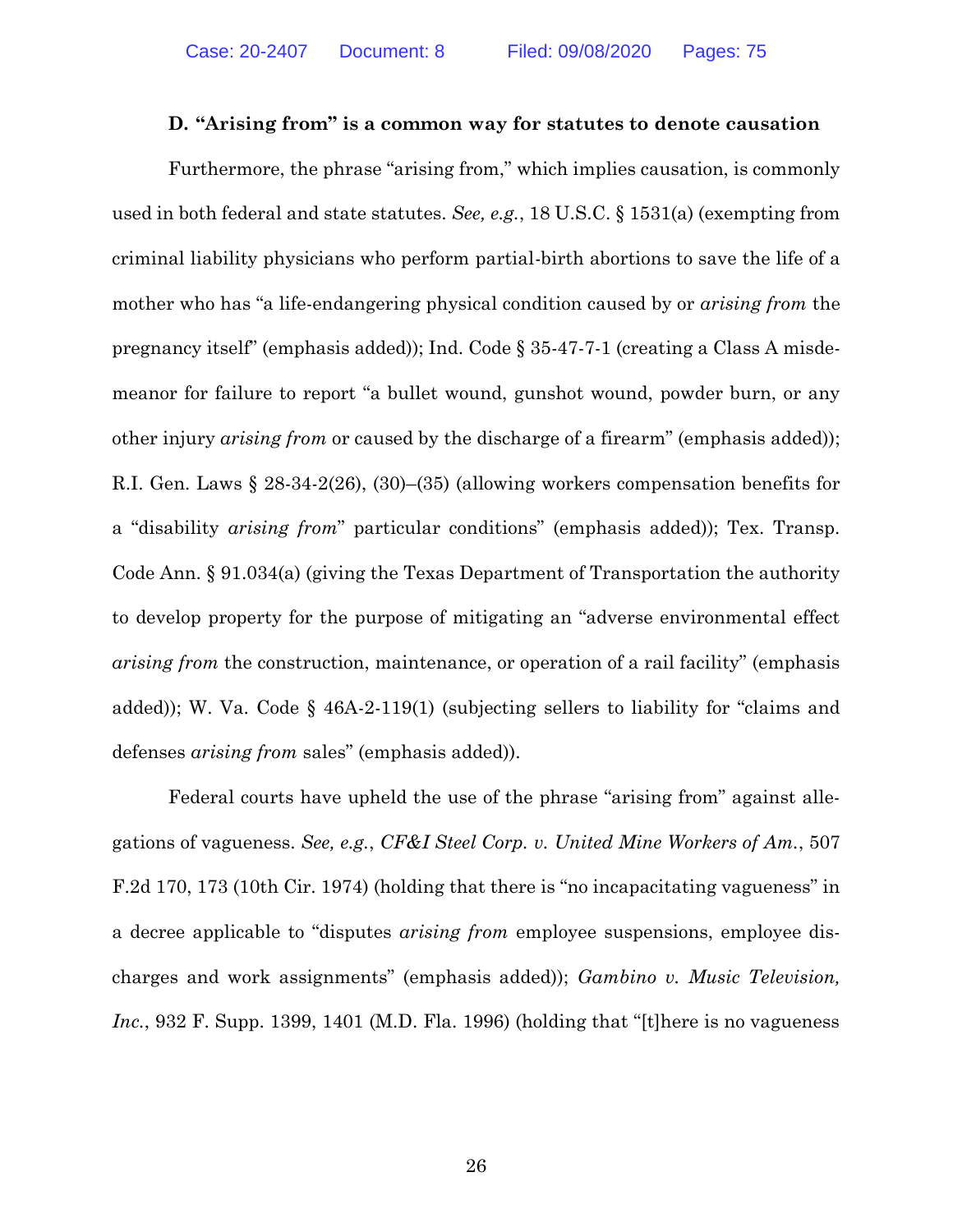### D. "Arising from" is a common way for statutes to denote causation

Furthermore, the phrase "arising from," which implies causation, is commonly used in both federal and state statutes. *See, e.g.*, 18 U.S.C. § 1531(a) (exempting from criminal liability physicians who perform partial-birth abortions to save the life of a mother who has "a life-endangering physical condition caused by or *arising from* the pregnancy itself" (emphasis added)); Ind. Code § 35-47-7-1 (creating a Class A misdemeanor for failure to report "a bullet wound, gunshot wound, powder burn, or any other injury *arising from* or caused by the discharge of a firearm" (emphasis added)); R.I. Gen. Laws § 28-34-2(26), (30)–(35) (allowing workers compensation benefits for a "disability *arising from*" particular conditions" (emphasis added)); Tex. Transp. Code Ann. § 91.034(a) (giving the Texas Department of Transportation the authority to develop property for the purpose of mitigating an "adverse environmental effect *arising from* the construction, maintenance, or operation of a rail facility" (emphasis added)); W. Va. Code § 46A-2-119(1) (subjecting sellers to liability for "claims and defenses *arising from* sales" (emphasis added)).

Federal courts have upheld the use of the phrase "arising from" against allegations of vagueness. *See, e.g.*, *CF&I Steel Corp. v. United Mine Workers of Am.*, 507 F.2d 170, 173 (10th Cir. 1974) (holding that there is "no incapacitating vagueness" in a decree applicable to "disputes *arising from* employee suspensions, employee discharges and work assignments" (emphasis added)); *Gambino v. Music Television, Inc.*, 932 F. Supp. 1399, 1401 (M.D. Fla. 1996) (holding that "[t]here is no vagueness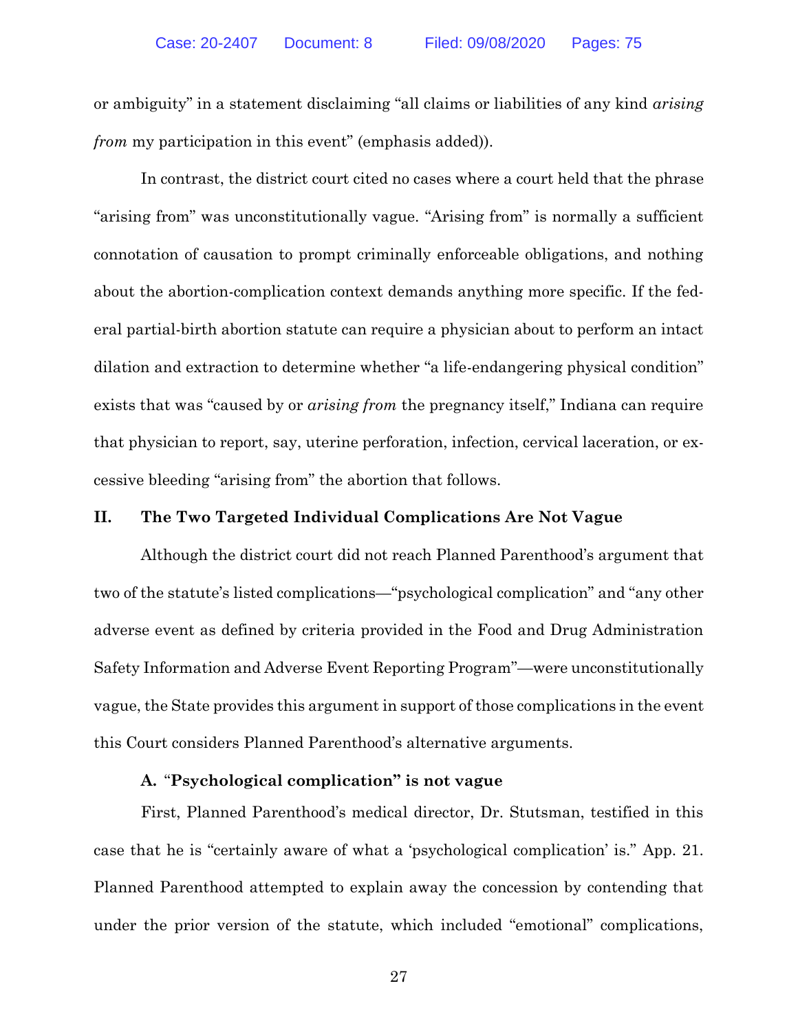or ambiguity" in a statement disclaiming "all claims or liabilities of any kind *arising from* my participation in this event" (emphasis added)).

In contrast, the district court cited no cases where a court held that the phrase "arising from" was unconstitutionally vague. "Arising from" is normally a sufficient connotation of causation to prompt criminally enforceable obligations, and nothing about the abortion-complication context demands anything more specific. If the federal partial-birth abortion statute can require a physician about to perform an intact dilation and extraction to determine whether "a life-endangering physical condition" exists that was "caused by or *arising from* the pregnancy itself," Indiana can require that physician to report, say, uterine perforation, infection, cervical laceration, or excessive bleeding "arising from" the abortion that follows.

## II. The Two Targeted Individual Complications Are Not Vague

Although the district court did not reach Planned Parenthood's argument that two of the statute's listed complications—"psychological complication" and "any other adverse event as defined by criteria provided in the Food and Drug Administration Safety Information and Adverse Event Reporting Program"—were unconstitutionally vague, the State provides this argument in support of those complications in the event this Court considers Planned Parenthood's alternative arguments.

### A. "Psychological complication" is not vague

First, Planned Parenthood's medical director, Dr. Stutsman, testified in this case that he is "certainly aware of what a 'psychological complication' is." App. 21. Planned Parenthood attempted to explain away the concession by contending that under the prior version of the statute, which included "emotional" complications,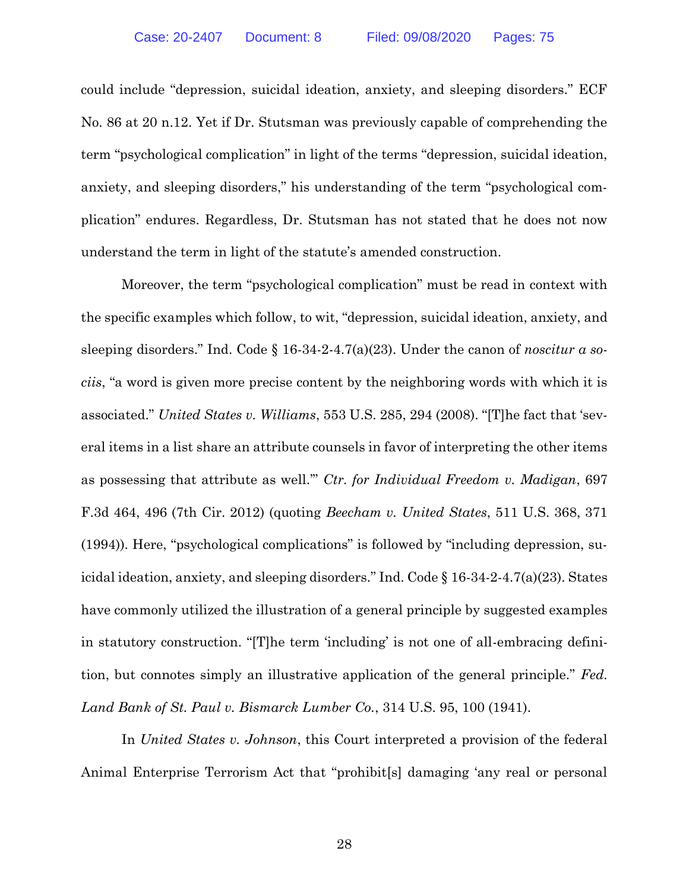could include "depression, suicidal ideation, anxiety, and sleeping disorders." ECF No. 86 at 20 n.12. Yet if Dr. Stutsman was previously capable of comprehending the term "psychological complication" in light of the terms "depression, suicidal ideation, anxiety, and sleeping disorders," his understanding of the term "psychological complication" endures. Regardless, Dr. Stutsman has not stated that he does not now understand the term in light of the statute's amended construction.

Moreover, the term "psychological complication" must be read in context with the specific examples which follow, to wit, "depression, suicidal ideation, anxiety, and sleeping disorders." Ind. Code § 16-34-2-4.7(a)(23). Under the canon of *noscitur a sociis*, "a word is given more precise content by the neighboring words with which it is associated." *United States v. Williams*, 553 U.S. 285, 294 (2008). "[T]he fact that 'several items in a list share an attribute counsels in favor of interpreting the other items as possessing that attribute as well.'" *Ctr. for Individual Freedom v. Madigan*, 697 F.3d 464, 496 (7th Cir. 2012) (quoting *Beecham v. United States*, 511 U.S. 368, 371 (1994)). Here, "psychological complications" is followed by "including depression, suicidal ideation, anxiety, and sleeping disorders." Ind. Code § 16-34-2-4.7(a)(23). States have commonly utilized the illustration of a general principle by suggested examples in statutory construction. "[T]he term 'including' is not one of all-embracing definition, but connotes simply an illustrative application of the general principle." *Fed. Land Bank of St. Paul v. Bismarck Lumber Co.*, 314 U.S. 95, 100 (1941).

In *United States v. Johnson*, this Court interpreted a provision of the federal Animal Enterprise Terrorism Act that "prohibit[s] damaging 'any real or personal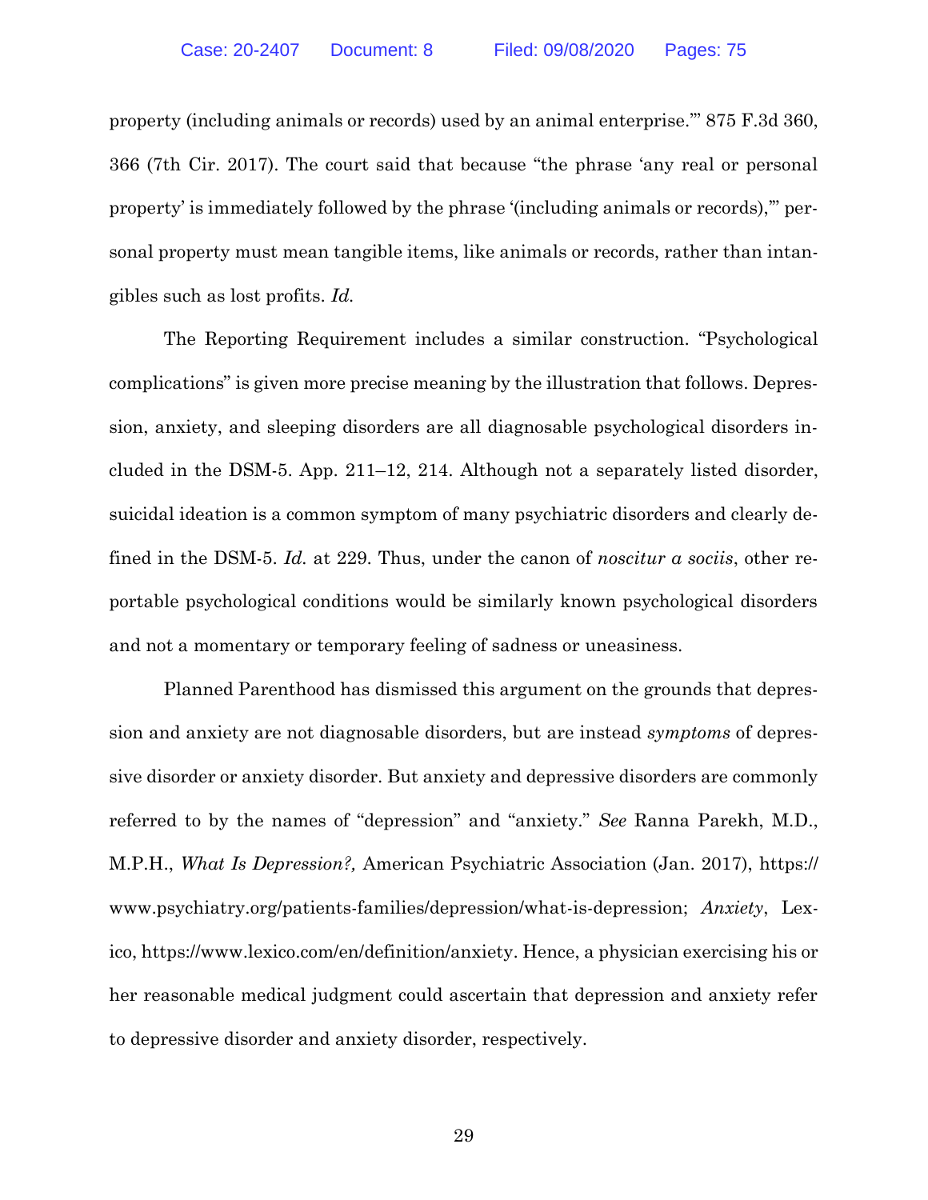property (including animals or records) used by an animal enterprise.'" 875 F.3d 360, 366 (7th Cir. 2017). The court said that because "the phrase 'any real or personal property' is immediately followed by the phrase '(including animals or records),'" personal property must mean tangible items, like animals or records, rather than intangibles such as lost profits. *Id.*

The Reporting Requirement includes a similar construction. "Psychological complications" is given more precise meaning by the illustration that follows. Depression, anxiety, and sleeping disorders are all diagnosable psychological disorders included in the DSM-5. App. 211–12, 214. Although not a separately listed disorder, suicidal ideation is a common symptom of many psychiatric disorders and clearly defined in the DSM-5. *Id.* at 229. Thus, under the canon of *noscitur a sociis*, other reportable psychological conditions would be similarly known psychological disorders and not a momentary or temporary feeling of sadness or uneasiness.

Planned Parenthood has dismissed this argument on the grounds that depression and anxiety are not diagnosable disorders, but are instead *symptoms* of depressive disorder or anxiety disorder. But anxiety and depressive disorders are commonly referred to by the names of "depression" and "anxiety." *See* Ranna Parekh, M.D., M.P.H., *What Is Depression?,* American Psychiatric Association (Jan. 2017), https://www.psychiatry.org/patients-families/depression/what-is-depression; *Anxiety*, Lexico, https://www.lexico.com/en/definition/anxiety. Hence, a physician exercising his or her reasonable medical judgment could ascertain that depression and anxiety refer to depressive disorder and anxiety disorder, respectively.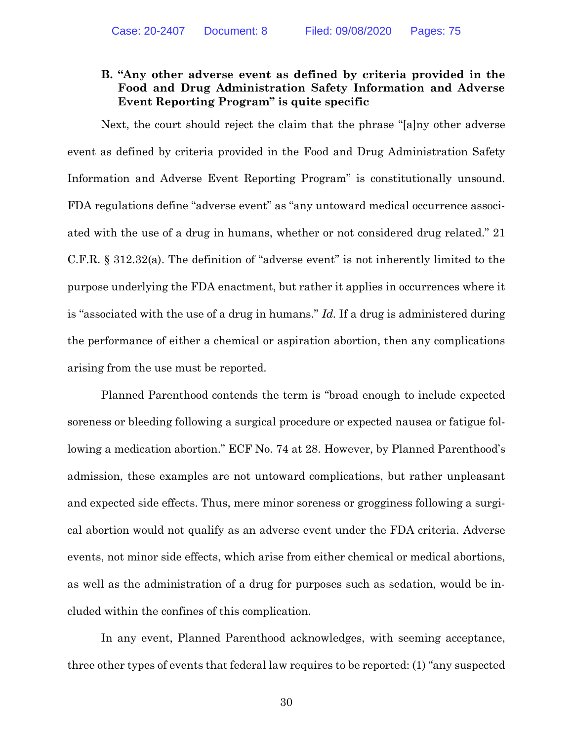### B. "Any other adverse event as defined by criteria provided in the Food and Drug Administration Safety Information and Adverse Event Reporting Program" is quite specific

Next, the court should reject the claim that the phrase "[a]ny other adverse event as defined by criteria provided in the Food and Drug Administration Safety Information and Adverse Event Reporting Program" is constitutionally unsound. FDA regulations define "adverse event" as "any untoward medical occurrence associated with the use of a drug in humans, whether or not considered drug related." 21 C.F.R. § 312.32(a). The definition of "adverse event" is not inherently limited to the purpose underlying the FDA enactment, but rather it applies in occurrences where it is "associated with the use of a drug in humans." *Id.* If a drug is administered during the performance of either a chemical or aspiration abortion, then any complications arising from the use must be reported.

Planned Parenthood contends the term is "broad enough to include expected soreness or bleeding following a surgical procedure or expected nausea or fatigue following a medication abortion." ECF No. 74 at 28. However, by Planned Parenthood's admission, these examples are not untoward complications, but rather unpleasant and expected side effects. Thus, mere minor soreness or grogginess following a surgical abortion would not qualify as an adverse event under the FDA criteria. Adverse events, not minor side effects, which arise from either chemical or medical abortions, as well as the administration of a drug for purposes such as sedation, would be included within the confines of this complication.

In any event, Planned Parenthood acknowledges, with seeming acceptance, three other types of events that federal law requires to be reported: (1) "any suspected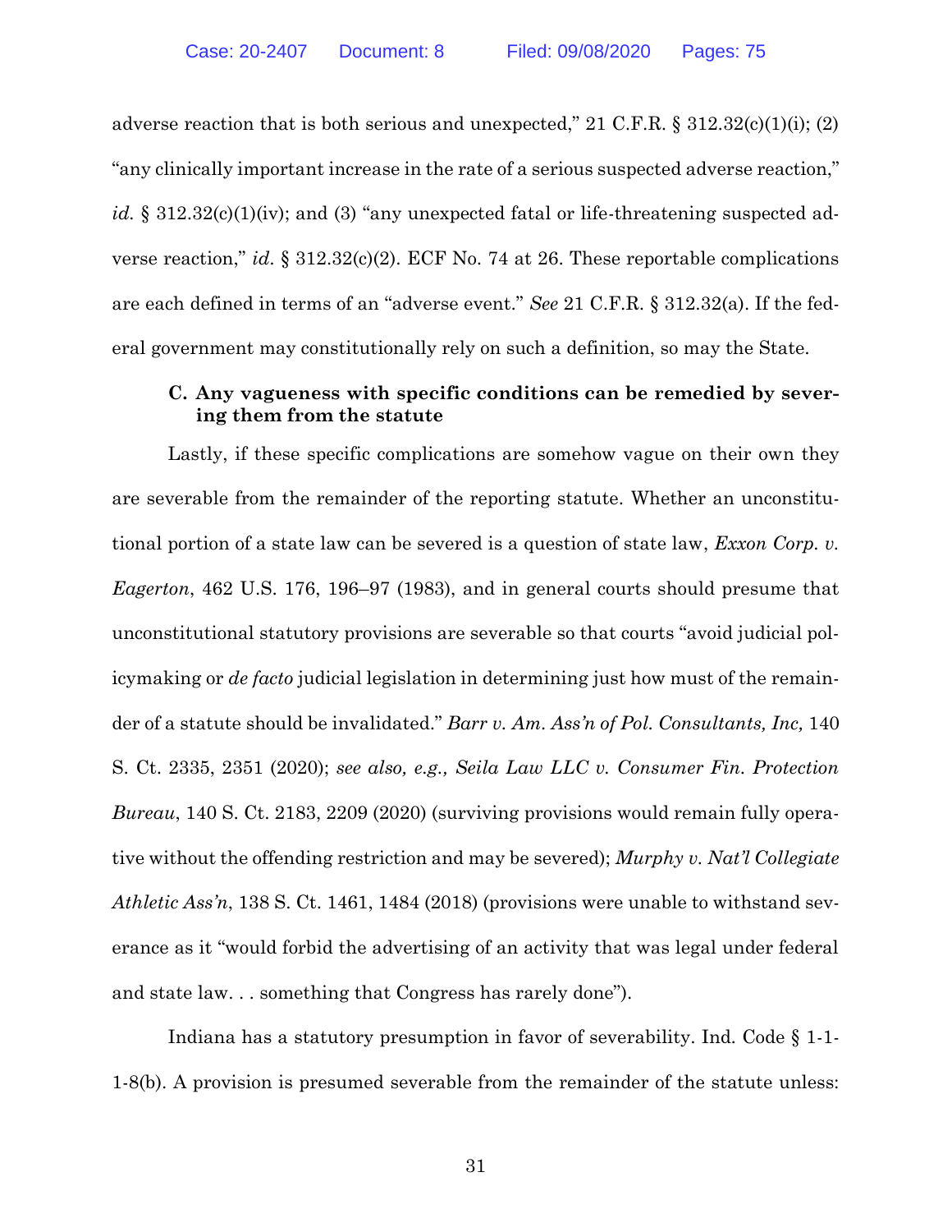adverse reaction that is both serious and unexpected," 21 C.F.R. § 312.32(c)(1)(i); (2) "any clinically important increase in the rate of a serious suspected adverse reaction," *id.* § 312.32(c)(1)(iv); and (3) "any unexpected fatal or life-threatening suspected adverse reaction," *id.* § 312.32(c)(2). ECF No. 74 at 26. These reportable complications are each defined in terms of an "adverse event." *See* 21 C.F.R. § 312.32(a). If the federal government may constitutionally rely on such a definition, so may the State.

### C. Any vagueness with specific conditions can be remedied by severing them from the statute

Lastly, if these specific complications are somehow vague on their own they are severable from the remainder of the reporting statute. Whether an unconstitutional portion of a state law can be severed is a question of state law, *Exxon Corp. v. Eagerton*, 462 U.S. 176, 196–97 (1983), and in general courts should presume that unconstitutional statutory provisions are severable so that courts "avoid judicial policymaking or *de facto* judicial legislation in determining just how must of the remainder of a statute should be invalidated." *Barr v. Am. Ass'n of Pol. Consultants, Inc,* 140 S. Ct. 2335, 2351 (2020); *see also, e.g., Seila Law LLC v. Consumer Fin. Protection Bureau*, 140 S. Ct. 2183, 2209 (2020) (surviving provisions would remain fully operative without the offending restriction and may be severed); *Murphy v. Nat'l Collegiate Athletic Ass'n*, 138 S. Ct. 1461, 1484 (2018) (provisions were unable to withstand severance as it "would forbid the advertising of an activity that was legal under federal and state law. . . something that Congress has rarely done").

Indiana has a statutory presumption in favor of severability. Ind. Code § 1-1-1-8(b). A provision is presumed severable from the remainder of the statute unless: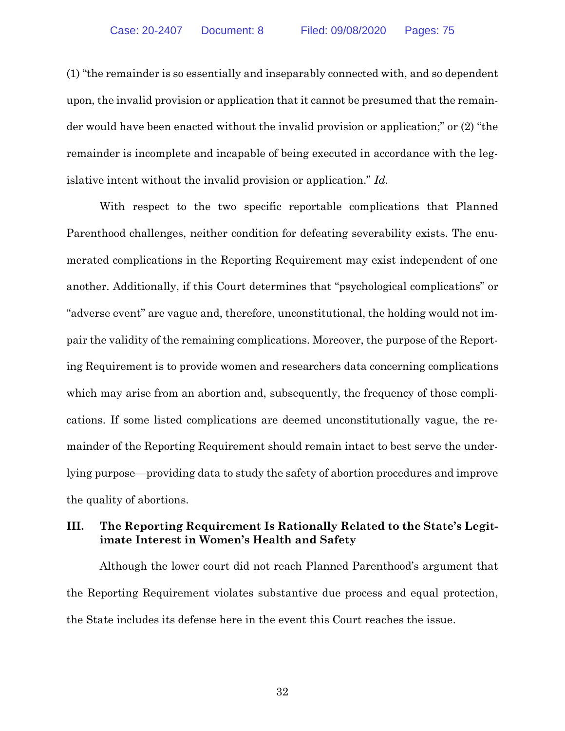(1) "the remainder is so essentially and inseparably connected with, and so dependent upon, the invalid provision or application that it cannot be presumed that the remainder would have been enacted without the invalid provision or application;" or (2) "the remainder is incomplete and incapable of being executed in accordance with the legislative intent without the invalid provision or application." *Id.*

With respect to the two specific reportable complications that Planned Parenthood challenges, neither condition for defeating severability exists. The enumerated complications in the Reporting Requirement may exist independent of one another. Additionally, if this Court determines that "psychological complications" or "adverse event" are vague and, therefore, unconstitutional, the holding would not impair the validity of the remaining complications. Moreover, the purpose of the Reporting Requirement is to provide women and researchers data concerning complications which may arise from an abortion and, subsequently, the frequency of those complications. If some listed complications are deemed unconstitutionally vague, the remainder of the Reporting Requirement should remain intact to best serve the underlying purpose—providing data to study the safety of abortion procedures and improve the quality of abortions.

## III. The Reporting Requirement Is Rationally Related to the State's Legitimate Interest in Women's Health and Safety

Although the lower court did not reach Planned Parenthood's argument that the Reporting Requirement violates substantive due process and equal protection, the State includes its defense here in the event this Court reaches the issue.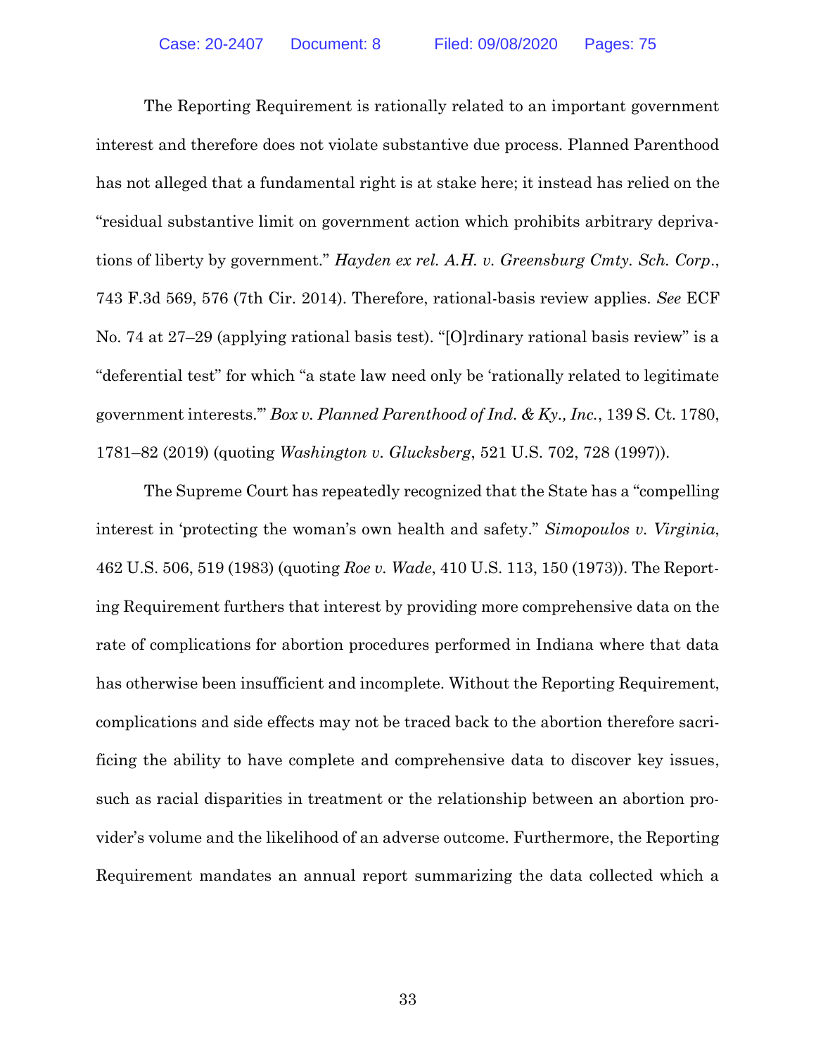The Reporting Requirement is rationally related to an important government interest and therefore does not violate substantive due process. Planned Parenthood has not alleged that a fundamental right is at stake here; it instead has relied on the "residual substantive limit on government action which prohibits arbitrary deprivations of liberty by government." *Hayden ex rel. A.H. v. Greensburg Cmty. Sch. Corp.*, 743 F.3d 569, 576 (7th Cir. 2014). Therefore, rational-basis review applies. *See* ECF No. 74 at 27–29 (applying rational basis test). "[O]rdinary rational basis review" is a "deferential test" for which "a state law need only be 'rationally related to legitimate government interests.'" *Box v. Planned Parenthood of Ind. & Ky., Inc.*, 139 S. Ct. 1780, 1781–82 (2019) (quoting *Washington v. Glucksberg*, 521 U.S. 702, 728 (1997)).

The Supreme Court has repeatedly recognized that the State has a "compelling interest in 'protecting the woman's own health and safety." *Simopoulos v. Virginia*, 462 U.S. 506, 519 (1983) (quoting *Roe v. Wade*, 410 U.S. 113, 150 (1973)). The Reporting Requirement furthers that interest by providing more comprehensive data on the rate of complications for abortion procedures performed in Indiana where that data has otherwise been insufficient and incomplete. Without the Reporting Requirement, complications and side effects may not be traced back to the abortion therefore sacrificing the ability to have complete and comprehensive data to discover key issues, such as racial disparities in treatment or the relationship between an abortion provider's volume and the likelihood of an adverse outcome. Furthermore, the Reporting Requirement mandates an annual report summarizing the data collected which a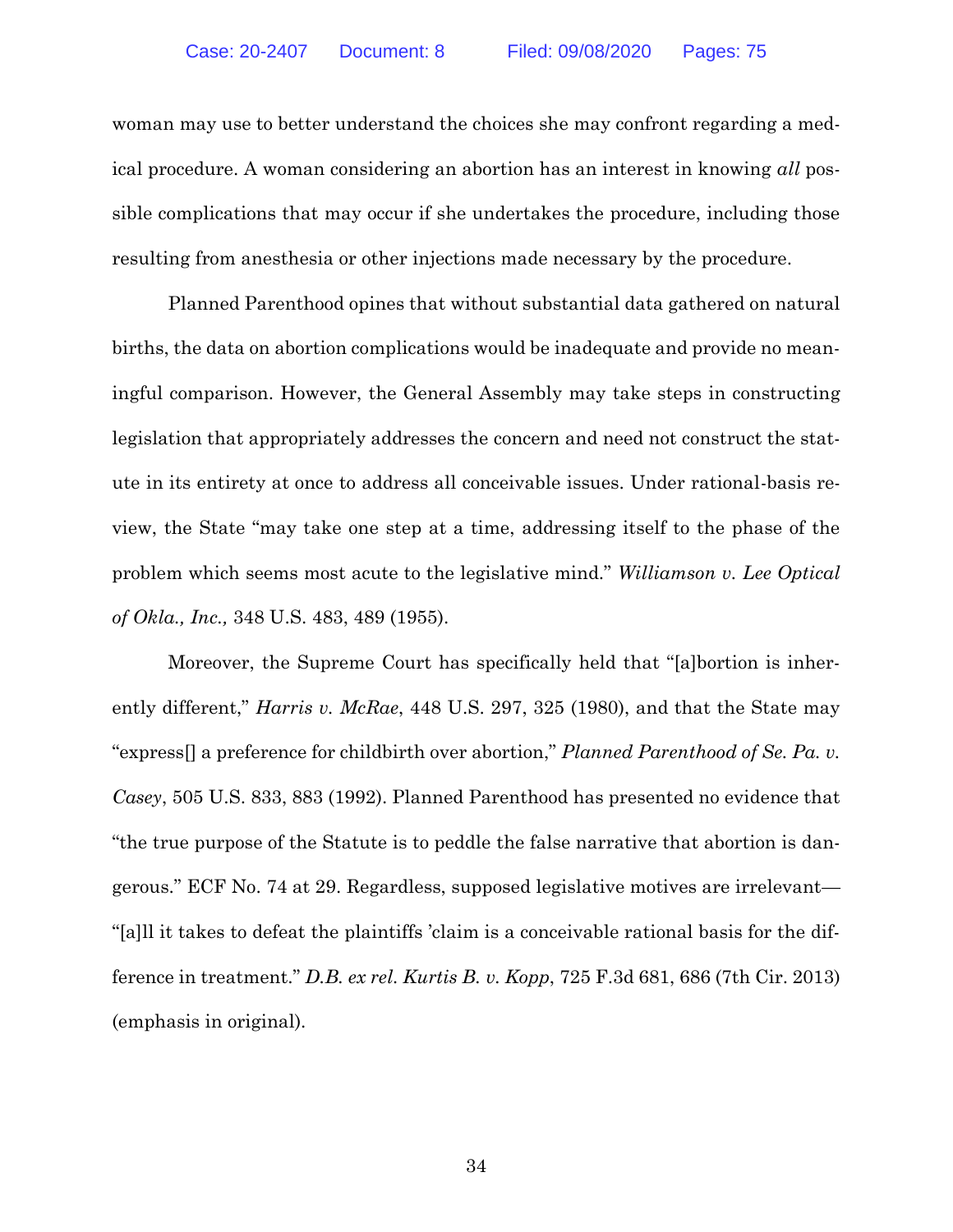woman may use to better understand the choices she may confront regarding a medical procedure. A woman considering an abortion has an interest in knowing *all* possible complications that may occur if she undertakes the procedure, including those resulting from anesthesia or other injections made necessary by the procedure.

Planned Parenthood opines that without substantial data gathered on natural births, the data on abortion complications would be inadequate and provide no meaningful comparison. However, the General Assembly may take steps in constructing legislation that appropriately addresses the concern and need not construct the statute in its entirety at once to address all conceivable issues. Under rational-basis review, the State "may take one step at a time, addressing itself to the phase of the problem which seems most acute to the legislative mind." *Williamson v. Lee Optical of Okla., Inc.,* 348 U.S. 483, 489 (1955).

Moreover, the Supreme Court has specifically held that "[a]bortion is inherently different," *Harris v. McRae*, 448 U.S. 297, 325 (1980), and that the State may "express[] a preference for childbirth over abortion," *Planned Parenthood of Se. Pa. v. Casey*, 505 U.S. 833, 883 (1992). Planned Parenthood has presented no evidence that "the true purpose of the Statute is to peddle the false narrative that abortion is dangerous." ECF No. 74 at 29. Regardless, supposed legislative motives are irrelevant—"[a]ll it takes to defeat the plaintiffs 'claim is a conceivable rational basis for the difference in treatment." *D.B. ex rel. Kurtis B. v. Kopp*, 725 F.3d 681, 686 (7th Cir. 2013) (emphasis in original).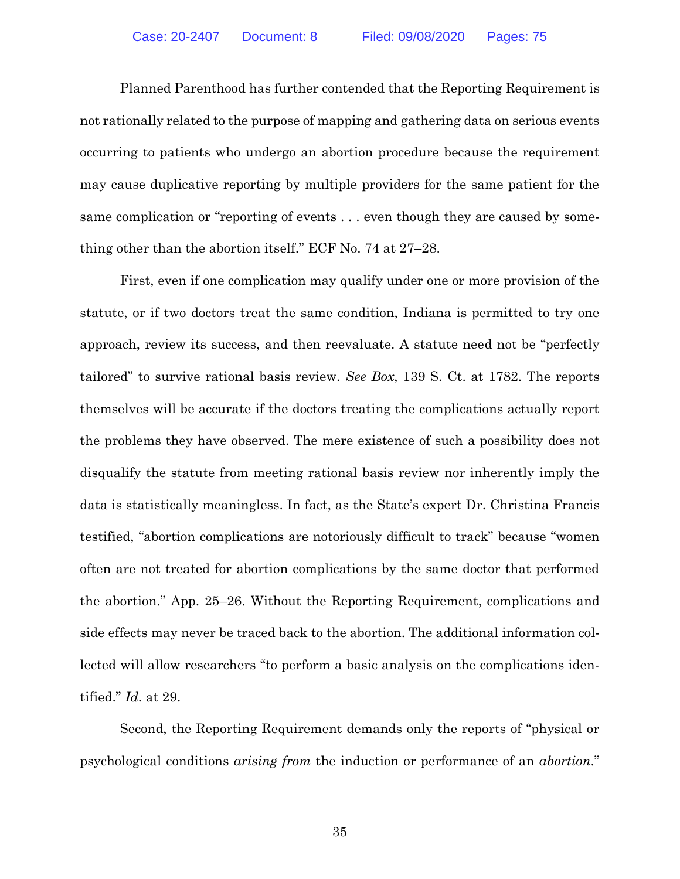Planned Parenthood has further contended that the Reporting Requirement is not rationally related to the purpose of mapping and gathering data on serious events occurring to patients who undergo an abortion procedure because the requirement may cause duplicative reporting by multiple providers for the same patient for the same complication or "reporting of events . . . even though they are caused by something other than the abortion itself." ECF No. 74 at 27–28.

First, even if one complication may qualify under one or more provision of the statute, or if two doctors treat the same condition, Indiana is permitted to try one approach, review its success, and then reevaluate. A statute need not be "perfectly tailored" to survive rational basis review. *See Box*, 139 S. Ct. at 1782. The reports themselves will be accurate if the doctors treating the complications actually report the problems they have observed. The mere existence of such a possibility does not disqualify the statute from meeting rational basis review nor inherently imply the data is statistically meaningless. In fact, as the State's expert Dr. Christina Francis testified, "abortion complications are notoriously difficult to track" because "women often are not treated for abortion complications by the same doctor that performed the abortion." App. 25–26. Without the Reporting Requirement, complications and side effects may never be traced back to the abortion. The additional information collected will allow researchers "to perform a basic analysis on the complications identified." *Id.* at 29.

Second, the Reporting Requirement demands only the reports of "physical or psychological conditions *arising from* the induction or performance of an *abortion*."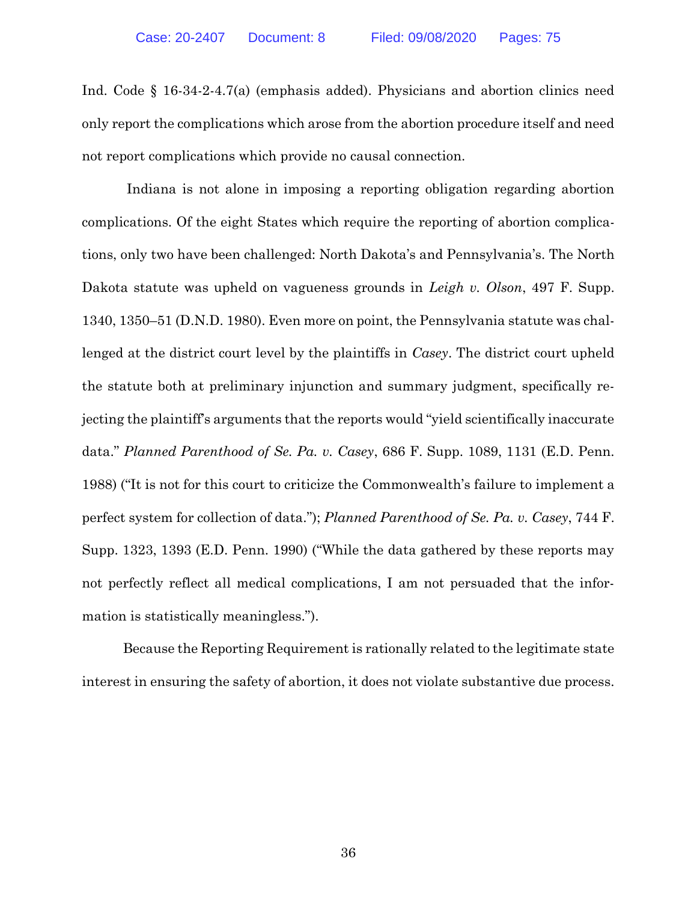Ind. Code § 16-34-2-4.7(a) (emphasis added). Physicians and abortion clinics need only report the complications which arose from the abortion procedure itself and need not report complications which provide no causal connection.

Indiana is not alone in imposing a reporting obligation regarding abortion complications. Of the eight States which require the reporting of abortion complications, only two have been challenged: North Dakota's and Pennsylvania's. The North Dakota statute was upheld on vagueness grounds in *Leigh v. Olson*, 497 F. Supp. 1340, 1350–51 (D.N.D. 1980). Even more on point, the Pennsylvania statute was challenged at the district court level by the plaintiffs in *Casey*. The district court upheld the statute both at preliminary injunction and summary judgment, specifically rejecting the plaintiff's arguments that the reports would "yield scientifically inaccurate data." *Planned Parenthood of Se. Pa. v. Casey*, 686 F. Supp. 1089, 1131 (E.D. Penn. 1988) ("It is not for this court to criticize the Commonwealth's failure to implement a perfect system for collection of data."); *Planned Parenthood of Se. Pa. v. Casey*, 744 F. Supp. 1323, 1393 (E.D. Penn. 1990) ("While the data gathered by these reports may not perfectly reflect all medical complications, I am not persuaded that the information is statistically meaningless.").

Because the Reporting Requirement is rationally related to the legitimate state interest in ensuring the safety of abortion, it does not violate substantive due process.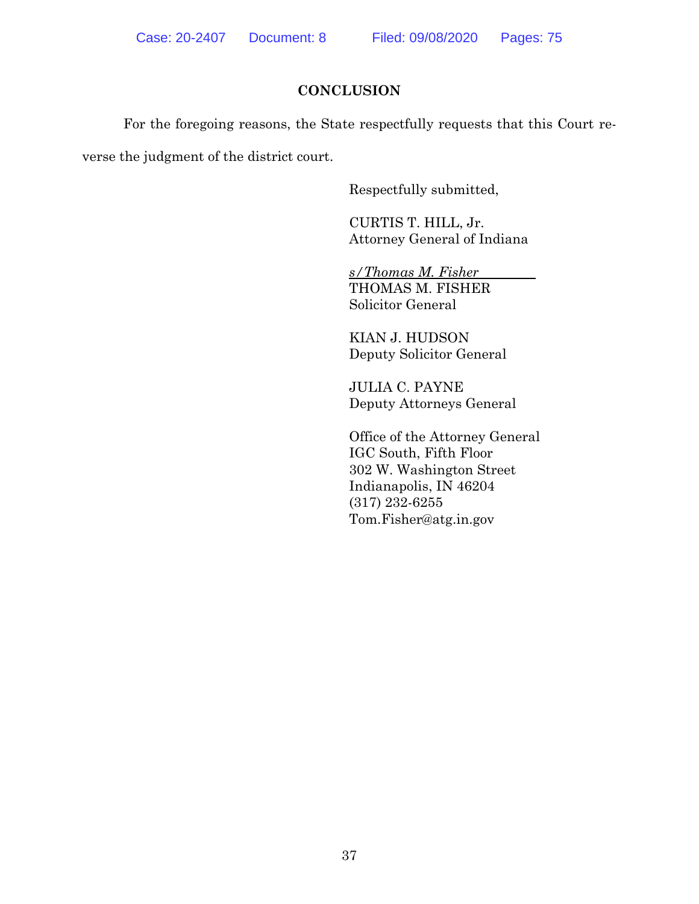## CONCLUSION

For the foregoing reasons, the State respectfully requests that this Court reverse the judgment of the district court.

Respectfully submitted,

CURTIS T. HILL, Jr.
Attorney General of Indiana

*s/Thomas M. Fisher*
THOMAS M. FISHER
Solicitor General

KIAN J. HUDSON
Deputy Solicitor General

JULIA C. PAYNE
Deputy Attorneys General

Office of the Attorney General
IGC South, Fifth Floor
302 W. Washington Street
Indianapolis, IN 46204
(317) 232-6255
Tom.Fisher@atg.in.gov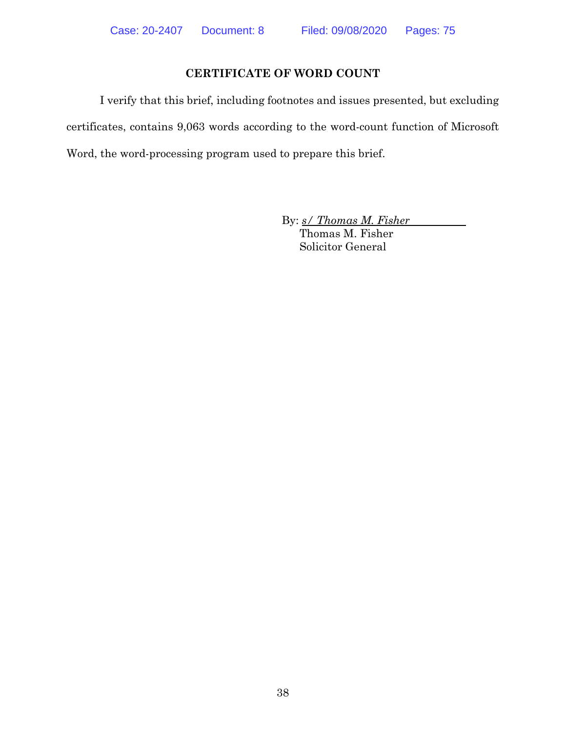## CERTIFICATE OF WORD COUNT

I verify that this brief, including footnotes and issues presented, but excluding certificates, contains 9,063 words according to the word-count function of Microsoft Word, the word-processing program used to prepare this brief.

By: *s/ Thomas M. Fisher*
Thomas M. Fisher
Solicitor General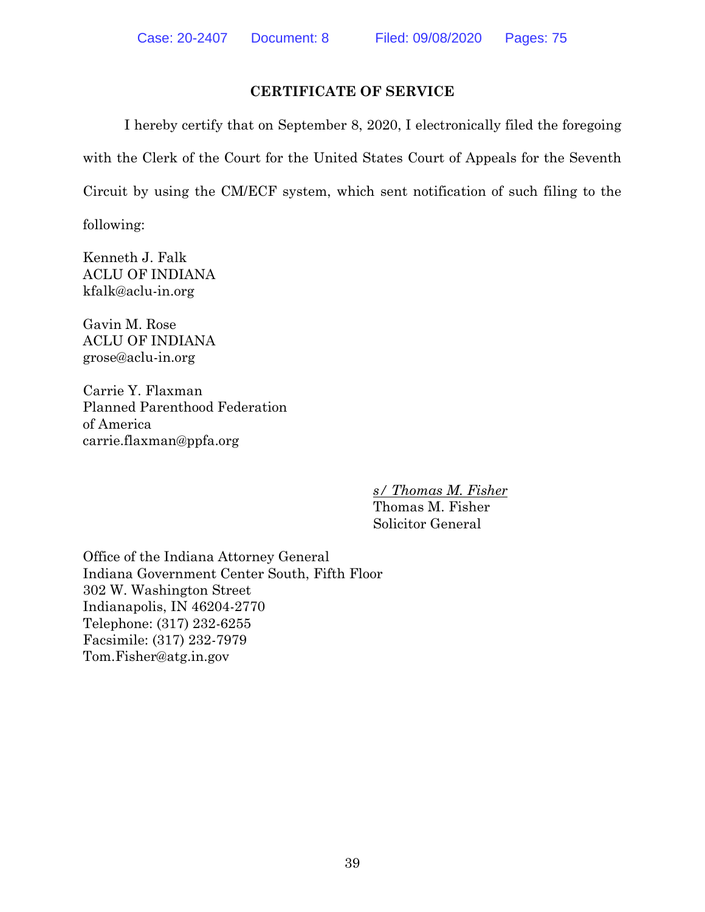## CERTIFICATE OF SERVICE

I hereby certify that on September 8, 2020, I electronically filed the foregoing with the Clerk of the Court for the United States Court of Appeals for the Seventh Circuit by using the CM/ECF system, which sent notification of such filing to the following:

Kenneth J. Falk
ACLU OF INDIANA
kfalk@aclu-in.org

Gavin M. Rose
ACLU OF INDIANA
grose@aclu-in.org

Carrie Y. Flaxman
Planned Parenthood Federation of America
carrie.flaxman@ppfa.org

*s/ Thomas M. Fisher*
Thomas M. Fisher
Solicitor General

Office of the Indiana Attorney General
Indiana Government Center South, Fifth Floor
302 W. Washington Street
Indianapolis, IN 46204-2770
Telephone: (317) 232-6255
Facsimile: (317) 232-7979
Tom.Fisher@atg.in.gov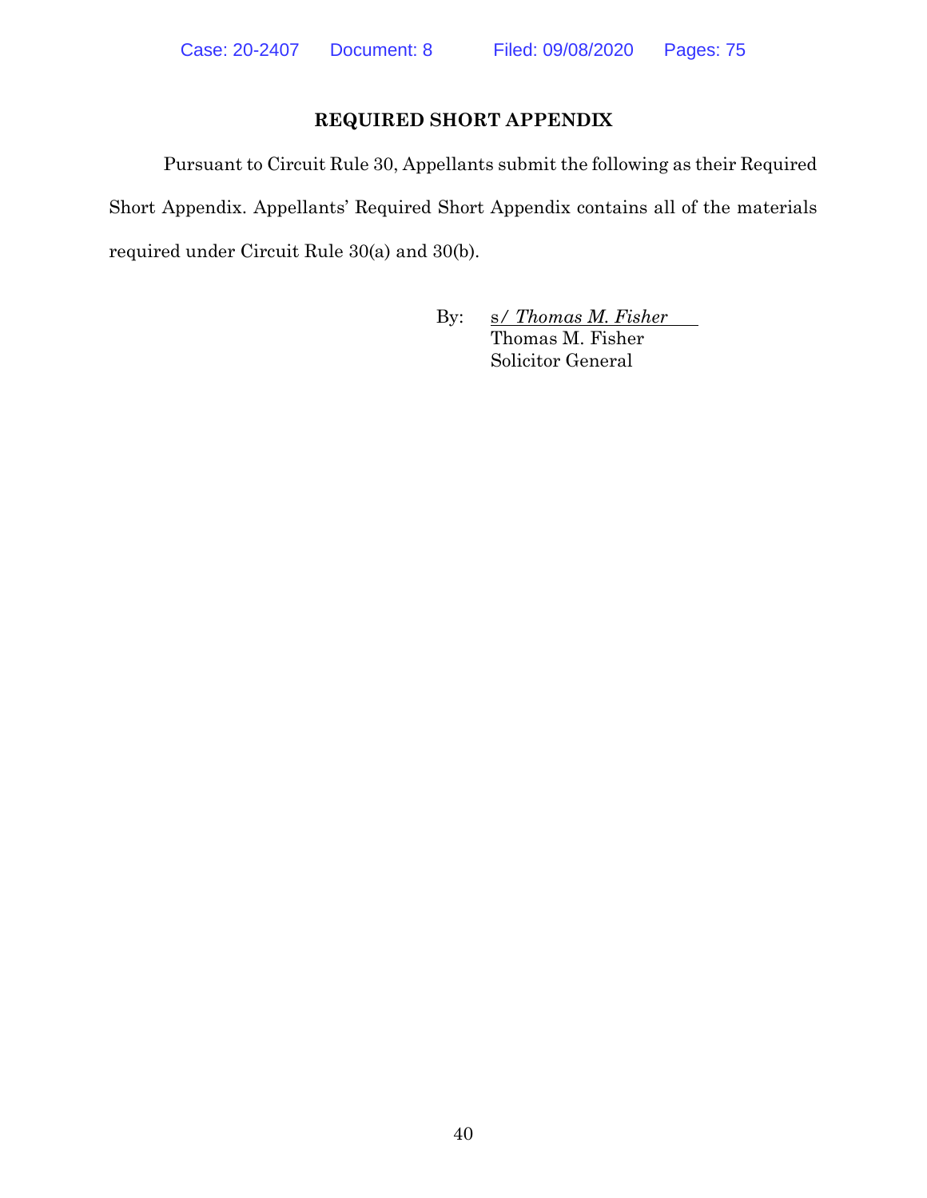## REQUIRED SHORT APPENDIX

Pursuant to Circuit Rule 30, Appellants submit the following as their Required Short Appendix. Appellants' Required Short Appendix contains all of the materials required under Circuit Rule 30(a) and 30(b).

By: s/ *Thomas M. Fisher*
Thomas M. Fisher
Solicitor General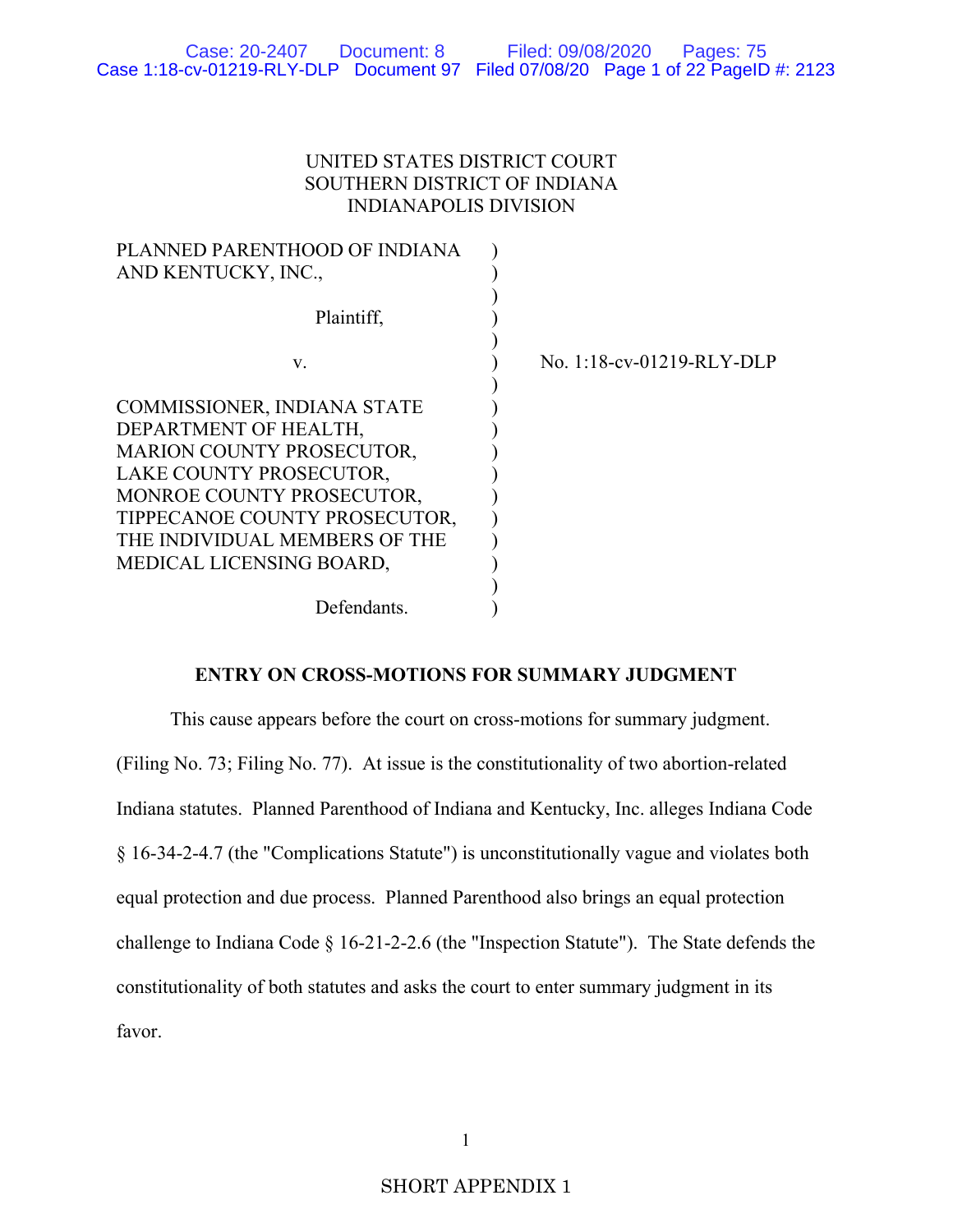UNITED STATES DISTRICT COURT
SOUTHERN DISTRICT OF INDIANA
INDIANAPOLIS DIVISION

| | | |
|---|---|---|
| PLANNED PARENTHOOD OF INDIANA AND KENTUCKY, INC., | ) | |
| Plaintiff, | ) | |
| v. | ) | No. 1:18-cv-01219-RLY-DLP |
| COMMISSIONER, INDIANA STATE DEPARTMENT OF HEALTH, MARION COUNTY PROSECUTOR, LAKE COUNTY PROSECUTOR, MONROE COUNTY PROSECUTOR, TIPPECANOE COUNTY PROSECUTOR, THE INDIVIDUAL MEMBERS OF THE MEDICAL LICENSING BOARD, | ) | |
| Defendants. | ) | |

## ENTRY ON CROSS-MOTIONS FOR SUMMARY JUDGMENT

This cause appears before the court on cross-motions for summary judgment. (Filing No. 73; Filing No. 77). At issue is the constitutionality of two abortion-related Indiana statutes. Planned Parenthood of Indiana and Kentucky, Inc. alleges Indiana Code § 16-34-2-4.7 (the "Complications Statute") is unconstitutionally vague and violates both equal protection and due process. Planned Parenthood also brings an equal protection challenge to Indiana Code § 16-21-2-2.6 (the "Inspection Statute"). The State defends the constitutionality of both statutes and asks the court to enter summary judgment in its favor.

SHORT APPENDIX 1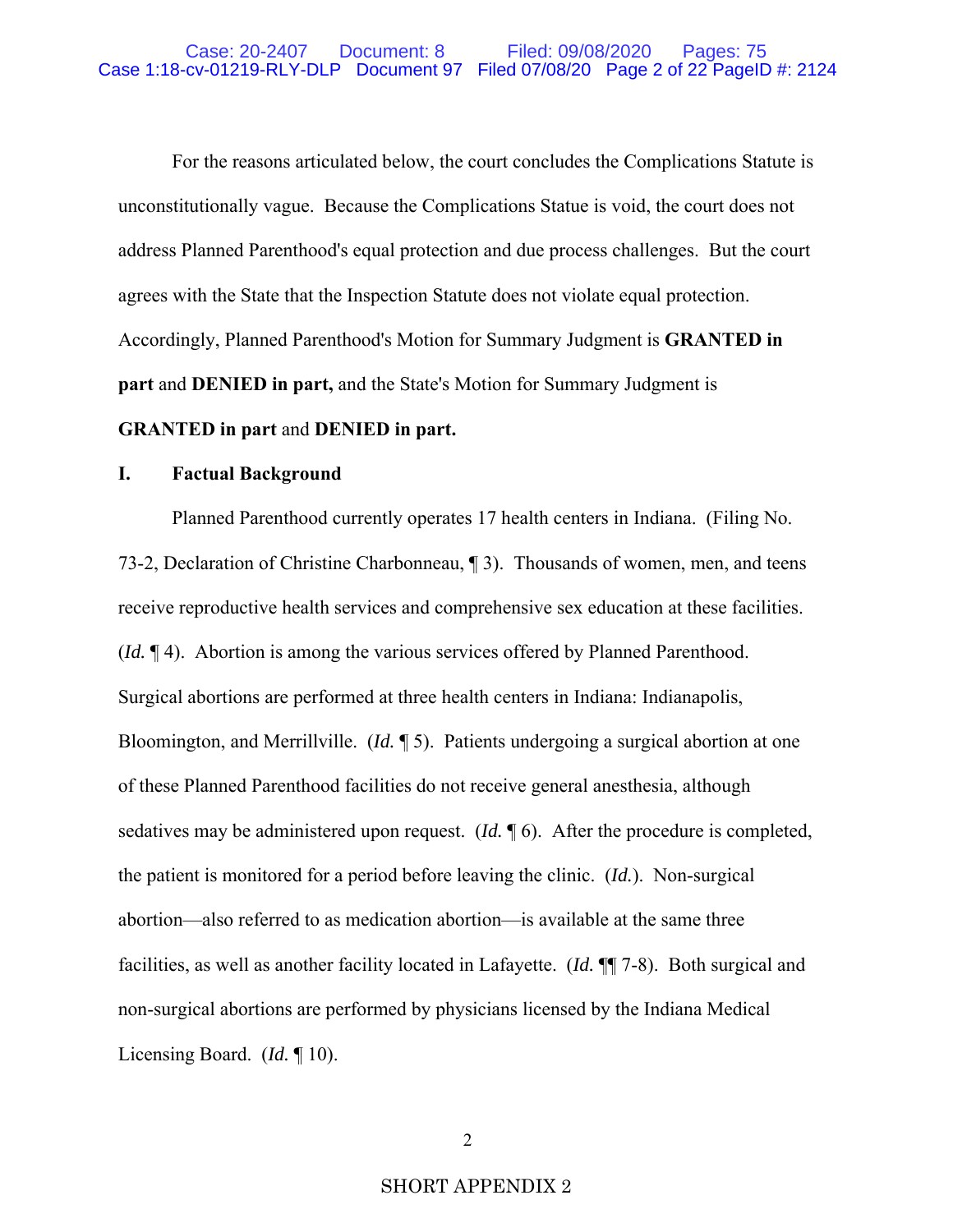For the reasons articulated below, the court concludes the Complications Statute is unconstitutionally vague. Because the Complications Statue is void, the court does not address Planned Parenthood's equal protection and due process challenges. But the court agrees with the State that the Inspection Statute does not violate equal protection. Accordingly, Planned Parenthood's Motion for Summary Judgment is **GRANTED in part** and **DENIED in part,** and the State's Motion for Summary Judgment is **GRANTED in part** and **DENIED in part.**

## I. Factual Background

Planned Parenthood currently operates 17 health centers in Indiana. (Filing No. 73-2, Declaration of Christine Charbonneau, ¶ 3). Thousands of women, men, and teens receive reproductive health services and comprehensive sex education at these facilities. (*Id.* ¶ 4). Abortion is among the various services offered by Planned Parenthood. Surgical abortions are performed at three health centers in Indiana: Indianapolis, Bloomington, and Merrillville. (*Id.* ¶ 5). Patients undergoing a surgical abortion at one of these Planned Parenthood facilities do not receive general anesthesia, although sedatives may be administered upon request. (*Id.* ¶ 6). After the procedure is completed, the patient is monitored for a period before leaving the clinic. (*Id.*). Non-surgical abortion—also referred to as medication abortion—is available at the same three facilities, as well as another facility located in Lafayette. (*Id.* ¶¶ 7-8). Both surgical and non-surgical abortions are performed by physicians licensed by the Indiana Medical Licensing Board. (*Id.* ¶ 10).

SHORT APPENDIX 2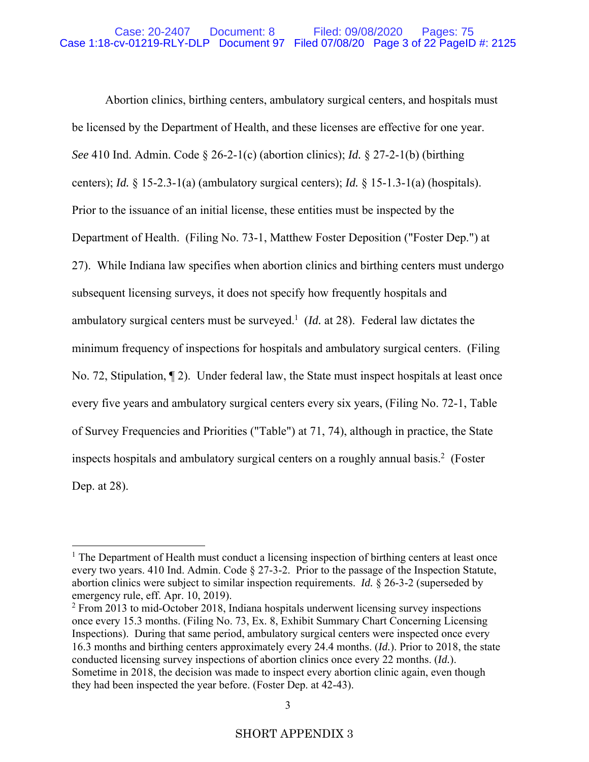Abortion clinics, birthing centers, ambulatory surgical centers, and hospitals must be licensed by the Department of Health, and these licenses are effective for one year. *See* 410 Ind. Admin. Code § 26-2-1(c) (abortion clinics); *Id.* § 27-2-1(b) (birthing centers); *Id.* § 15-2.3-1(a) (ambulatory surgical centers); *Id.* § 15-1.3-1(a) (hospitals). Prior to the issuance of an initial license, these entities must be inspected by the Department of Health. (Filing No. 73-1, Matthew Foster Deposition ("Foster Dep.") at 27). While Indiana law specifies when abortion clinics and birthing centers must undergo subsequent licensing surveys, it does not specify how frequently hospitals and ambulatory surgical centers must be surveyed.[1] (*Id.* at 28). Federal law dictates the minimum frequency of inspections for hospitals and ambulatory surgical centers. (Filing No. 72, Stipulation, ¶ 2). Under federal law, the State must inspect hospitals at least once every five years and ambulatory surgical centers every six years, (Filing No. 72-1, Table of Survey Frequencies and Priorities ("Table") at 71, 74), although in practice, the State inspects hospitals and ambulatory surgical centers on a roughly annual basis.[2] (Foster Dep. at 28).

---

[1] The Department of Health must conduct a licensing inspection of birthing centers at least once every two years. 410 Ind. Admin. Code § 27-3-2. Prior to the passage of the Inspection Statute, abortion clinics were subject to similar inspection requirements. *Id.* § 26-3-2 (superseded by emergency rule, eff. Apr. 10, 2019).

[2] From 2013 to mid-October 2018, Indiana hospitals underwent licensing survey inspections once every 15.3 months. (Filing No. 73, Ex. 8, Exhibit Summary Chart Concerning Licensing Inspections). During that same period, ambulatory surgical centers were inspected once every 16.3 months and birthing centers approximately every 24.4 months. (*Id.*). Prior to 2018, the state conducted licensing survey inspections of abortion clinics once every 22 months. (*Id.*). Sometime in 2018, the decision was made to inspect every abortion clinic again, even though they had been inspected the year before. (Foster Dep. at 42-43).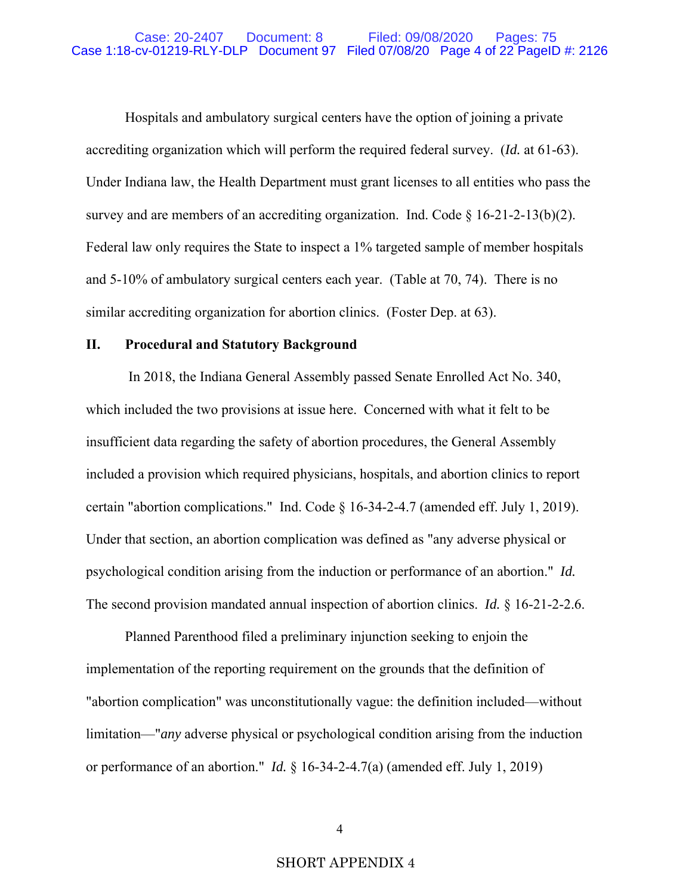Hospitals and ambulatory surgical centers have the option of joining a private accrediting organization which will perform the required federal survey. (*Id.* at 61-63). Under Indiana law, the Health Department must grant licenses to all entities who pass the survey and are members of an accrediting organization. Ind. Code § 16-21-2-13(b)(2). Federal law only requires the State to inspect a 1% targeted sample of member hospitals and 5-10% of ambulatory surgical centers each year. (Table at 70, 74). There is no similar accrediting organization for abortion clinics. (Foster Dep. at 63).

## II. Procedural and Statutory Background

In 2018, the Indiana General Assembly passed Senate Enrolled Act No. 340, which included the two provisions at issue here. Concerned with what it felt to be insufficient data regarding the safety of abortion procedures, the General Assembly included a provision which required physicians, hospitals, and abortion clinics to report certain "abortion complications." Ind. Code § 16-34-2-4.7 (amended eff. July 1, 2019). Under that section, an abortion complication was defined as "any adverse physical or psychological condition arising from the induction or performance of an abortion." *Id.* The second provision mandated annual inspection of abortion clinics. *Id.* § 16-21-2-2.6.

Planned Parenthood filed a preliminary injunction seeking to enjoin the implementation of the reporting requirement on the grounds that the definition of "abortion complication" was unconstitutionally vague: the definition included—without limitation—"*any* adverse physical or psychological condition arising from the induction or performance of an abortion." *Id.* § 16-34-2-4.7(a) (amended eff. July 1, 2019)

SHORT APPENDIX 4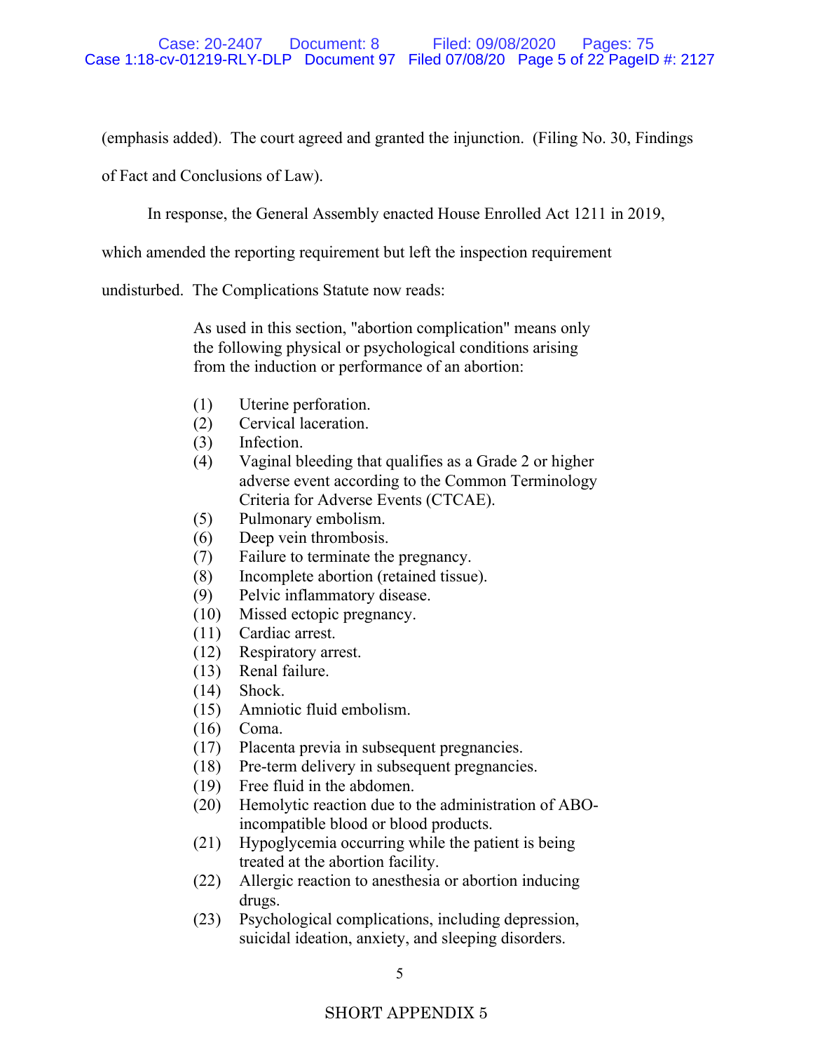(emphasis added). The court agreed and granted the injunction. (Filing No. 30, Findings of Fact and Conclusions of Law).

In response, the General Assembly enacted House Enrolled Act 1211 in 2019, which amended the reporting requirement but left the inspection requirement undisturbed. The Complications Statute now reads:

> As used in this section, "abortion complication" means only the following physical or psychological conditions arising from the induction or performance of an abortion:
>
> (1) Uterine perforation.
> (2) Cervical laceration.
> (3) Infection.
> (4) Vaginal bleeding that qualifies as a Grade 2 or higher adverse event according to the Common Terminology Criteria for Adverse Events (CTCAE).
> (5) Pulmonary embolism.
> (6) Deep vein thrombosis.
> (7) Failure to terminate the pregnancy.
> (8) Incomplete abortion (retained tissue).
> (9) Pelvic inflammatory disease.
> (10) Missed ectopic pregnancy.
> (11) Cardiac arrest.
> (12) Respiratory arrest.
> (13) Renal failure.
> (14) Shock.
> (15) Amniotic fluid embolism.
> (16) Coma.
> (17) Placenta previa in subsequent pregnancies.
> (18) Pre-term delivery in subsequent pregnancies.
> (19) Free fluid in the abdomen.
> (20) Hemolytic reaction due to the administration of ABO-incompatible blood or blood products.
> (21) Hypoglycemia occurring while the patient is being treated at the abortion facility.
> (22) Allergic reaction to anesthesia or abortion inducing drugs.
> (23) Psychological complications, including depression, suicidal ideation, anxiety, and sleeping disorders.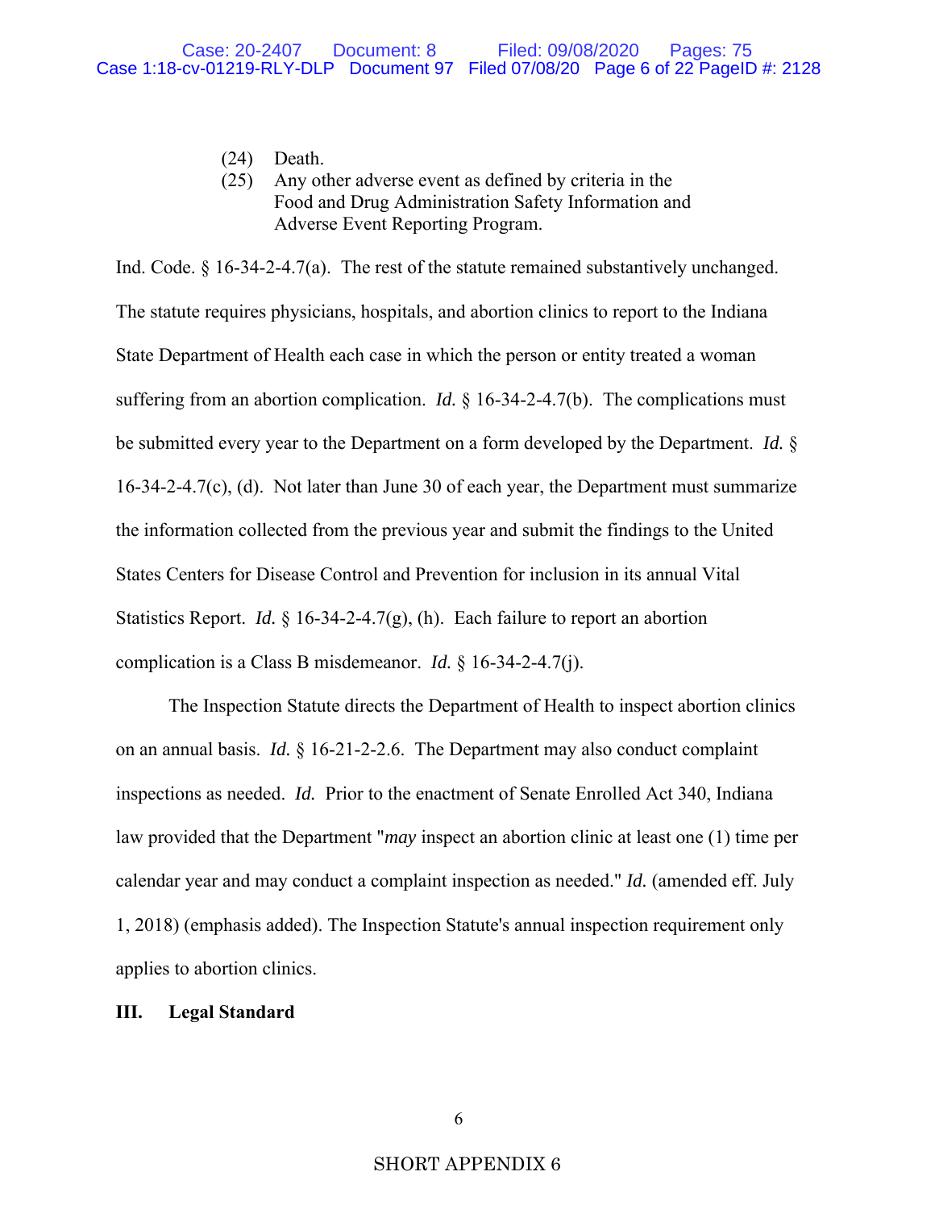(24) Death.

(25) Any other adverse event as defined by criteria in the Food and Drug Administration Safety Information and Adverse Event Reporting Program.

Ind. Code. § 16-34-2-4.7(a). The rest of the statute remained substantively unchanged. The statute requires physicians, hospitals, and abortion clinics to report to the Indiana State Department of Health each case in which the person or entity treated a woman suffering from an abortion complication. *Id.* § 16-34-2-4.7(b). The complications must be submitted every year to the Department on a form developed by the Department. *Id.* § 16-34-2-4.7(c), (d). Not later than June 30 of each year, the Department must summarize the information collected from the previous year and submit the findings to the United States Centers for Disease Control and Prevention for inclusion in its annual Vital Statistics Report. *Id.* § 16-34-2-4.7(g), (h). Each failure to report an abortion complication is a Class B misdemeanor. *Id.* § 16-34-2-4.7(j).

The Inspection Statute directs the Department of Health to inspect abortion clinics on an annual basis. *Id.* § 16-21-2-2.6. The Department may also conduct complaint inspections as needed. *Id.* Prior to the enactment of Senate Enrolled Act 340, Indiana law provided that the Department "*may* inspect an abortion clinic at least one (1) time per calendar year and may conduct a complaint inspection as needed." *Id.* (amended eff. July 1, 2018) (emphasis added). The Inspection Statute's annual inspection requirement only applies to abortion clinics.

## III. Legal Standard

SHORT APPENDIX 6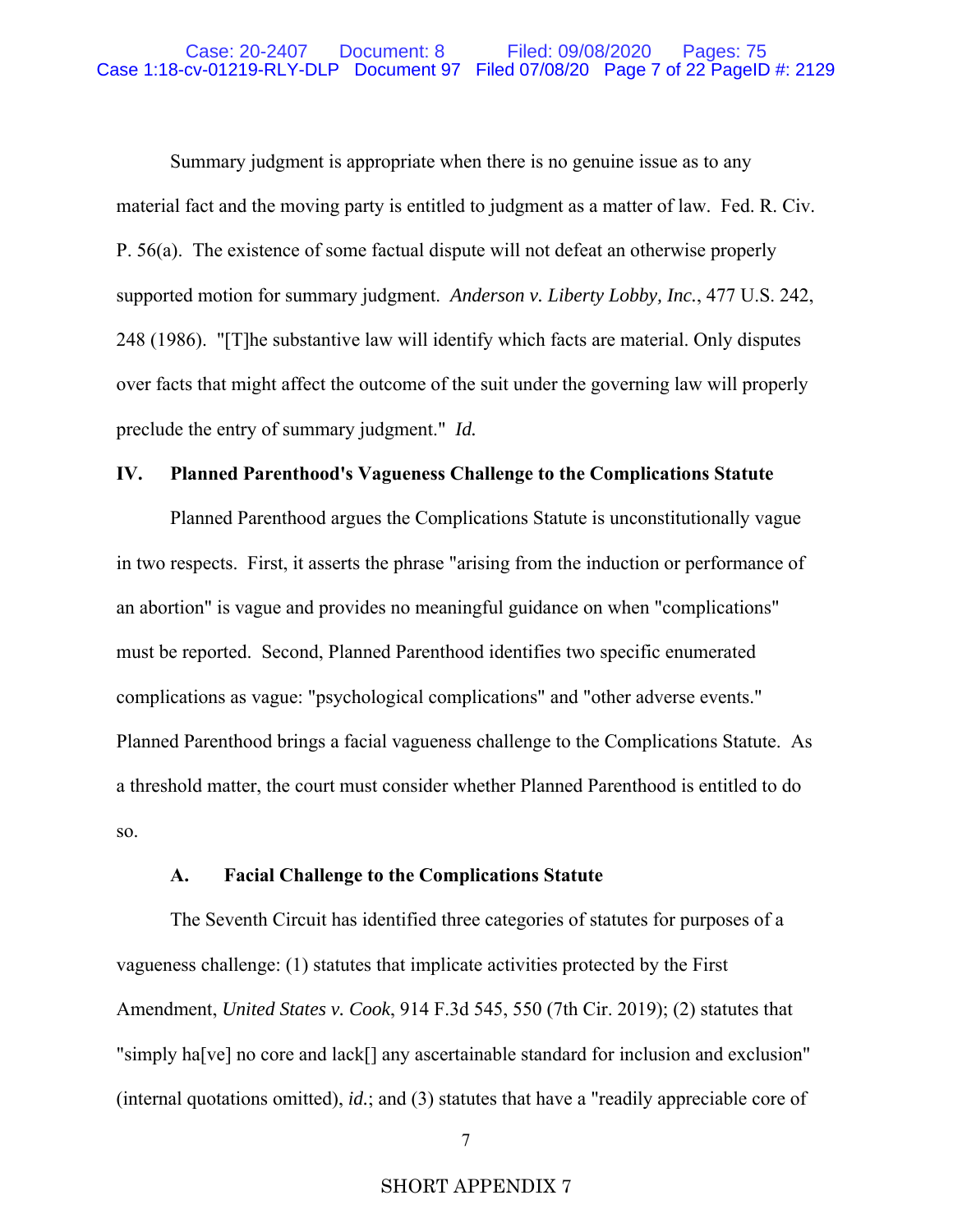Summary judgment is appropriate when there is no genuine issue as to any material fact and the moving party is entitled to judgment as a matter of law. Fed. R. Civ. P. 56(a). The existence of some factual dispute will not defeat an otherwise properly supported motion for summary judgment. *Anderson v. Liberty Lobby, Inc.*, 477 U.S. 242, 248 (1986). "[T]he substantive law will identify which facts are material. Only disputes over facts that might affect the outcome of the suit under the governing law will properly preclude the entry of summary judgment." *Id.*

## IV. Planned Parenthood's Vagueness Challenge to the Complications Statute

Planned Parenthood argues the Complications Statute is unconstitutionally vague in two respects. First, it asserts the phrase "arising from the induction or performance of an abortion" is vague and provides no meaningful guidance on when "complications" must be reported. Second, Planned Parenthood identifies two specific enumerated complications as vague: "psychological complications" and "other adverse events." Planned Parenthood brings a facial vagueness challenge to the Complications Statute. As a threshold matter, the court must consider whether Planned Parenthood is entitled to do so.

### A. Facial Challenge to the Complications Statute

The Seventh Circuit has identified three categories of statutes for purposes of a vagueness challenge: (1) statutes that implicate activities protected by the First Amendment, *United States v. Cook*, 914 F.3d 545, 550 (7th Cir. 2019); (2) statutes that "simply ha[ve] no core and lack[] any ascertainable standard for inclusion and exclusion" (internal quotations omitted), *id.*; and (3) statutes that have a "readily appreciable core of

SHORT APPENDIX 7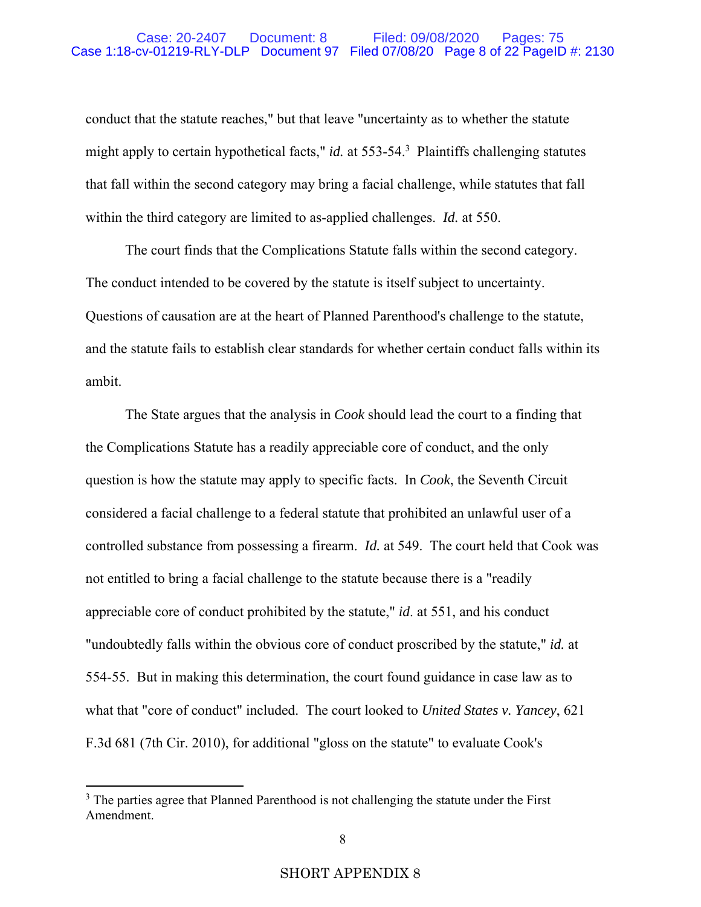conduct that the statute reaches," but that leave "uncertainty as to whether the statute might apply to certain hypothetical facts," *id.* at 553-54.[3] Plaintiffs challenging statutes that fall within the second category may bring a facial challenge, while statutes that fall within the third category are limited to as-applied challenges. *Id.* at 550.

The court finds that the Complications Statute falls within the second category. The conduct intended to be covered by the statute is itself subject to uncertainty. Questions of causation are at the heart of Planned Parenthood's challenge to the statute, and the statute fails to establish clear standards for whether certain conduct falls within its ambit.

The State argues that the analysis in *Cook* should lead the court to a finding that the Complications Statute has a readily appreciable core of conduct, and the only question is how the statute may apply to specific facts. In *Cook*, the Seventh Circuit considered a facial challenge to a federal statute that prohibited an unlawful user of a controlled substance from possessing a firearm. *Id.* at 549. The court held that Cook was not entitled to bring a facial challenge to the statute because there is a "readily appreciable core of conduct prohibited by the statute," *id*. at 551, and his conduct "undoubtedly falls within the obvious core of conduct proscribed by the statute," *id.* at 554-55. But in making this determination, the court found guidance in case law as to what that "core of conduct" included. The court looked to *United States v. Yancey*, 621 F.3d 681 (7th Cir. 2010), for additional "gloss on the statute" to evaluate Cook's

---

[3] The parties agree that Planned Parenthood is not challenging the statute under the First Amendment.

SHORT APPENDIX 8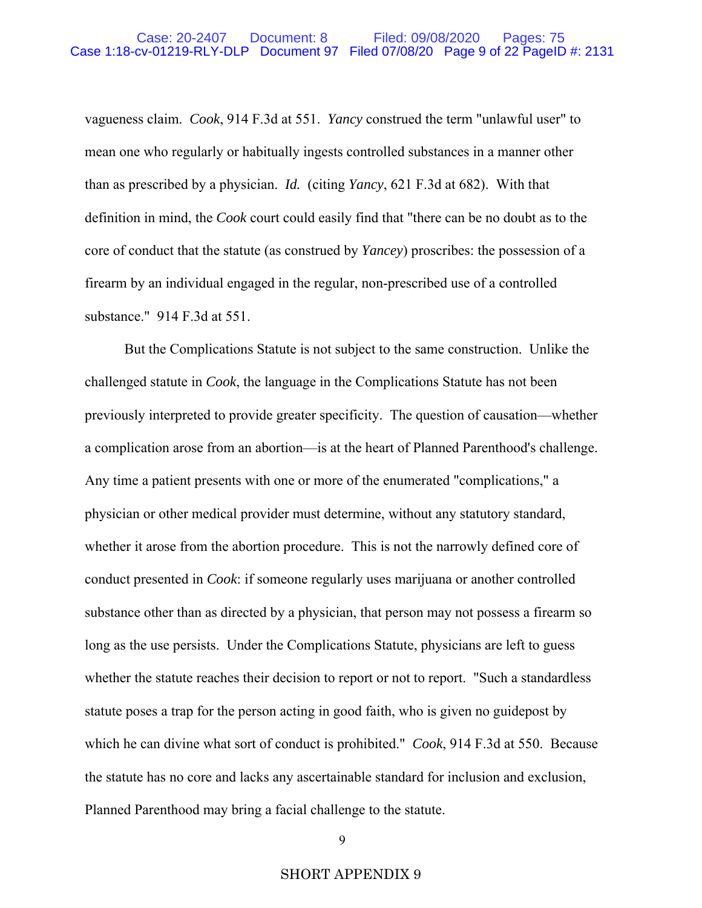vagueness claim. *Cook*, 914 F.3d at 551. *Yancy* construed the term "unlawful user" to mean one who regularly or habitually ingests controlled substances in a manner other than as prescribed by a physician. *Id.* (citing *Yancy*, 621 F.3d at 682). With that definition in mind, the *Cook* court could easily find that "there can be no doubt as to the core of conduct that the statute (as construed by *Yancey*) proscribes: the possession of a firearm by an individual engaged in the regular, non-prescribed use of a controlled substance." 914 F.3d at 551.

But the Complications Statute is not subject to the same construction. Unlike the challenged statute in *Cook*, the language in the Complications Statute has not been previously interpreted to provide greater specificity. The question of causation—whether a complication arose from an abortion—is at the heart of Planned Parenthood's challenge. Any time a patient presents with one or more of the enumerated "complications," a physician or other medical provider must determine, without any statutory standard, whether it arose from the abortion procedure. This is not the narrowly defined core of conduct presented in *Cook*: if someone regularly uses marijuana or another controlled substance other than as directed by a physician, that person may not possess a firearm so long as the use persists. Under the Complications Statute, physicians are left to guess whether the statute reaches their decision to report or not to report. "Such a standardless statute poses a trap for the person acting in good faith, who is given no guidepost by which he can divine what sort of conduct is prohibited." *Cook*, 914 F.3d at 550. Because the statute has no core and lacks any ascertainable standard for inclusion and exclusion, Planned Parenthood may bring a facial challenge to the statute.

SHORT APPENDIX 9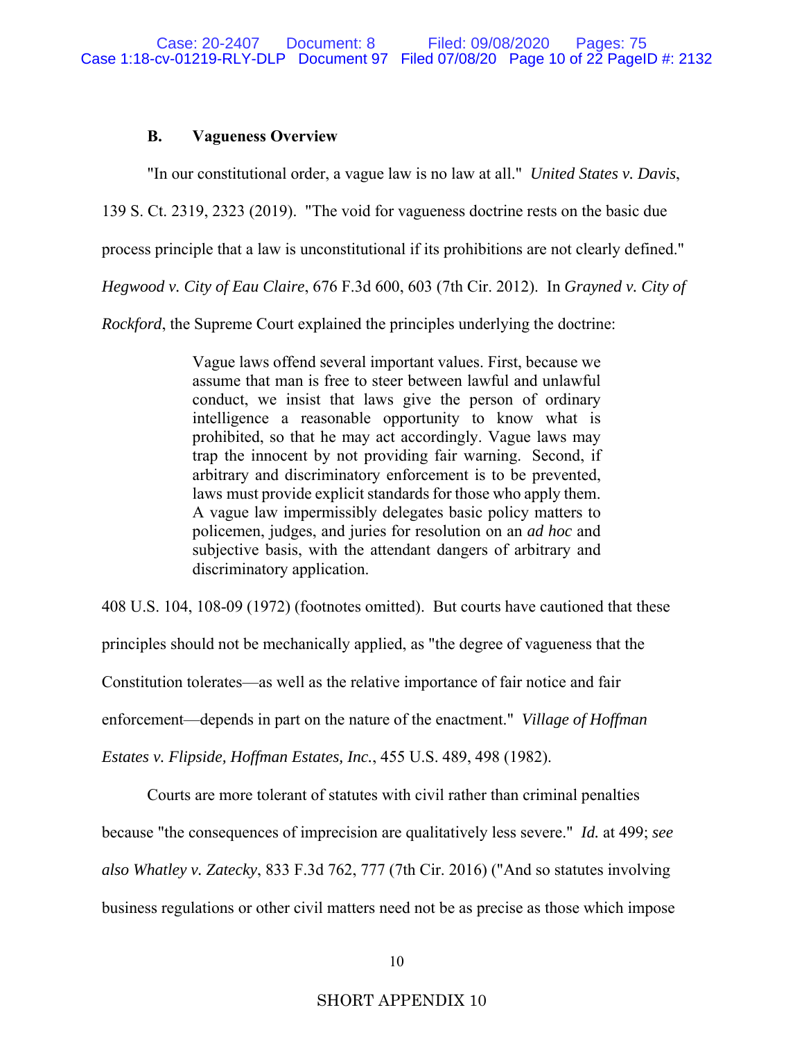### B. Vagueness Overview

"In our constitutional order, a vague law is no law at all." *United States v. Davis*, 139 S. Ct. 2319, 2323 (2019). "The void for vagueness doctrine rests on the basic due process principle that a law is unconstitutional if its prohibitions are not clearly defined." *Hegwood v. City of Eau Claire*, 676 F.3d 600, 603 (7th Cir. 2012). In *Grayned v. City of Rockford*, the Supreme Court explained the principles underlying the doctrine:

> Vague laws offend several important values. First, because we assume that man is free to steer between lawful and unlawful conduct, we insist that laws give the person of ordinary intelligence a reasonable opportunity to know what is prohibited, so that he may act accordingly. Vague laws may trap the innocent by not providing fair warning. Second, if arbitrary and discriminatory enforcement is to be prevented, laws must provide explicit standards for those who apply them. A vague law impermissibly delegates basic policy matters to policemen, judges, and juries for resolution on an *ad hoc* and subjective basis, with the attendant dangers of arbitrary and discriminatory application.

408 U.S. 104, 108-09 (1972) (footnotes omitted). But courts have cautioned that these principles should not be mechanically applied, as "the degree of vagueness that the Constitution tolerates—as well as the relative importance of fair notice and fair enforcement—depends in part on the nature of the enactment." *Village of Hoffman Estates v. Flipside, Hoffman Estates, Inc.*, 455 U.S. 489, 498 (1982).

Courts are more tolerant of statutes with civil rather than criminal penalties because "the consequences of imprecision are qualitatively less severe." *Id.* at 499; *see also Whatley v. Zatecky*, 833 F.3d 762, 777 (7th Cir. 2016) ("And so statutes involving business regulations or other civil matters need not be as precise as those which impose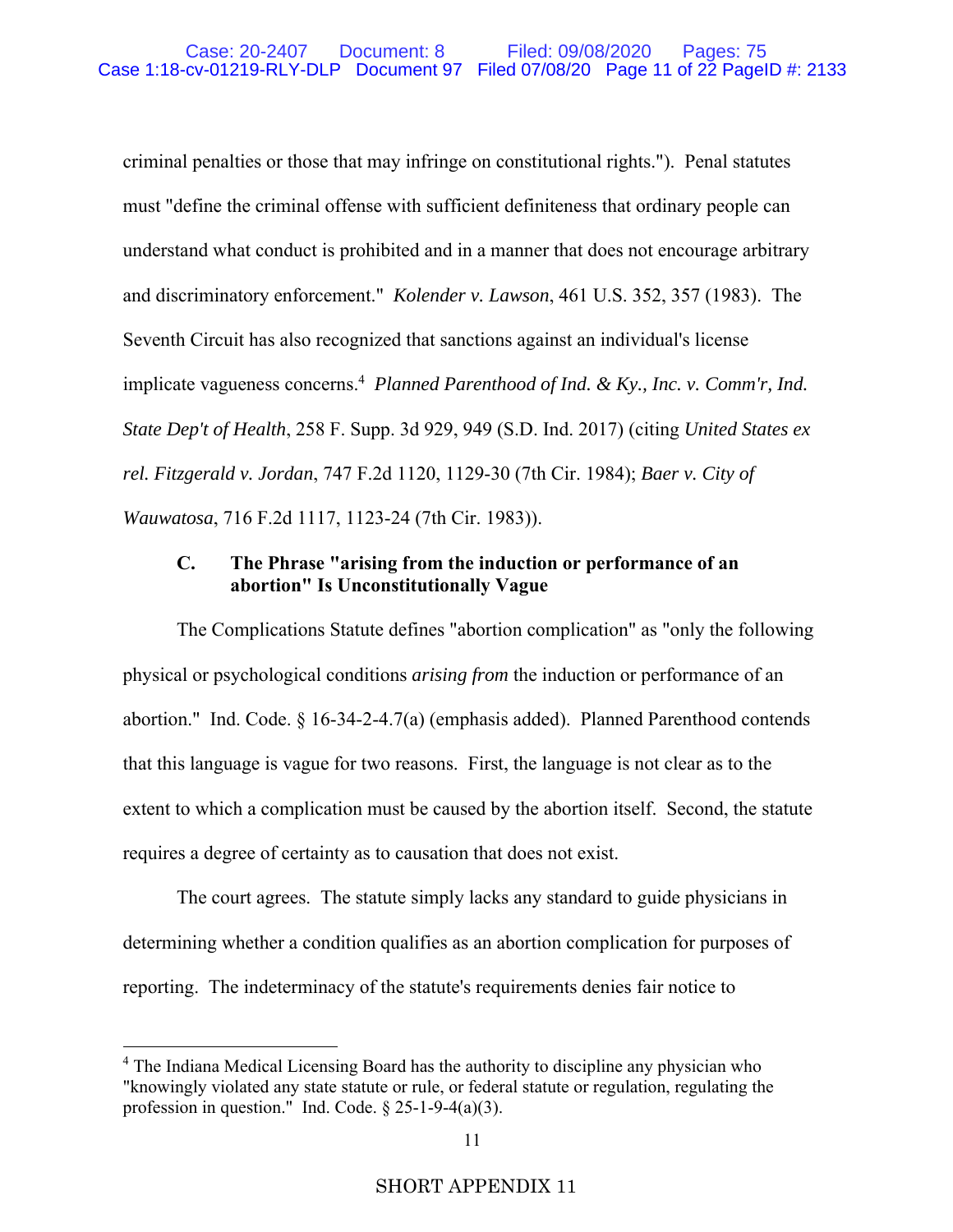criminal penalties or those that may infringe on constitutional rights."). Penal statutes must "define the criminal offense with sufficient definiteness that ordinary people can understand what conduct is prohibited and in a manner that does not encourage arbitrary and discriminatory enforcement." *Kolender v. Lawson*, 461 U.S. 352, 357 (1983). The Seventh Circuit has also recognized that sanctions against an individual's license implicate vagueness concerns.[4] *Planned Parenthood of Ind. & Ky., Inc. v. Comm'r, Ind. State Dep't of Health*, 258 F. Supp. 3d 929, 949 (S.D. Ind. 2017) (citing *United States ex rel. Fitzgerald v. Jordan*, 747 F.2d 1120, 1129-30 (7th Cir. 1984); *Baer v. City of Wauwatosa*, 716 F.2d 1117, 1123-24 (7th Cir. 1983)).

### C. The Phrase "arising from the induction or performance of an abortion" Is Unconstitutionally Vague

The Complications Statute defines "abortion complication" as "only the following physical or psychological conditions *arising from* the induction or performance of an abortion." Ind. Code. § 16-34-2-4.7(a) (emphasis added). Planned Parenthood contends that this language is vague for two reasons. First, the language is not clear as to the extent to which a complication must be caused by the abortion itself. Second, the statute requires a degree of certainty as to causation that does not exist.

The court agrees. The statute simply lacks any standard to guide physicians in determining whether a condition qualifies as an abortion complication for purposes of reporting. The indeterminacy of the statute's requirements denies fair notice to

---

[4] The Indiana Medical Licensing Board has the authority to discipline any physician who "knowingly violated any state statute or rule, or federal statute or regulation, regulating the profession in question." Ind. Code. § 25-1-9-4(a)(3).

SHORT APPENDIX 11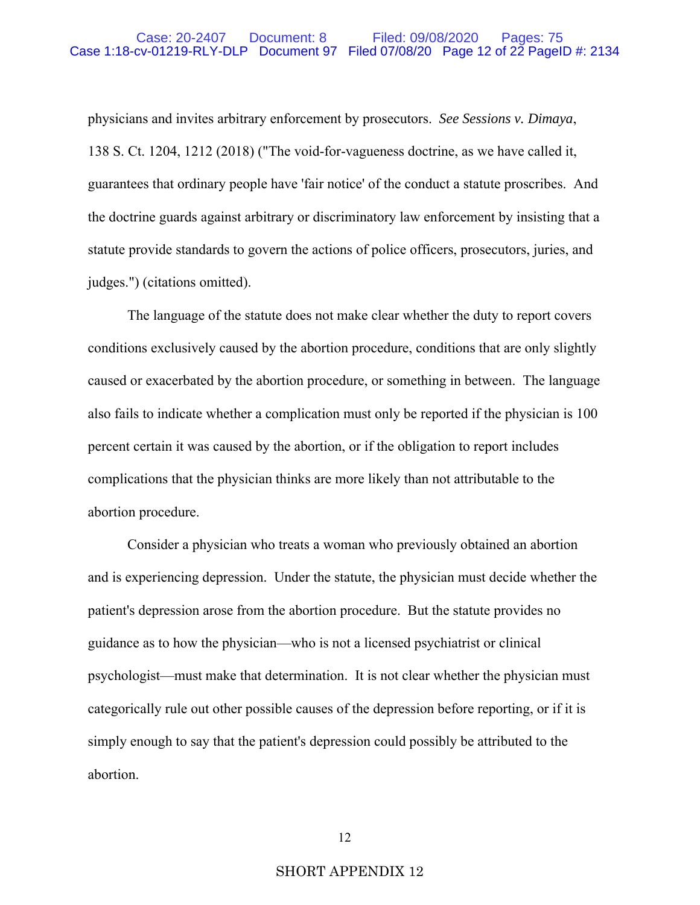physicians and invites arbitrary enforcement by prosecutors. *See Sessions v. Dimaya*, 138 S. Ct. 1204, 1212 (2018) ("The void-for-vagueness doctrine, as we have called it, guarantees that ordinary people have 'fair notice' of the conduct a statute proscribes. And the doctrine guards against arbitrary or discriminatory law enforcement by insisting that a statute provide standards to govern the actions of police officers, prosecutors, juries, and judges.") (citations omitted).

The language of the statute does not make clear whether the duty to report covers conditions exclusively caused by the abortion procedure, conditions that are only slightly caused or exacerbated by the abortion procedure, or something in between. The language also fails to indicate whether a complication must only be reported if the physician is 100 percent certain it was caused by the abortion, or if the obligation to report includes complications that the physician thinks are more likely than not attributable to the abortion procedure.

Consider a physician who treats a woman who previously obtained an abortion and is experiencing depression. Under the statute, the physician must decide whether the patient's depression arose from the abortion procedure. But the statute provides no guidance as to how the physician—who is not a licensed psychiatrist or clinical psychologist—must make that determination. It is not clear whether the physician must categorically rule out other possible causes of the depression before reporting, or if it is simply enough to say that the patient's depression could possibly be attributed to the abortion.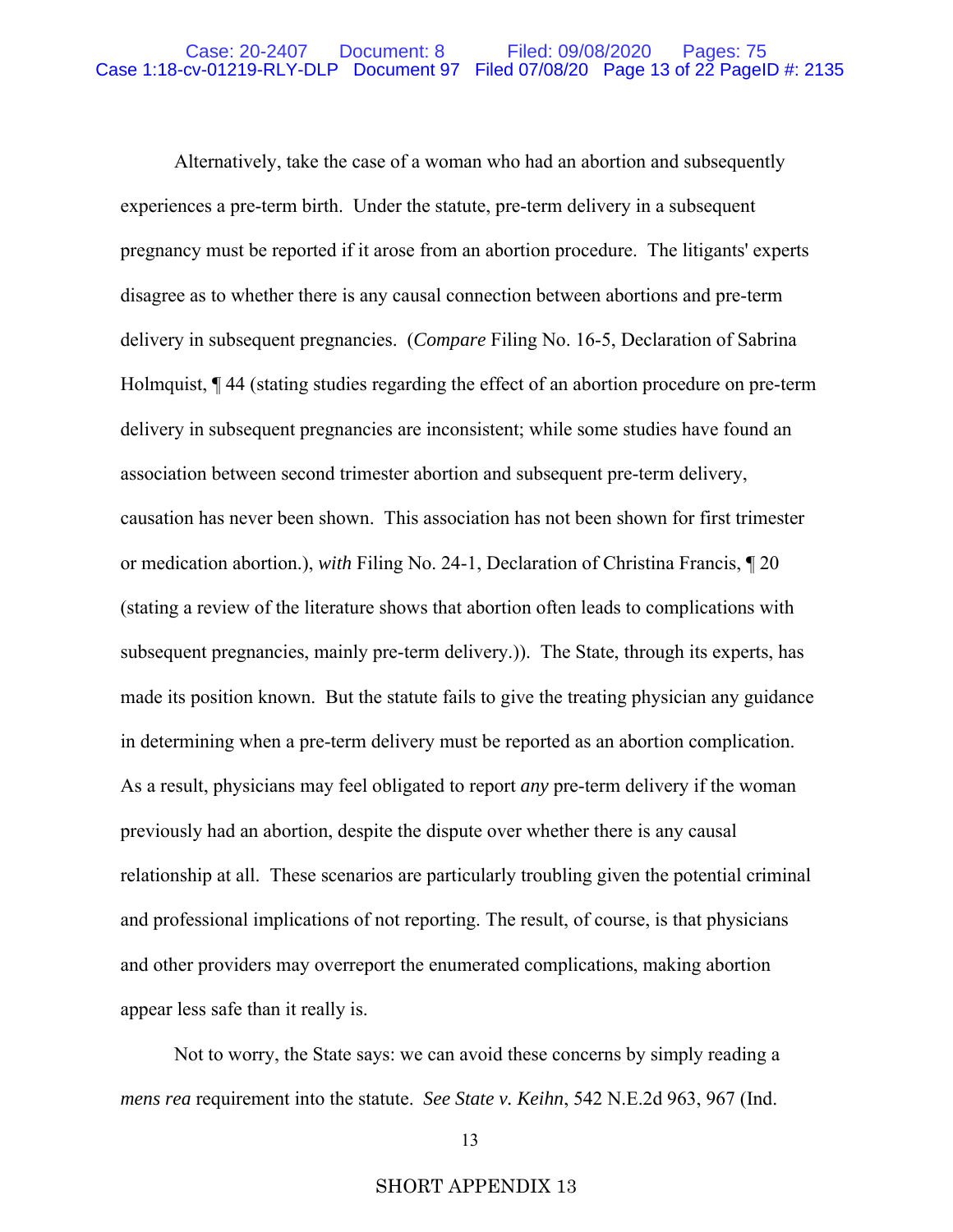Alternatively, take the case of a woman who had an abortion and subsequently experiences a pre-term birth. Under the statute, pre-term delivery in a subsequent pregnancy must be reported if it arose from an abortion procedure. The litigants' experts disagree as to whether there is any causal connection between abortions and pre-term delivery in subsequent pregnancies. (*Compare* Filing No. 16-5, Declaration of Sabrina Holmquist, ¶ 44 (stating studies regarding the effect of an abortion procedure on pre-term delivery in subsequent pregnancies are inconsistent; while some studies have found an association between second trimester abortion and subsequent pre-term delivery, causation has never been shown. This association has not been shown for first trimester or medication abortion.), *with* Filing No. 24-1, Declaration of Christina Francis, ¶ 20 (stating a review of the literature shows that abortion often leads to complications with subsequent pregnancies, mainly pre-term delivery.)). The State, through its experts, has made its position known. But the statute fails to give the treating physician any guidance in determining when a pre-term delivery must be reported as an abortion complication. As a result, physicians may feel obligated to report *any* pre-term delivery if the woman previously had an abortion, despite the dispute over whether there is any causal relationship at all. These scenarios are particularly troubling given the potential criminal and professional implications of not reporting. The result, of course, is that physicians and other providers may overreport the enumerated complications, making abortion appear less safe than it really is.

Not to worry, the State says: we can avoid these concerns by simply reading a *mens rea* requirement into the statute. *See State v. Keihn*, 542 N.E.2d 963, 967 (Ind.

SHORT APPENDIX 13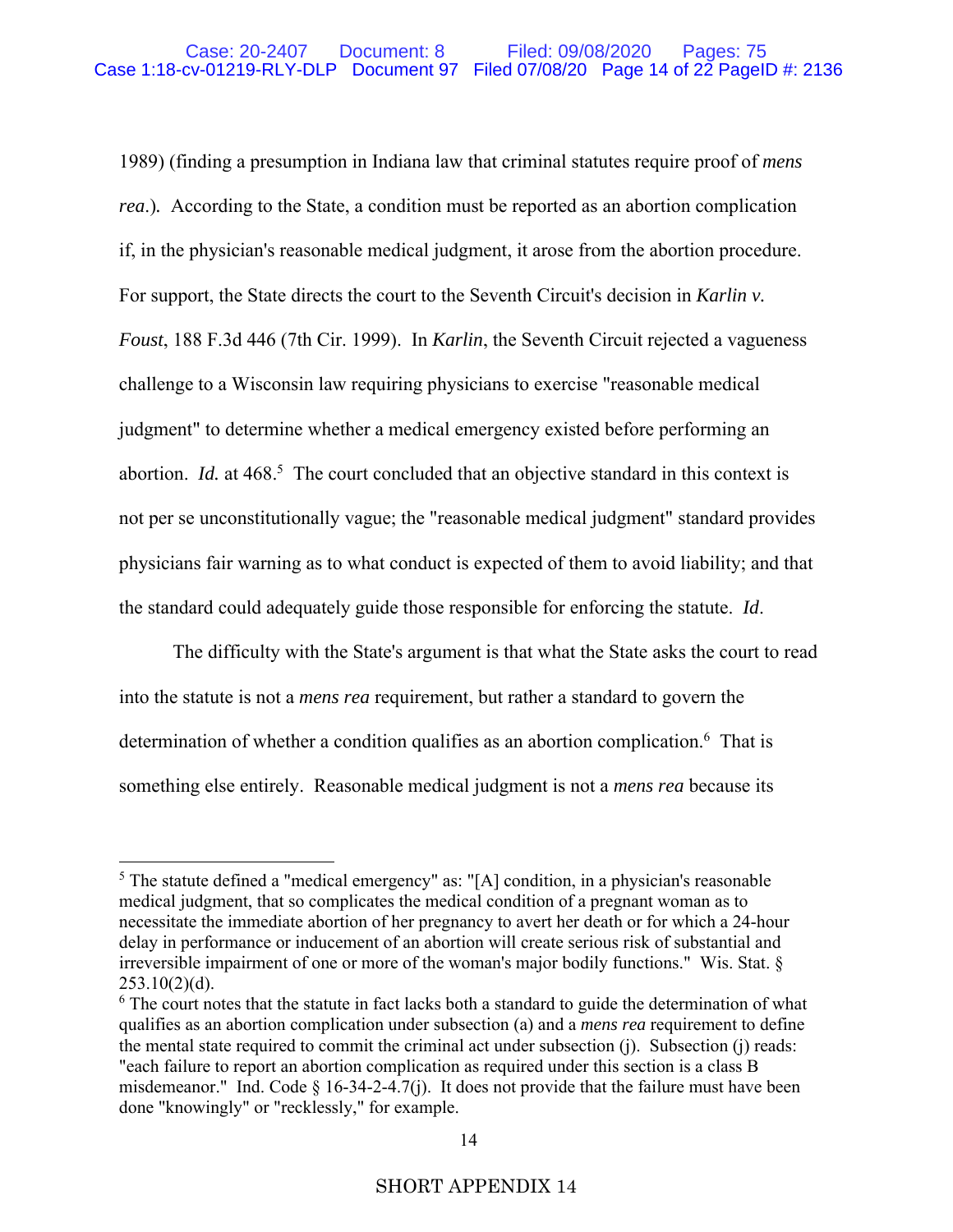1989) (finding a presumption in Indiana law that criminal statutes require proof of *mens rea*.). According to the State, a condition must be reported as an abortion complication if, in the physician's reasonable medical judgment, it arose from the abortion procedure. For support, the State directs the court to the Seventh Circuit's decision in *Karlin v. Foust*, 188 F.3d 446 (7th Cir. 1999). In *Karlin*, the Seventh Circuit rejected a vagueness challenge to a Wisconsin law requiring physicians to exercise "reasonable medical judgment" to determine whether a medical emergency existed before performing an abortion. *Id.* at 468.[5] The court concluded that an objective standard in this context is not per se unconstitutionally vague; the "reasonable medical judgment" standard provides physicians fair warning as to what conduct is expected of them to avoid liability; and that the standard could adequately guide those responsible for enforcing the statute. *Id*.

The difficulty with the State's argument is that what the State asks the court to read into the statute is not a *mens rea* requirement, but rather a standard to govern the determination of whether a condition qualifies as an abortion complication.[6] That is something else entirely. Reasonable medical judgment is not a *mens rea* because its

---

[5] The statute defined a "medical emergency" as: "[A] condition, in a physician's reasonable medical judgment, that so complicates the medical condition of a pregnant woman as to necessitate the immediate abortion of her pregnancy to avert her death or for which a 24-hour delay in performance or inducement of an abortion will create serious risk of substantial and irreversible impairment of one or more of the woman's major bodily functions." Wis. Stat. § 253.10(2)(d).

[6] The court notes that the statute in fact lacks both a standard to guide the determination of what qualifies as an abortion complication under subsection (a) and a *mens rea* requirement to define the mental state required to commit the criminal act under subsection (j). Subsection (j) reads: "each failure to report an abortion complication as required under this section is a class B misdemeanor." Ind. Code § 16-34-2-4.7(j). It does not provide that the failure must have been done "knowingly" or "recklessly," for example.

SHORT APPENDIX 14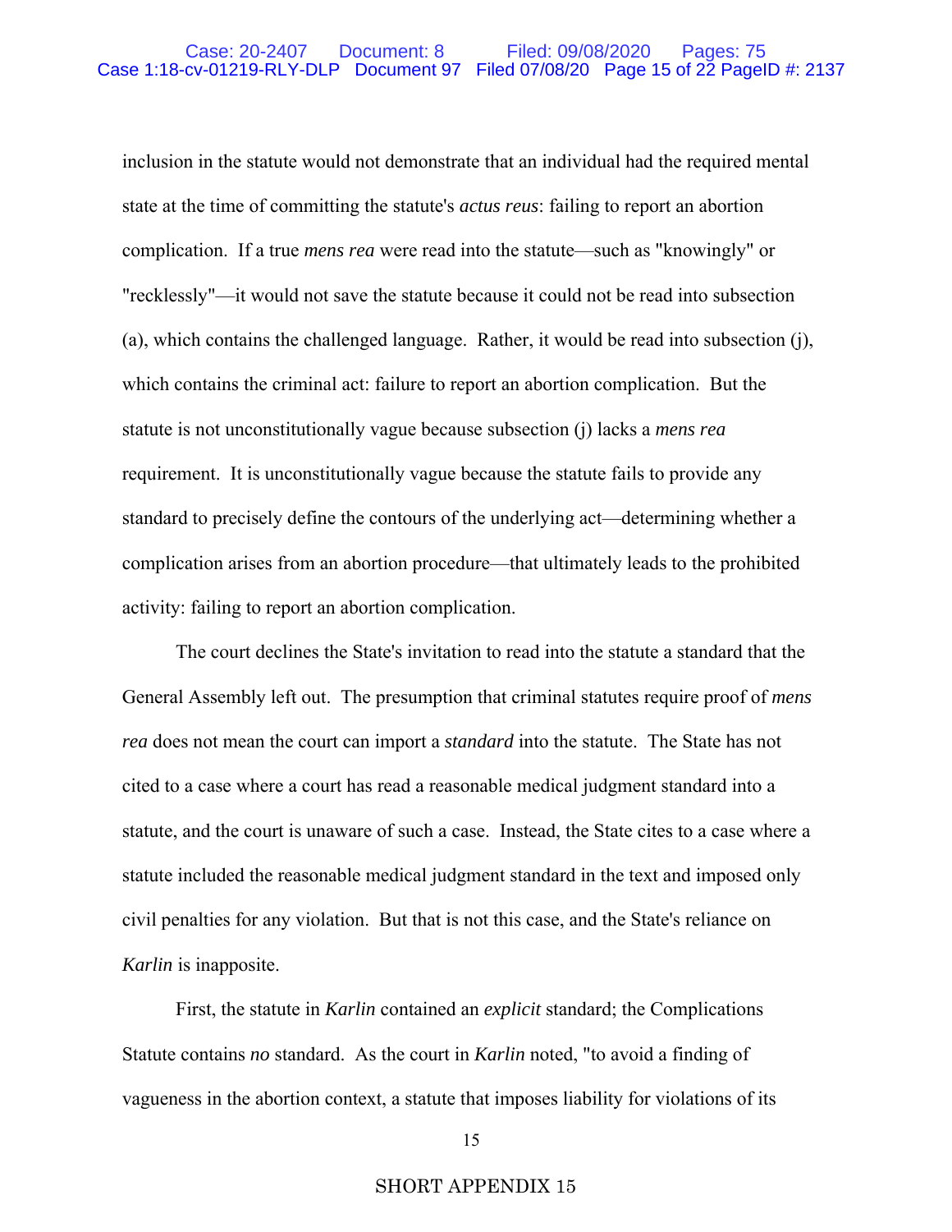inclusion in the statute would not demonstrate that an individual had the required mental state at the time of committing the statute's *actus reus*: failing to report an abortion complication. If a true *mens rea* were read into the statute—such as "knowingly" or "recklessly"—it would not save the statute because it could not be read into subsection (a), which contains the challenged language. Rather, it would be read into subsection (j), which contains the criminal act: failure to report an abortion complication. But the statute is not unconstitutionally vague because subsection (j) lacks a *mens rea* requirement. It is unconstitutionally vague because the statute fails to provide any standard to precisely define the contours of the underlying act—determining whether a complication arises from an abortion procedure—that ultimately leads to the prohibited activity: failing to report an abortion complication.

The court declines the State's invitation to read into the statute a standard that the General Assembly left out. The presumption that criminal statutes require proof of *mens rea* does not mean the court can import a *standard* into the statute. The State has not cited to a case where a court has read a reasonable medical judgment standard into a statute, and the court is unaware of such a case. Instead, the State cites to a case where a statute included the reasonable medical judgment standard in the text and imposed only civil penalties for any violation. But that is not this case, and the State's reliance on *Karlin* is inapposite.

First, the statute in *Karlin* contained an *explicit* standard; the Complications Statute contains *no* standard. As the court in *Karlin* noted, "to avoid a finding of vagueness in the abortion context, a statute that imposes liability for violations of its

SHORT APPENDIX 15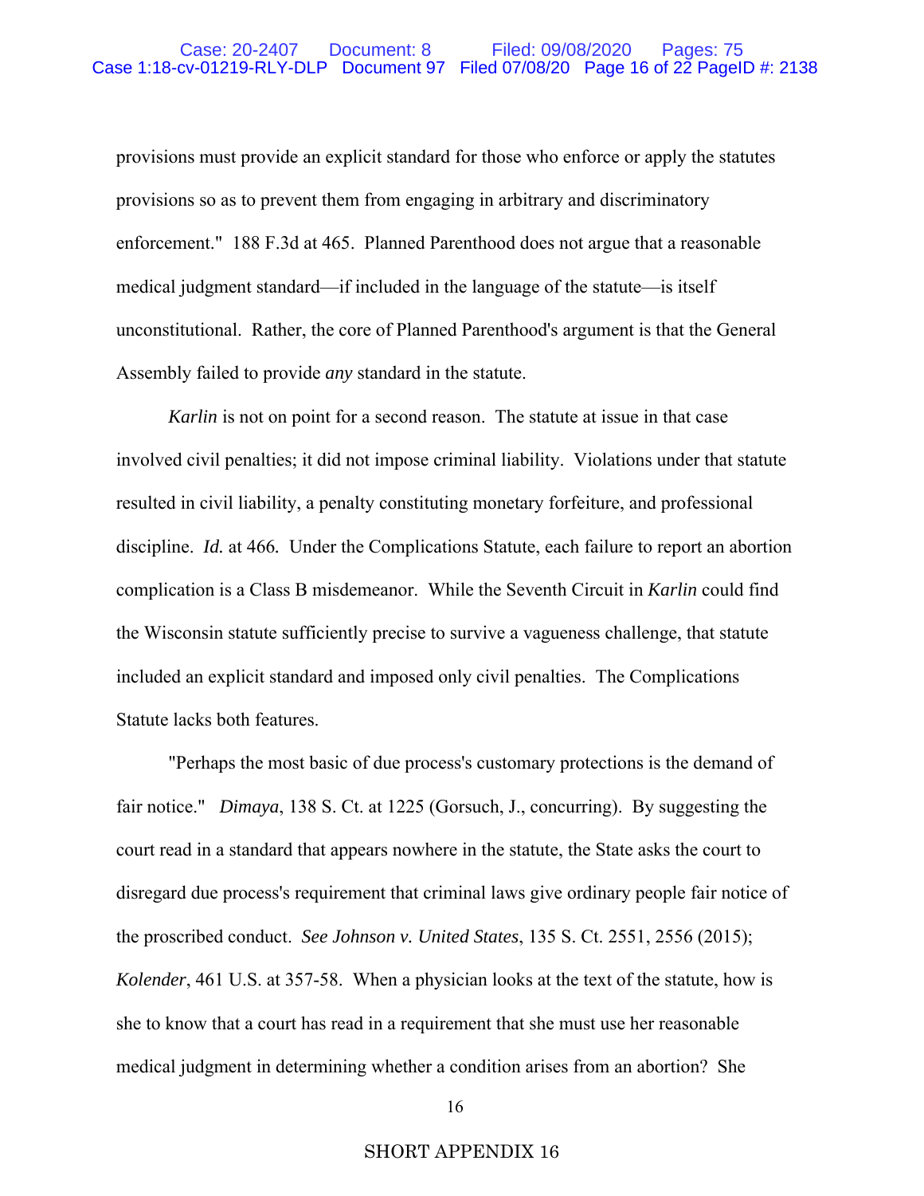provisions must provide an explicit standard for those who enforce or apply the statutes provisions so as to prevent them from engaging in arbitrary and discriminatory enforcement." 188 F.3d at 465. Planned Parenthood does not argue that a reasonable medical judgment standard—if included in the language of the statute—is itself unconstitutional. Rather, the core of Planned Parenthood's argument is that the General Assembly failed to provide *any* standard in the statute.

*Karlin* is not on point for a second reason. The statute at issue in that case involved civil penalties; it did not impose criminal liability. Violations under that statute resulted in civil liability, a penalty constituting monetary forfeiture, and professional discipline. *Id.* at 466. Under the Complications Statute, each failure to report an abortion complication is a Class B misdemeanor. While the Seventh Circuit in *Karlin* could find the Wisconsin statute sufficiently precise to survive a vagueness challenge, that statute included an explicit standard and imposed only civil penalties. The Complications Statute lacks both features.

"Perhaps the most basic of due process's customary protections is the demand of fair notice." *Dimaya*, 138 S. Ct. at 1225 (Gorsuch, J., concurring). By suggesting the court read in a standard that appears nowhere in the statute, the State asks the court to disregard due process's requirement that criminal laws give ordinary people fair notice of the proscribed conduct. *See Johnson v. United States*, 135 S. Ct. 2551, 2556 (2015); *Kolender*, 461 U.S. at 357-58. When a physician looks at the text of the statute, how is she to know that a court has read in a requirement that she must use her reasonable medical judgment in determining whether a condition arises from an abortion? She

SHORT APPENDIX 16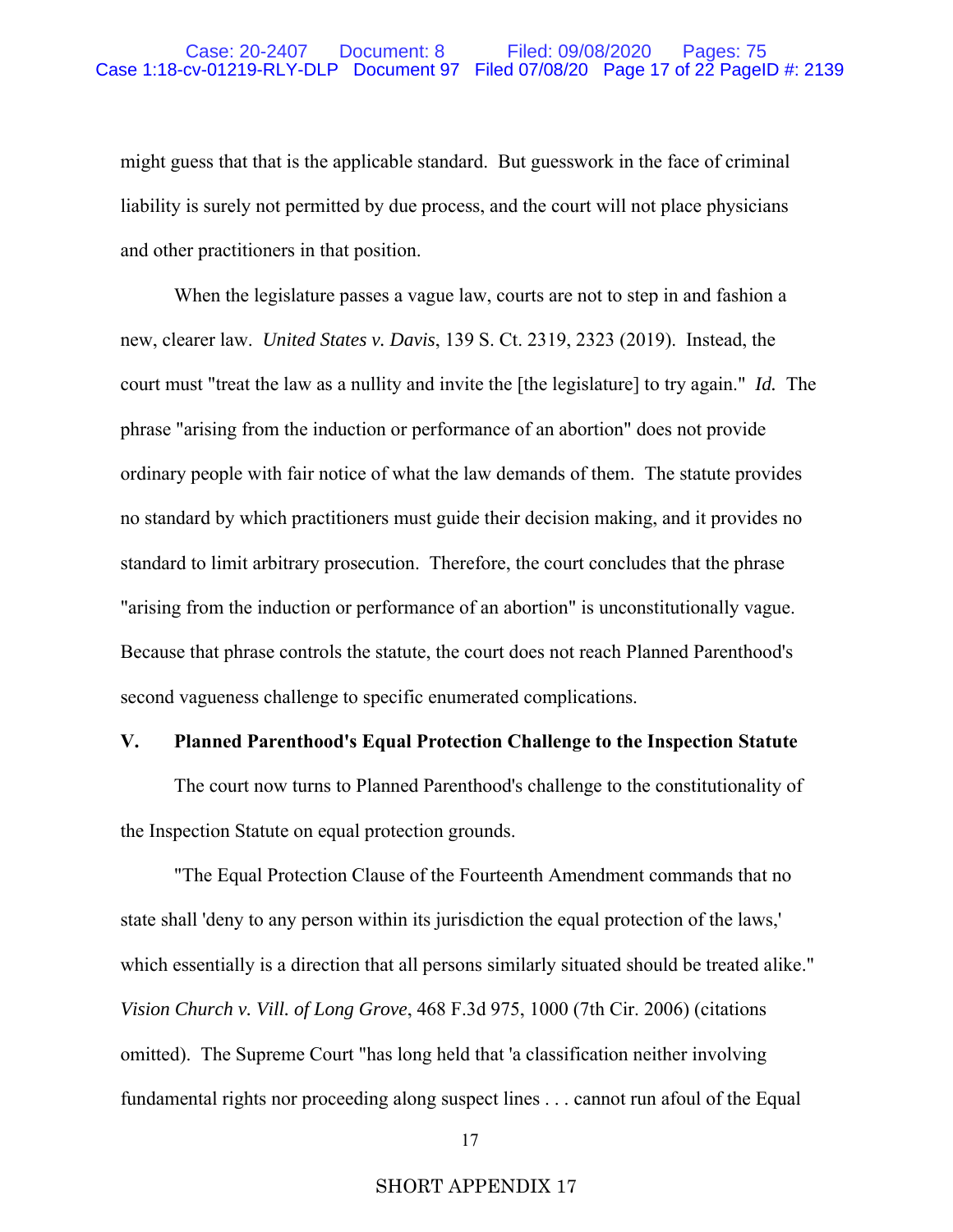might guess that that is the applicable standard. But guesswork in the face of criminal liability is surely not permitted by due process, and the court will not place physicians and other practitioners in that position.

When the legislature passes a vague law, courts are not to step in and fashion a new, clearer law. *United States v. Davis*, 139 S. Ct. 2319, 2323 (2019). Instead, the court must "treat the law as a nullity and invite the [the legislature] to try again." *Id.* The phrase "arising from the induction or performance of an abortion" does not provide ordinary people with fair notice of what the law demands of them. The statute provides no standard by which practitioners must guide their decision making, and it provides no standard to limit arbitrary prosecution. Therefore, the court concludes that the phrase "arising from the induction or performance of an abortion" is unconstitutionally vague. Because that phrase controls the statute, the court does not reach Planned Parenthood's second vagueness challenge to specific enumerated complications.

## V. Planned Parenthood's Equal Protection Challenge to the Inspection Statute

The court now turns to Planned Parenthood's challenge to the constitutionality of the Inspection Statute on equal protection grounds.

"The Equal Protection Clause of the Fourteenth Amendment commands that no state shall 'deny to any person within its jurisdiction the equal protection of the laws,' which essentially is a direction that all persons similarly situated should be treated alike." *Vision Church v. Vill. of Long Grove*, 468 F.3d 975, 1000 (7th Cir. 2006) (citations omitted). The Supreme Court "has long held that 'a classification neither involving fundamental rights nor proceeding along suspect lines . . . cannot run afoul of the Equal

SHORT APPENDIX 17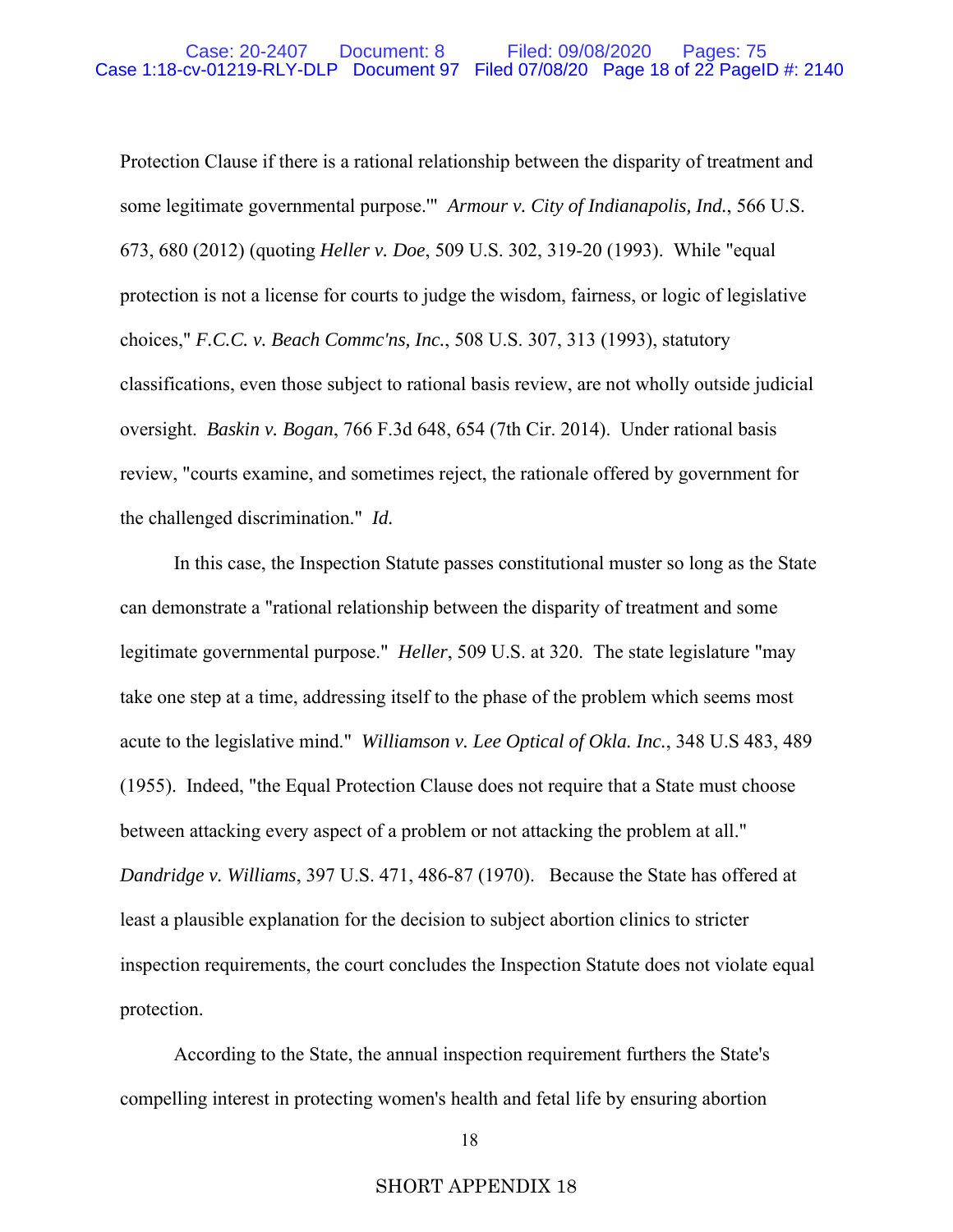Protection Clause if there is a rational relationship between the disparity of treatment and some legitimate governmental purpose.'" *Armour v. City of Indianapolis, Ind.*, 566 U.S. 673, 680 (2012) (quoting *Heller v. Doe*, 509 U.S. 302, 319-20 (1993). While "equal protection is not a license for courts to judge the wisdom, fairness, or logic of legislative choices," *F.C.C. v. Beach Commc'ns, Inc.*, 508 U.S. 307, 313 (1993), statutory classifications, even those subject to rational basis review, are not wholly outside judicial oversight. *Baskin v. Bogan*, 766 F.3d 648, 654 (7th Cir. 2014). Under rational basis review, "courts examine, and sometimes reject, the rationale offered by government for the challenged discrimination." *Id.*

In this case, the Inspection Statute passes constitutional muster so long as the State can demonstrate a "rational relationship between the disparity of treatment and some legitimate governmental purpose." *Heller*, 509 U.S. at 320. The state legislature "may take one step at a time, addressing itself to the phase of the problem which seems most acute to the legislative mind." *Williamson v. Lee Optical of Okla. Inc.*, 348 U.S 483, 489 (1955). Indeed, "the Equal Protection Clause does not require that a State must choose between attacking every aspect of a problem or not attacking the problem at all." *Dandridge v. Williams*, 397 U.S. 471, 486-87 (1970). Because the State has offered at least a plausible explanation for the decision to subject abortion clinics to stricter inspection requirements, the court concludes the Inspection Statute does not violate equal protection.

According to the State, the annual inspection requirement furthers the State's compelling interest in protecting women's health and fetal life by ensuring abortion

SHORT APPENDIX 18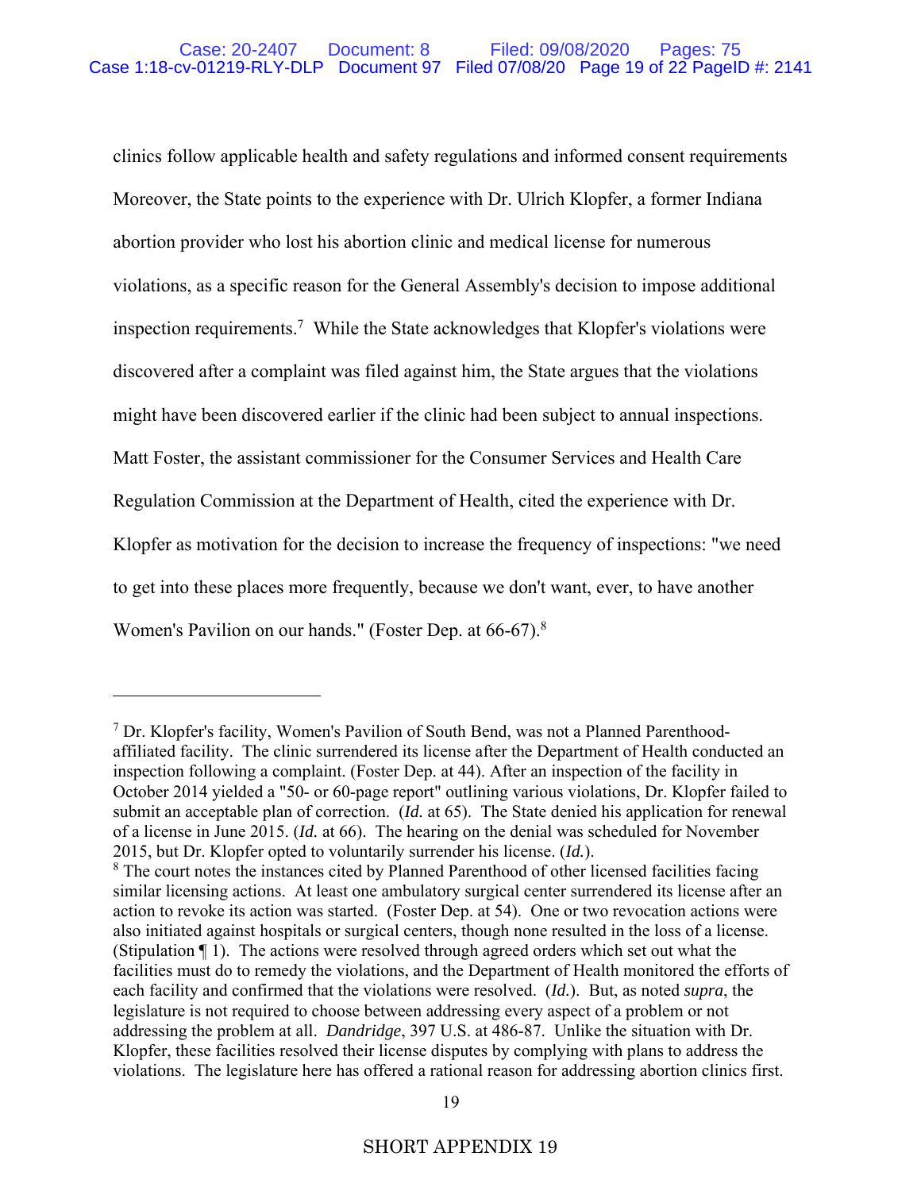clinics follow applicable health and safety regulations and informed consent requirements Moreover, the State points to the experience with Dr. Ulrich Klopfer, a former Indiana abortion provider who lost his abortion clinic and medical license for numerous violations, as a specific reason for the General Assembly's decision to impose additional inspection requirements.[7] While the State acknowledges that Klopfer's violations were discovered after a complaint was filed against him, the State argues that the violations might have been discovered earlier if the clinic had been subject to annual inspections. Matt Foster, the assistant commissioner for the Consumer Services and Health Care Regulation Commission at the Department of Health, cited the experience with Dr. Klopfer as motivation for the decision to increase the frequency of inspections: "we need to get into these places more frequently, because we don't want, ever, to have another Women's Pavilion on our hands." (Foster Dep. at 66-67).[8]

---

[7] Dr. Klopfer's facility, Women's Pavilion of South Bend, was not a Planned Parenthood-affiliated facility. The clinic surrendered its license after the Department of Health conducted an inspection following a complaint. (Foster Dep. at 44). After an inspection of the facility in October 2014 yielded a "50- or 60-page report" outlining various violations, Dr. Klopfer failed to submit an acceptable plan of correction. (*Id.* at 65). The State denied his application for renewal of a license in June 2015. (*Id.* at 66). The hearing on the denial was scheduled for November 2015, but Dr. Klopfer opted to voluntarily surrender his license. (*Id.*).

[8] The court notes the instances cited by Planned Parenthood of other licensed facilities facing similar licensing actions. At least one ambulatory surgical center surrendered its license after an action to revoke its action was started. (Foster Dep. at 54). One or two revocation actions were also initiated against hospitals or surgical centers, though none resulted in the loss of a license. (Stipulation ¶ 1). The actions were resolved through agreed orders which set out what the facilities must do to remedy the violations, and the Department of Health monitored the efforts of each facility and confirmed that the violations were resolved. (*Id.*). But, as noted *supra*, the legislature is not required to choose between addressing every aspect of a problem or not addressing the problem at all. *Dandridge*, 397 U.S. at 486-87. Unlike the situation with Dr. Klopfer, these facilities resolved their license disputes by complying with plans to address the violations. The legislature here has offered a rational reason for addressing abortion clinics first.

SHORT APPENDIX 19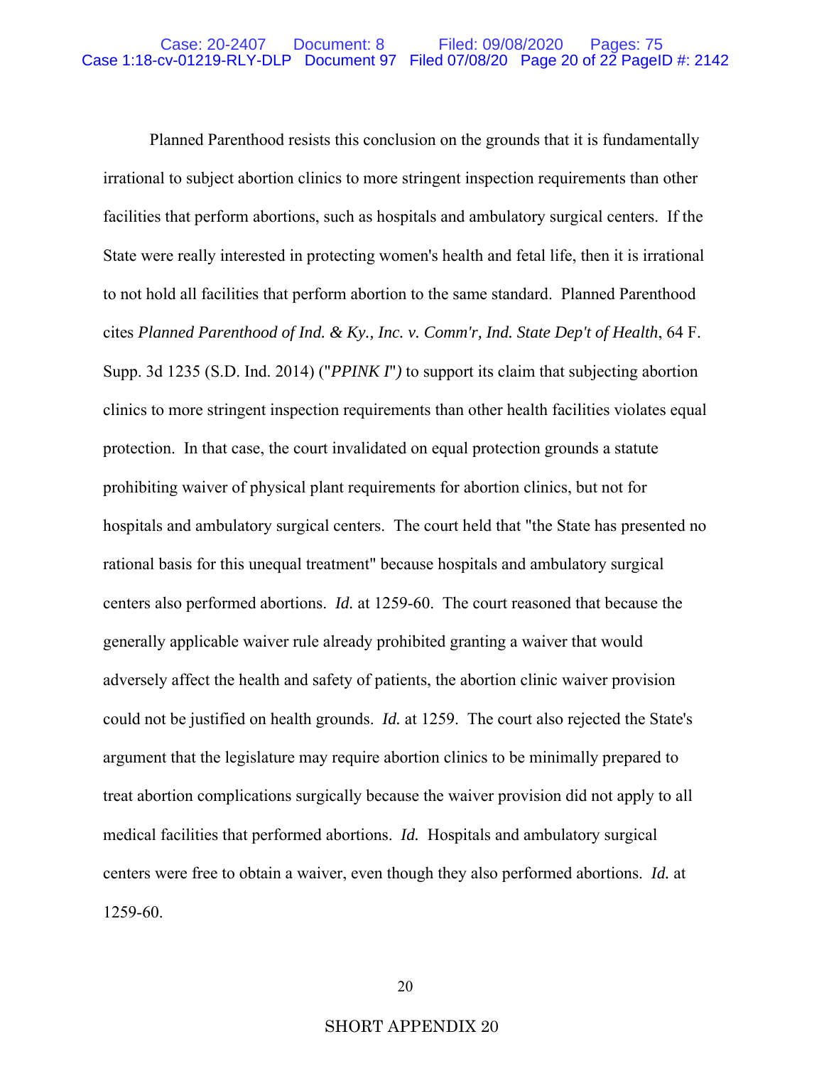Planned Parenthood resists this conclusion on the grounds that it is fundamentally irrational to subject abortion clinics to more stringent inspection requirements than other facilities that perform abortions, such as hospitals and ambulatory surgical centers. If the State were really interested in protecting women's health and fetal life, then it is irrational to not hold all facilities that perform abortion to the same standard. Planned Parenthood cites *Planned Parenthood of Ind. & Ky., Inc. v. Comm'r, Ind. State Dep't of Health*, 64 F. Supp. 3d 1235 (S.D. Ind. 2014) ("*PPINK I*") to support its claim that subjecting abortion clinics to more stringent inspection requirements than other health facilities violates equal protection. In that case, the court invalidated on equal protection grounds a statute prohibiting waiver of physical plant requirements for abortion clinics, but not for hospitals and ambulatory surgical centers. The court held that "the State has presented no rational basis for this unequal treatment" because hospitals and ambulatory surgical centers also performed abortions. *Id.* at 1259-60. The court reasoned that because the generally applicable waiver rule already prohibited granting a waiver that would adversely affect the health and safety of patients, the abortion clinic waiver provision could not be justified on health grounds. *Id.* at 1259. The court also rejected the State's argument that the legislature may require abortion clinics to be minimally prepared to treat abortion complications surgically because the waiver provision did not apply to all medical facilities that performed abortions. *Id.* Hospitals and ambulatory surgical centers were free to obtain a waiver, even though they also performed abortions. *Id.* at 1259-60.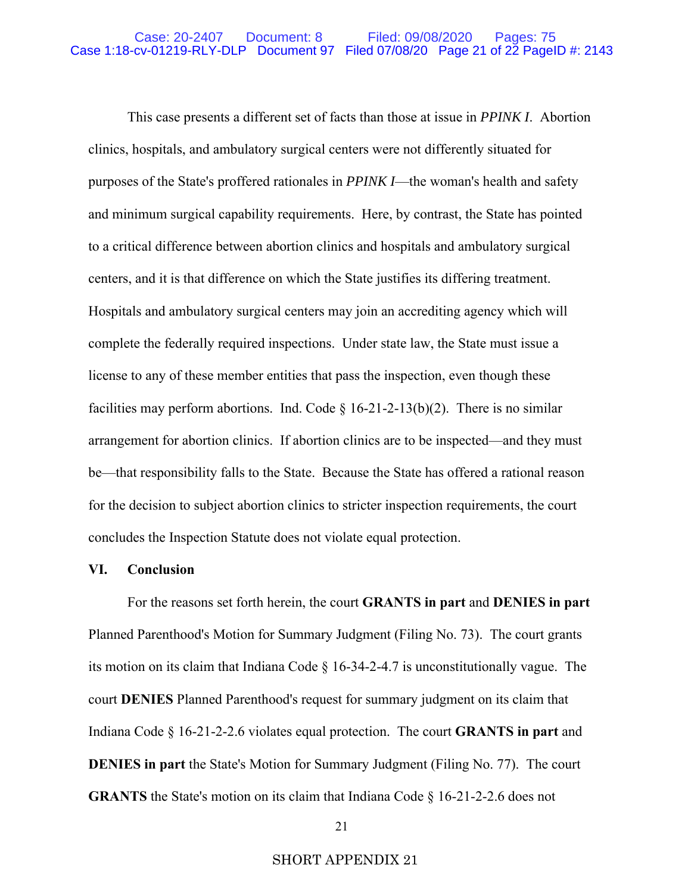This case presents a different set of facts than those at issue in *PPINK I*. Abortion clinics, hospitals, and ambulatory surgical centers were not differently situated for purposes of the State's proffered rationales in *PPINK I*—the woman's health and safety and minimum surgical capability requirements. Here, by contrast, the State has pointed to a critical difference between abortion clinics and hospitals and ambulatory surgical centers, and it is that difference on which the State justifies its differing treatment. Hospitals and ambulatory surgical centers may join an accrediting agency which will complete the federally required inspections. Under state law, the State must issue a license to any of these member entities that pass the inspection, even though these facilities may perform abortions. Ind. Code § 16-21-2-13(b)(2). There is no similar arrangement for abortion clinics. If abortion clinics are to be inspected—and they must be—that responsibility falls to the State. Because the State has offered a rational reason for the decision to subject abortion clinics to stricter inspection requirements, the court concludes the Inspection Statute does not violate equal protection.

## VI. Conclusion

For the reasons set forth herein, the court **GRANTS in part** and **DENIES in part** Planned Parenthood's Motion for Summary Judgment (Filing No. 73). The court grants its motion on its claim that Indiana Code § 16-34-2-4.7 is unconstitutionally vague. The court **DENIES** Planned Parenthood's request for summary judgment on its claim that Indiana Code § 16-21-2-2.6 violates equal protection. The court **GRANTS in part** and **DENIES in part** the State's Motion for Summary Judgment (Filing No. 77). The court **GRANTS** the State's motion on its claim that Indiana Code § 16-21-2-2.6 does not

SHORT APPENDIX 21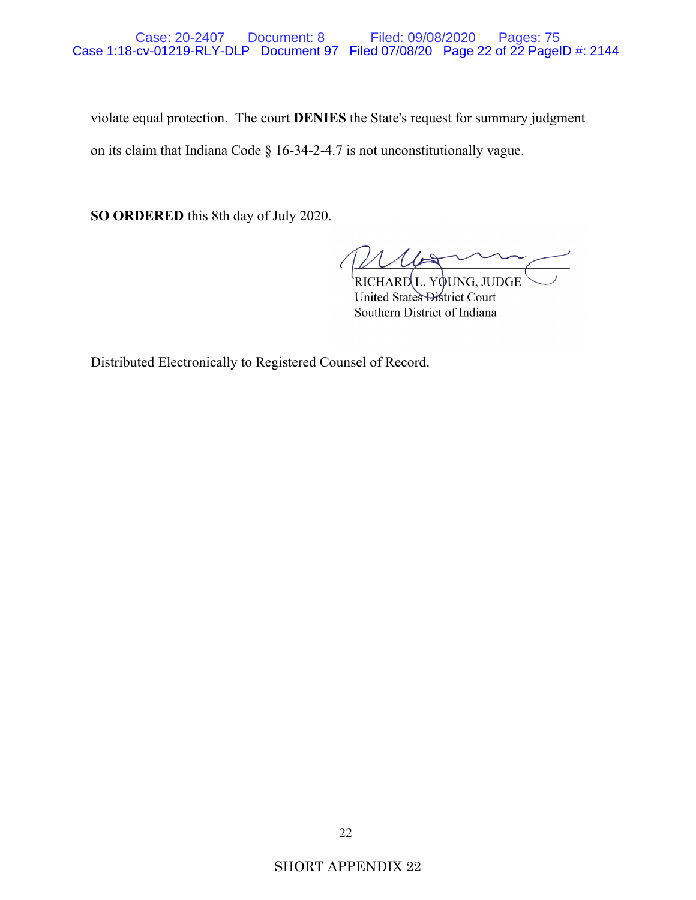violate equal protection. The court **DENIES** the State's request for summary judgment on its claim that Indiana Code § 16-34-2-4.7 is not unconstitutionally vague.

**SO ORDERED** this 8th day of July 2020.

RICHARD L. YOUNG, JUDGE
United States District Court
Southern District of Indiana

Distributed Electronically to Registered Counsel of Record.

SHORT APPENDIX 22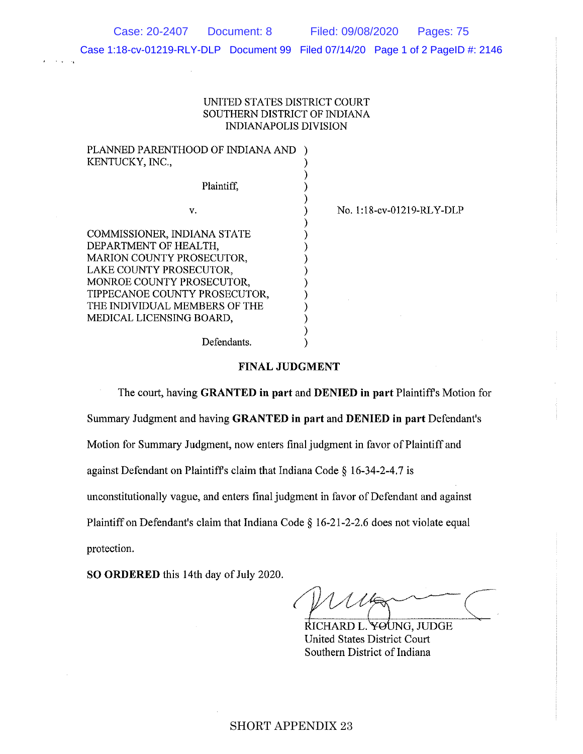UNITED STATES DISTRICT COURT
SOUTHERN DISTRICT OF INDIANA
INDIANAPOLIS DIVISION

| | | |
|---|---|---|
| PLANNED PARENTHOOD OF INDIANA AND KENTUCKY, INC., Plaintiff, | ) | |
| v. | ) | No. 1:18-cv-01219-RLY-DLP |
| COMMISSIONER, INDIANA STATE DEPARTMENT OF HEALTH, MARION COUNTY PROSECUTOR, LAKE COUNTY PROSECUTOR, MONROE COUNTY PROSECUTOR, TIPPECANOE COUNTY PROSECUTOR, THE INDIVIDUAL MEMBERS OF THE MEDICAL LICENSING BOARD, Defendants. | ) | |

## FINAL JUDGMENT

The court, having **GRANTED in part** and **DENIED in part** Plaintiff's Motion for Summary Judgment and having **GRANTED in part** and **DENIED in part** Defendant's Motion for Summary Judgment, now enters final judgment in favor of Plaintiff and against Defendant on Plaintiff's claim that Indiana Code § 16-34-2-4.7 is unconstitutionally vague, and enters final judgment in favor of Defendant and against Plaintiff on Defendant's claim that Indiana Code § 16-21-2-2.6 does not violate equal protection.

**SO ORDERED** this 14th day of July 2020.

RICHARD L. YOUNG, JUDGE
United States District Court
Southern District of Indiana

SHORT APPENDIX 23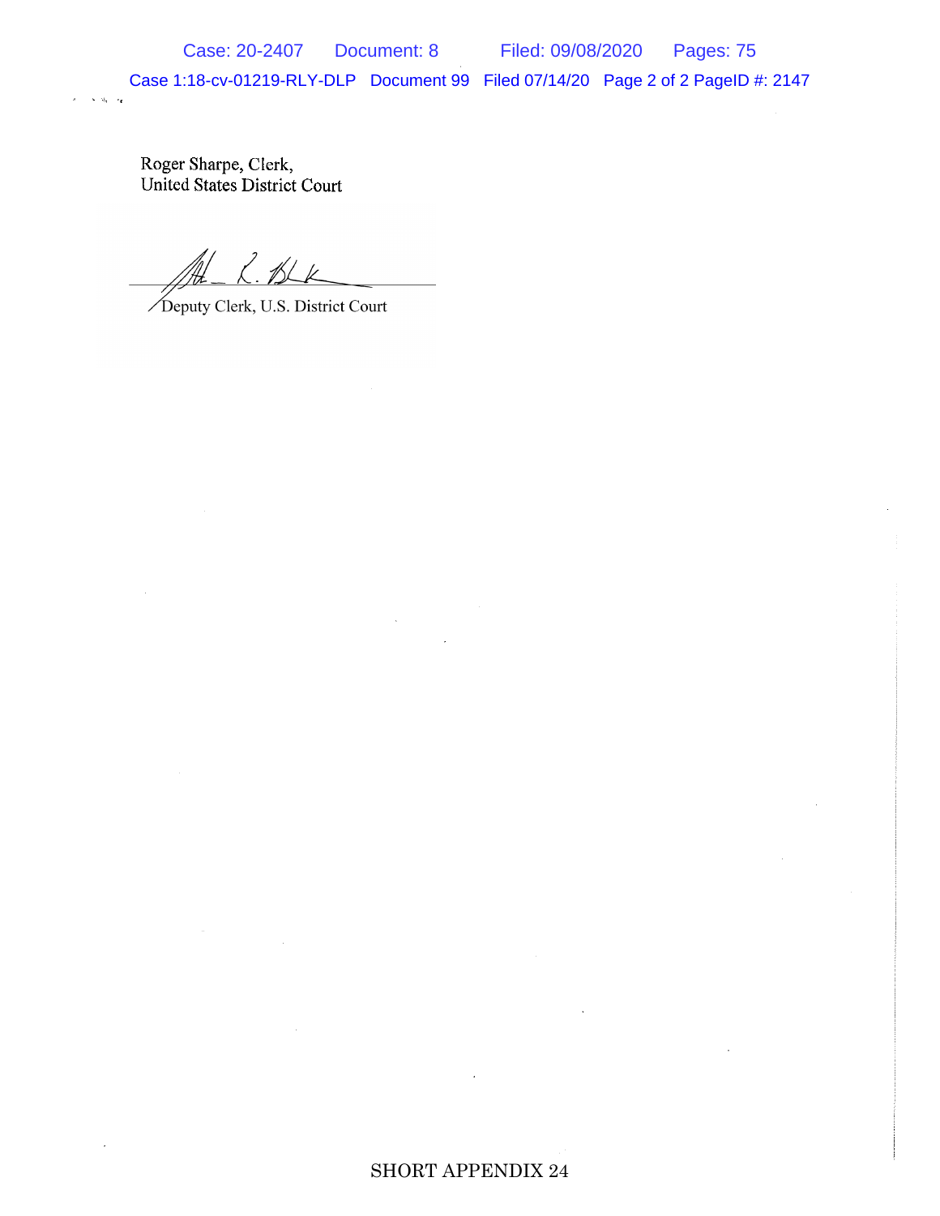Roger Sharpe, Clerk,
United States District Court

______________________________
Deputy Clerk, U.S. District Court

SHORT APPENDIX 24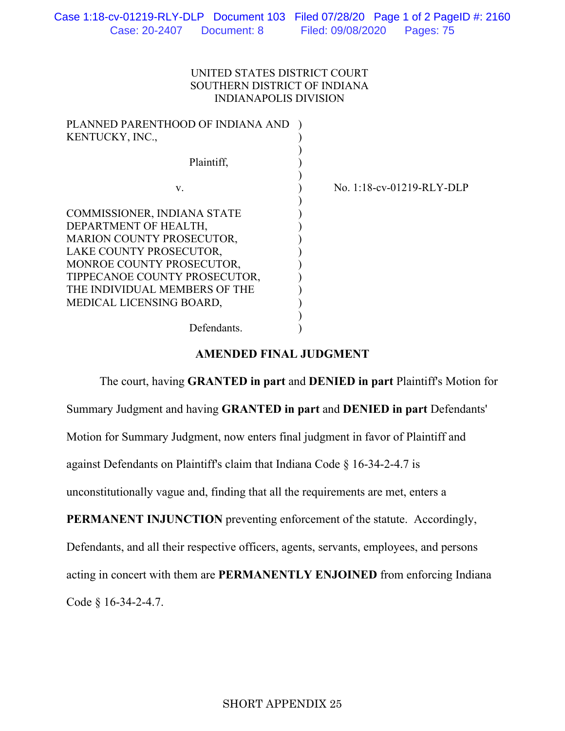UNITED STATES DISTRICT COURT
SOUTHERN DISTRICT OF INDIANA
INDIANAPOLIS DIVISION

| | | |
|---|---|---|
| PLANNED PARENTHOOD OF INDIANA AND KENTUCKY, INC., Plaintiff, | ) | |
| v. | ) | No. 1:18-cv-01219-RLY-DLP |
| COMMISSIONER, INDIANA STATE DEPARTMENT OF HEALTH, MARION COUNTY PROSECUTOR, LAKE COUNTY PROSECUTOR, MONROE COUNTY PROSECUTOR, TIPPECANOE COUNTY PROSECUTOR, THE INDIVIDUAL MEMBERS OF THE MEDICAL LICENSING BOARD, Defendants. | ) | |

## AMENDED FINAL JUDGMENT

The court, having **GRANTED in part** and **DENIED in part** Plaintiff's Motion for Summary Judgment and having **GRANTED in part** and **DENIED in part** Defendants' Motion for Summary Judgment, now enters final judgment in favor of Plaintiff and against Defendants on Plaintiff's claim that Indiana Code § 16-34-2-4.7 is unconstitutionally vague and, finding that all the requirements are met, enters a **PERMANENT INJUNCTION** preventing enforcement of the statute. Accordingly, Defendants, and all their respective officers, agents, servants, employees, and persons acting in concert with them are **PERMANENTLY ENJOINED** from enforcing Indiana Code § 16-34-2-4.7.

SHORT APPENDIX 25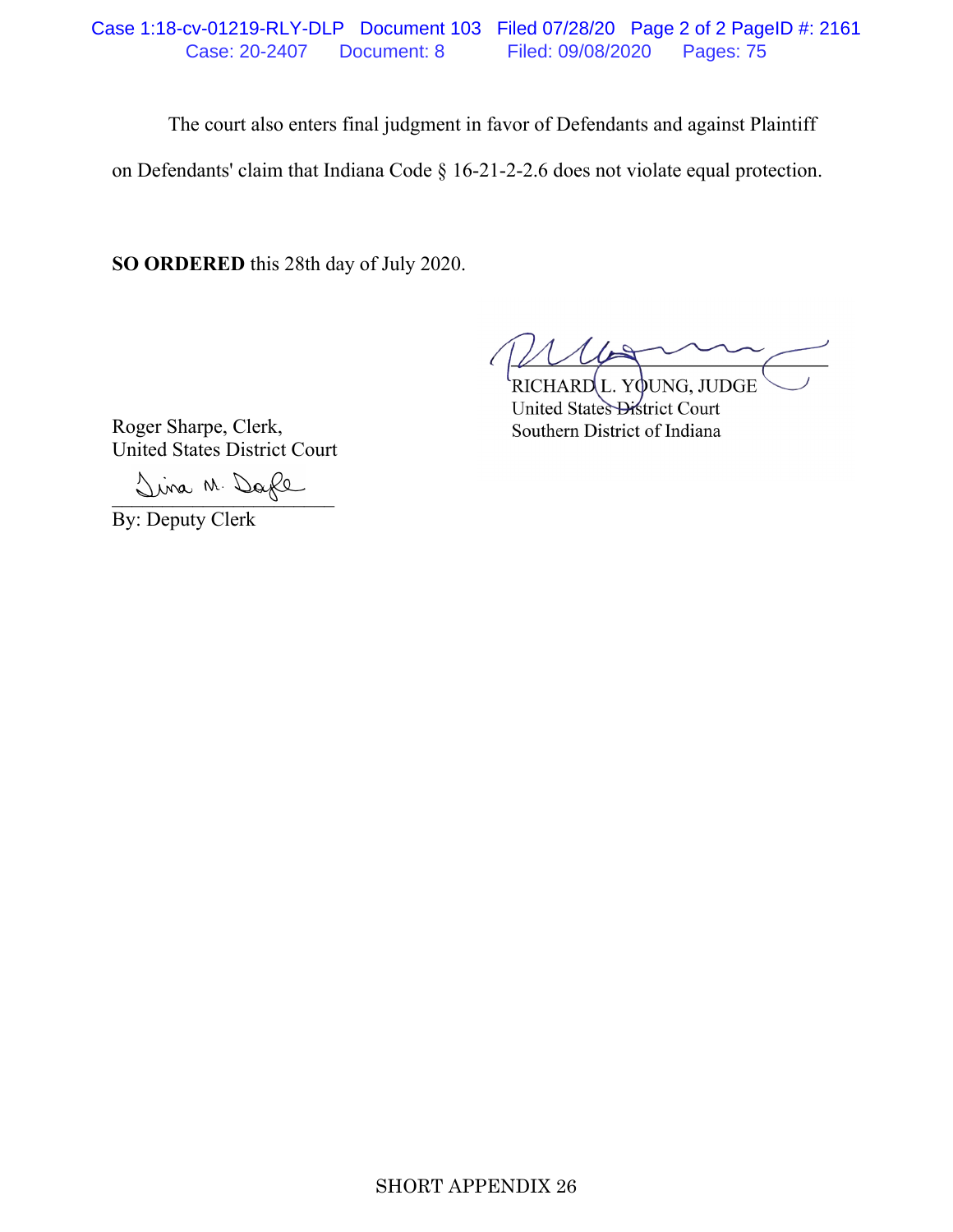The court also enters final judgment in favor of Defendants and against Plaintiff on Defendants' claim that Indiana Code § 16-21-2-2.6 does not violate equal protection.

**SO ORDERED** this 28th day of July 2020.

RICHARD L. YOUNG, JUDGE
United States District Court
Southern District of Indiana

Roger Sharpe, Clerk,
United States District Court

By: Deputy Clerk

SHORT APPENDIX 26